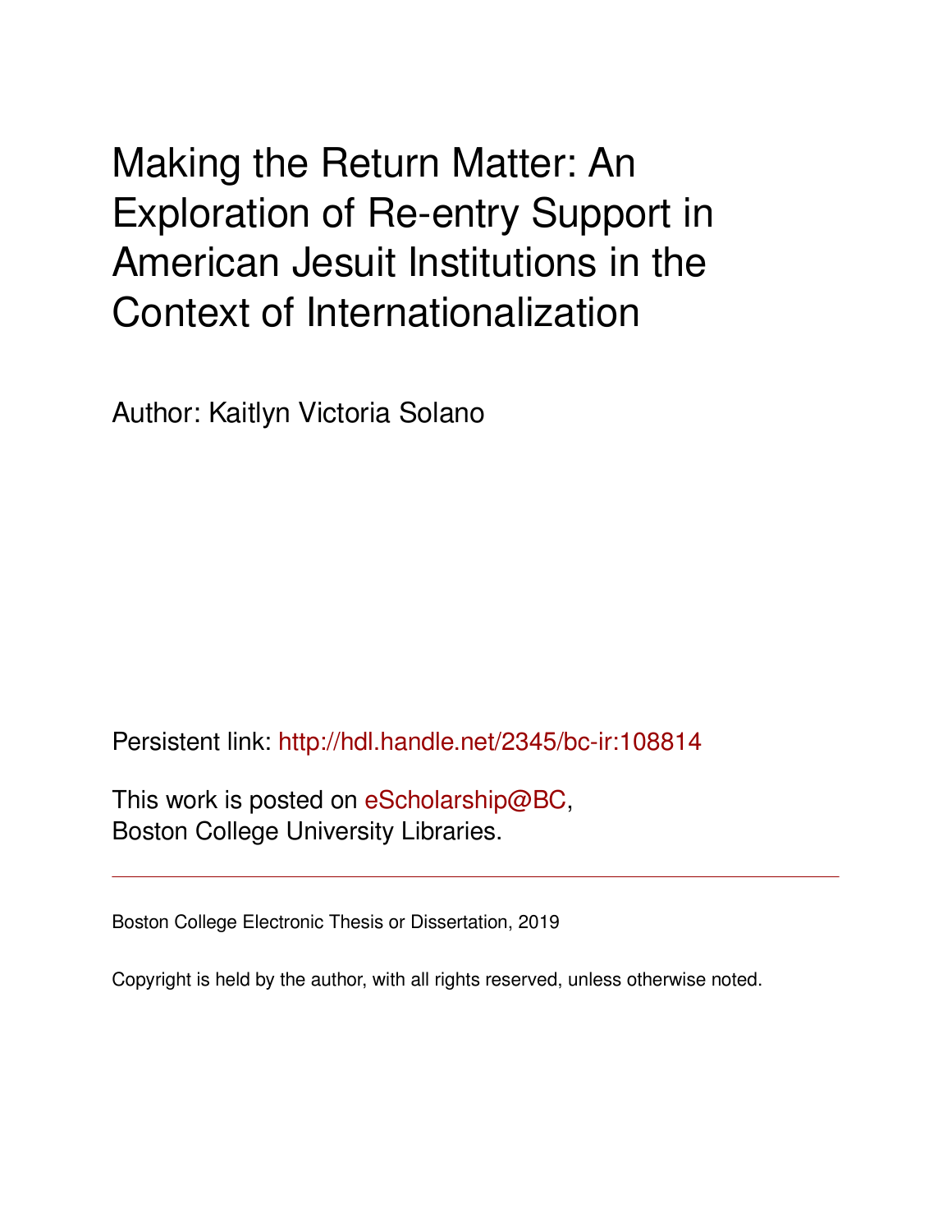# Making the Return Matter: An Exploration of Re-entry Support in American Jesuit Institutions in the Context of Internationalization

Author: Kaitlyn Victoria Solano

Persistent link: http://hdl.handle.net/2345/bc-ir:108814

This work is posted on eScholarship@BC,
Boston College University Libraries.

---

Boston College Electronic Thesis or Dissertation, 2019

Copyright is held by the author, with all rights reserved, unless otherwise noted.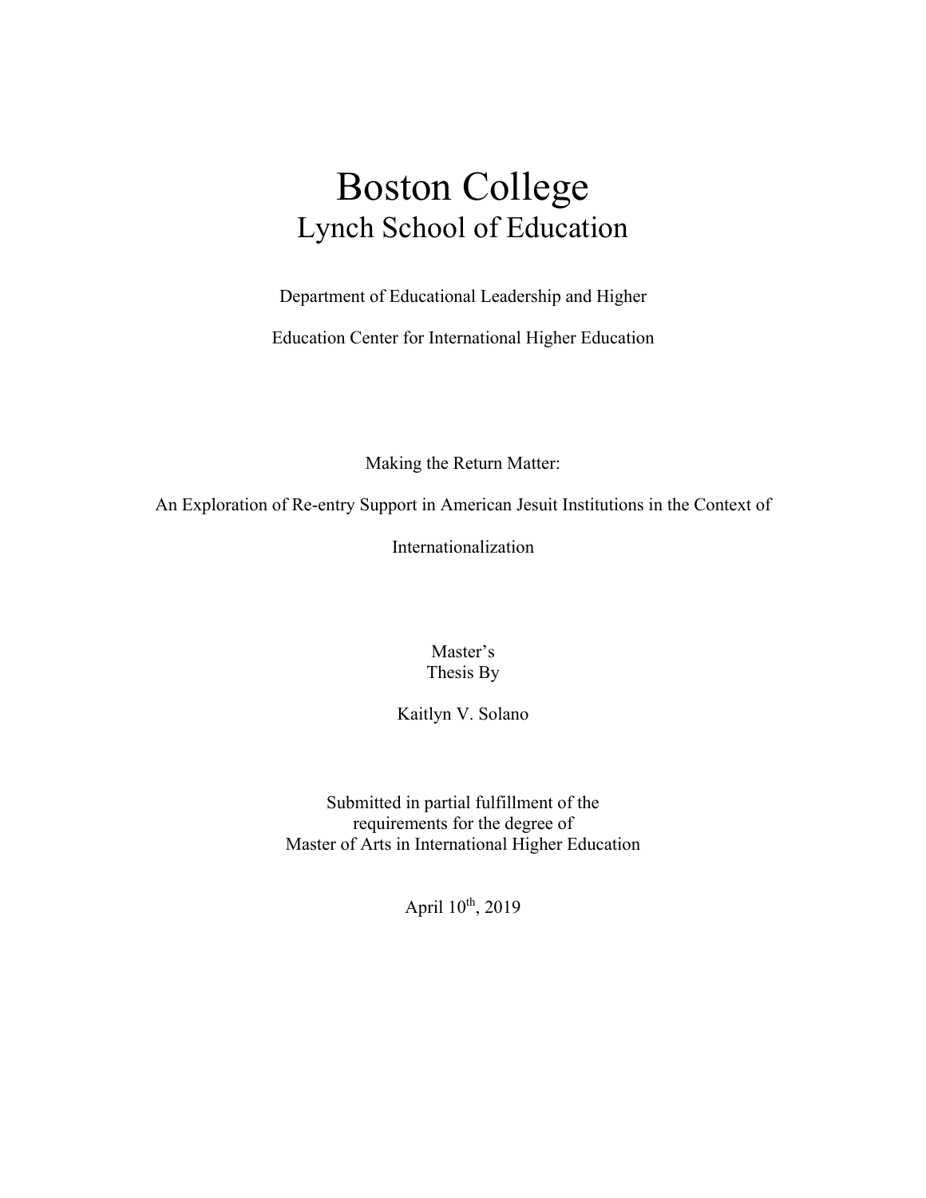# Boston College

## Lynch School of Education

Department of Educational Leadership and Higher

Education Center for International Higher Education

Making the Return Matter:

An Exploration of Re-entry Support in American Jesuit Institutions in the Context of

Internationalization

Master's
Thesis By

Kaitlyn V. Solano

Submitted in partial fulfillment of the
requirements for the degree of
Master of Arts in International Higher Education

April 10th, 2019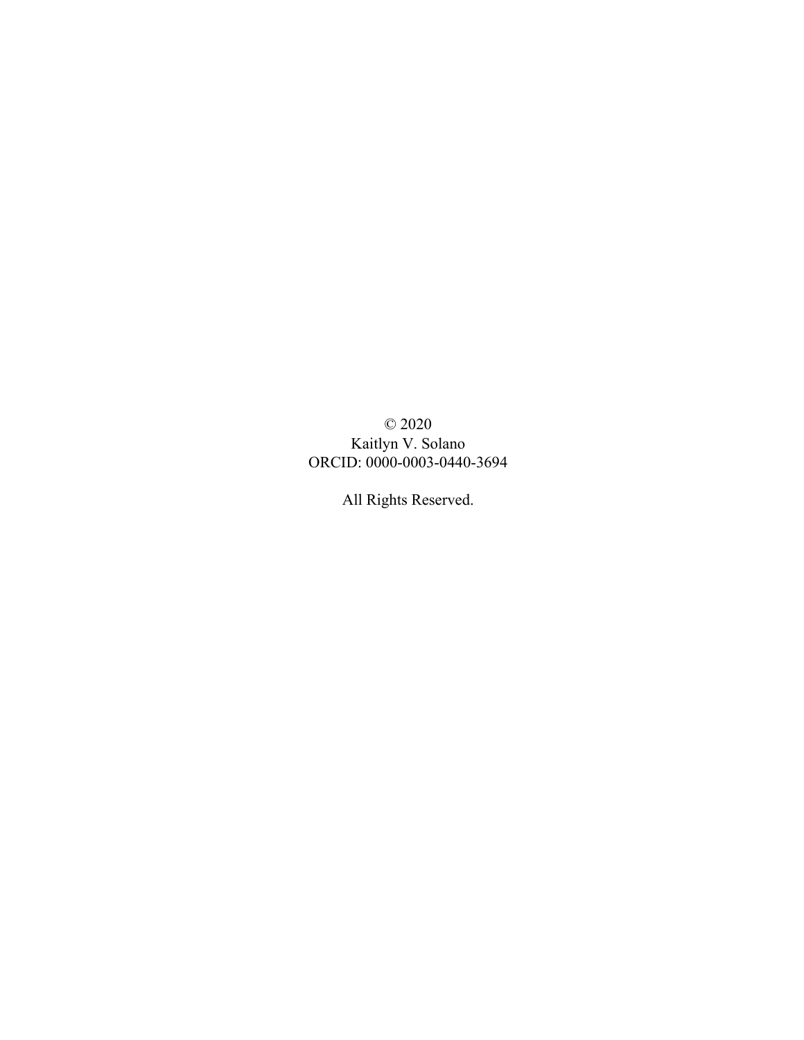© 2020
Kaitlyn V. Solano
ORCID: 0000-0003-0440-3694

All Rights Reserved.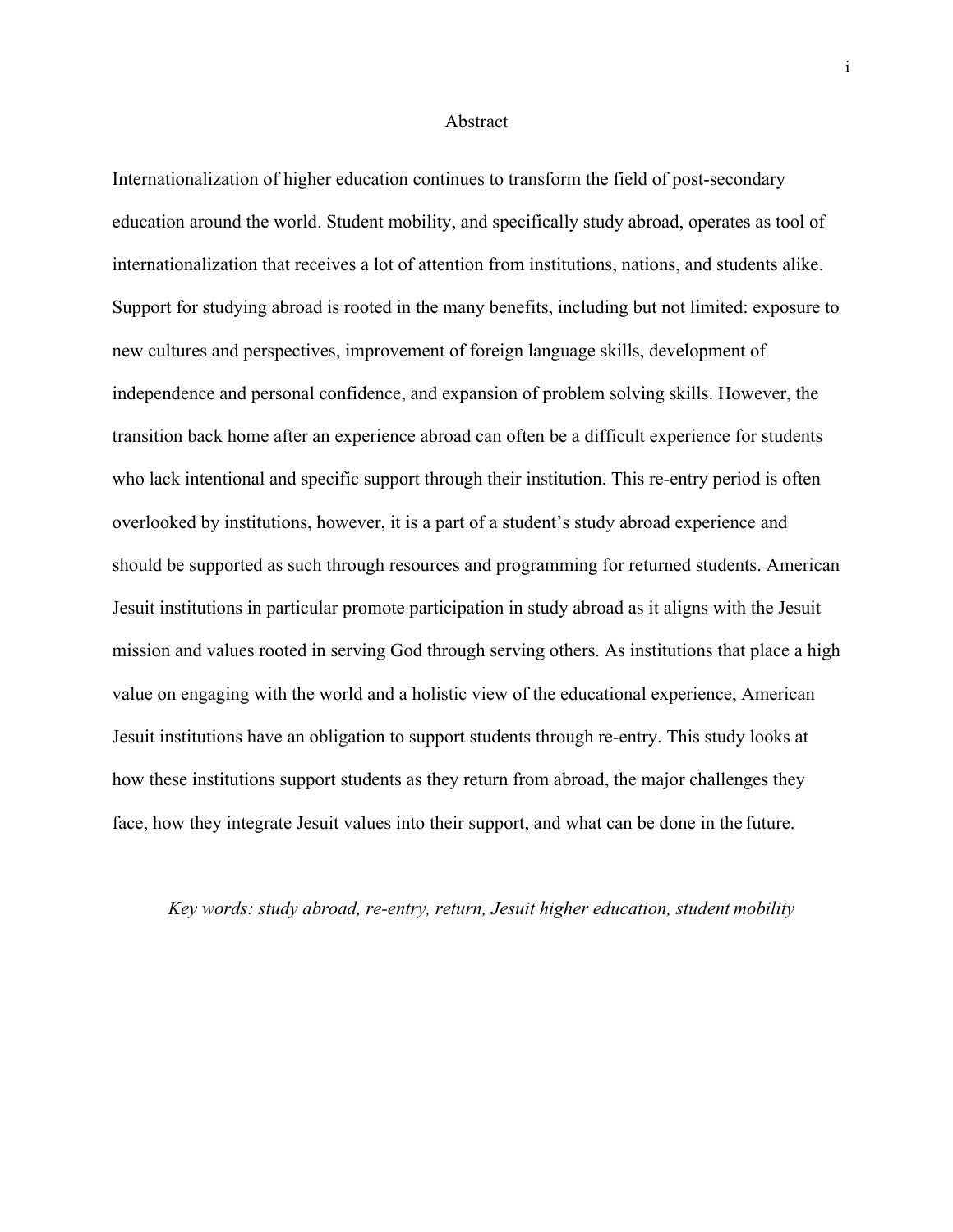# Abstract

Internationalization of higher education continues to transform the field of post-secondary education around the world. Student mobility, and specifically study abroad, operates as tool of internationalization that receives a lot of attention from institutions, nations, and students alike. Support for studying abroad is rooted in the many benefits, including but not limited: exposure to new cultures and perspectives, improvement of foreign language skills, development of independence and personal confidence, and expansion of problem solving skills. However, the transition back home after an experience abroad can often be a difficult experience for students who lack intentional and specific support through their institution. This re-entry period is often overlooked by institutions, however, it is a part of a student's study abroad experience and should be supported as such through resources and programming for returned students. American Jesuit institutions in particular promote participation in study abroad as it aligns with the Jesuit mission and values rooted in serving God through serving others. As institutions that place a high value on engaging with the world and a holistic view of the educational experience, American Jesuit institutions have an obligation to support students through re-entry. This study looks at how these institutions support students as they return from abroad, the major challenges they face, how they integrate Jesuit values into their support, and what can be done in the future.

*Key words: study abroad, re-entry, return, Jesuit higher education, student mobility*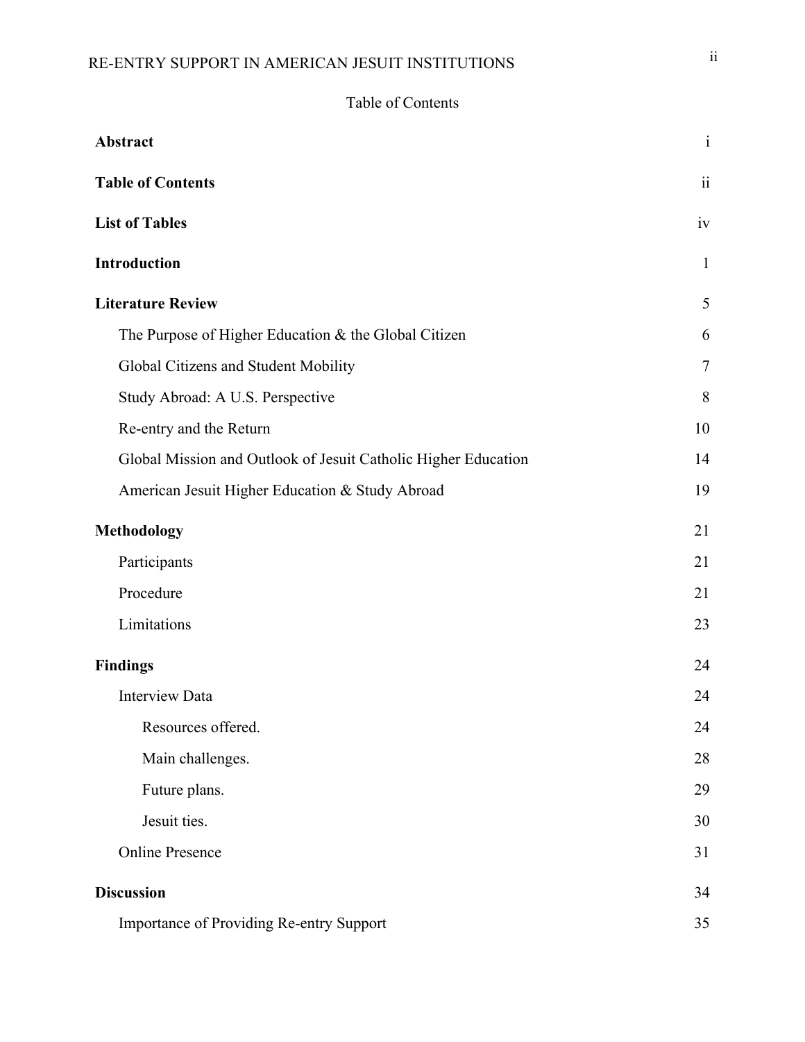Table of Contents

| | |
|---|---|
| **Abstract** | i |
| **Table of Contents** | ii |
| **List of Tables** | iv |
| **Introduction** | 1 |
| **Literature Review** | 5 |
| The Purpose of Higher Education & the Global Citizen | 6 |
| Global Citizens and Student Mobility | 7 |
| Study Abroad: A U.S. Perspective | 8 |
| Re-entry and the Return | 10 |
| Global Mission and Outlook of Jesuit Catholic Higher Education | 14 |
| American Jesuit Higher Education & Study Abroad | 19 |
| **Methodology** | 21 |
| Participants | 21 |
| Procedure | 21 |
| Limitations | 23 |
| **Findings** | 24 |
| Interview Data | 24 |
| Resources offered. | 24 |
| Main challenges. | 28 |
| Future plans. | 29 |
| Jesuit ties. | 30 |
| Online Presence | 31 |
| **Discussion** | 34 |
| Importance of Providing Re-entry Support | 35 |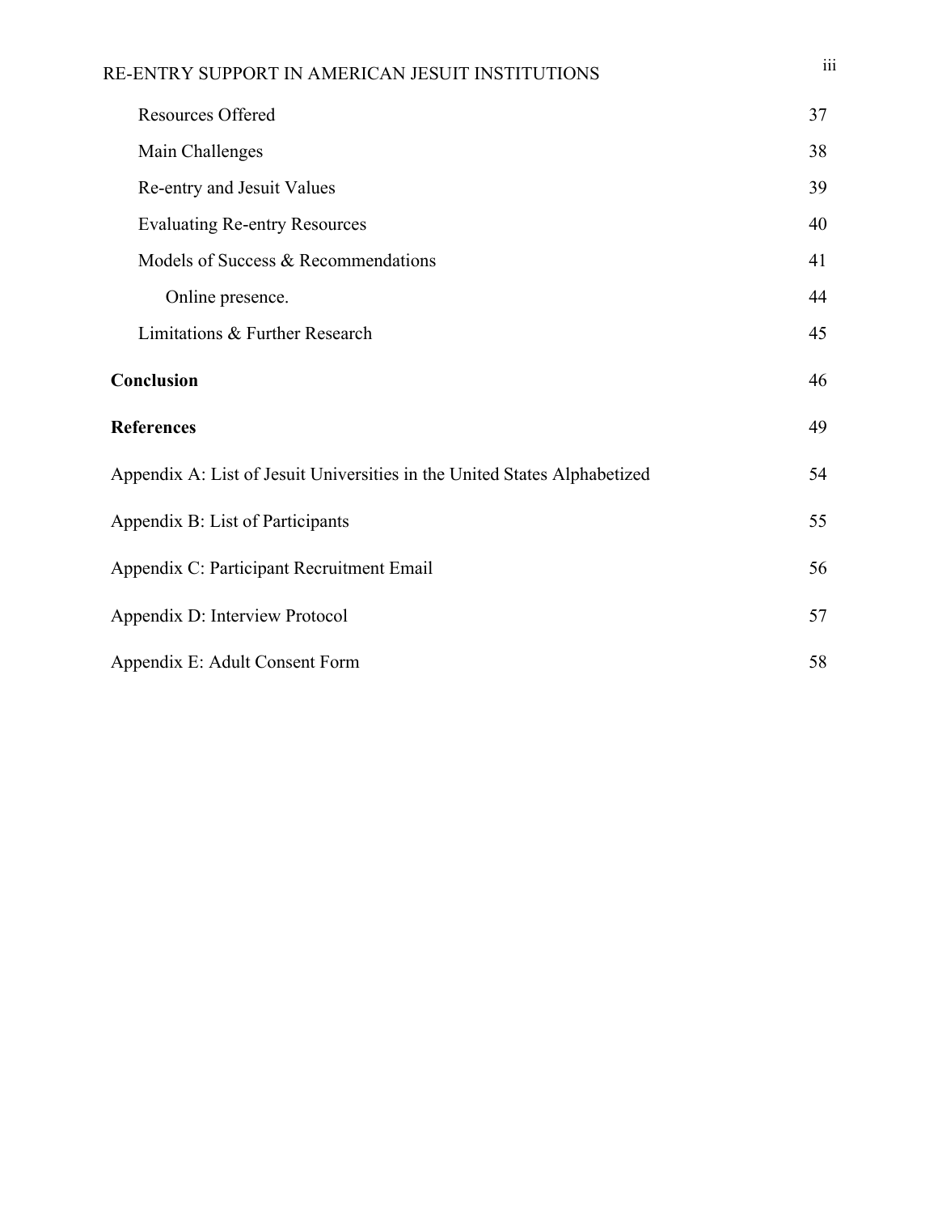Resources Offered 37

Main Challenges 38

Re-entry and Jesuit Values 39

Evaluating Re-entry Resources 40

Models of Success & Recommendations 41

Online presence. 44

Limitations & Further Research 45

**Conclusion** 46

**References** 49

Appendix A: List of Jesuit Universities in the United States Alphabetized 54

Appendix B: List of Participants 55

Appendix C: Participant Recruitment Email 56

Appendix D: Interview Protocol 57

Appendix E: Adult Consent Form 58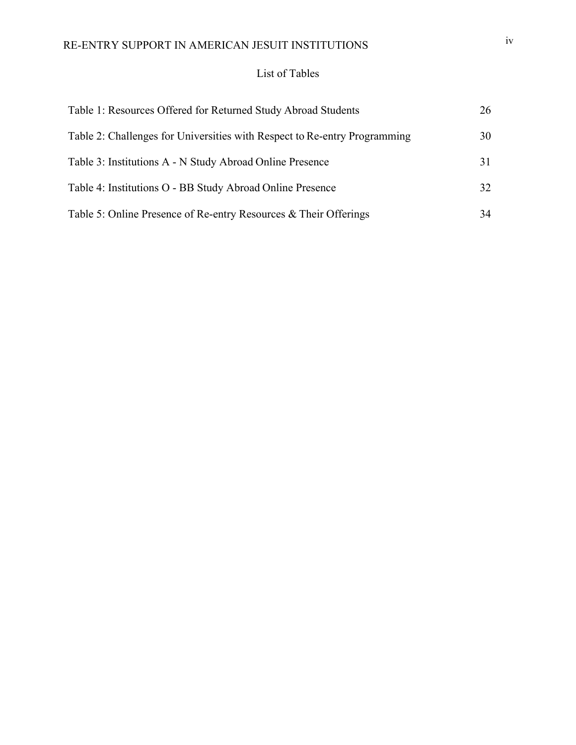# List of Tables

| | |
|---|---|
| Table 1: Resources Offered for Returned Study Abroad Students | 26 |
| Table 2: Challenges for Universities with Respect to Re-entry Programming | 30 |
| Table 3: Institutions A - N Study Abroad Online Presence | 31 |
| Table 4: Institutions O - BB Study Abroad Online Presence | 32 |
| Table 5: Online Presence of Re-entry Resources & Their Offerings | 34 |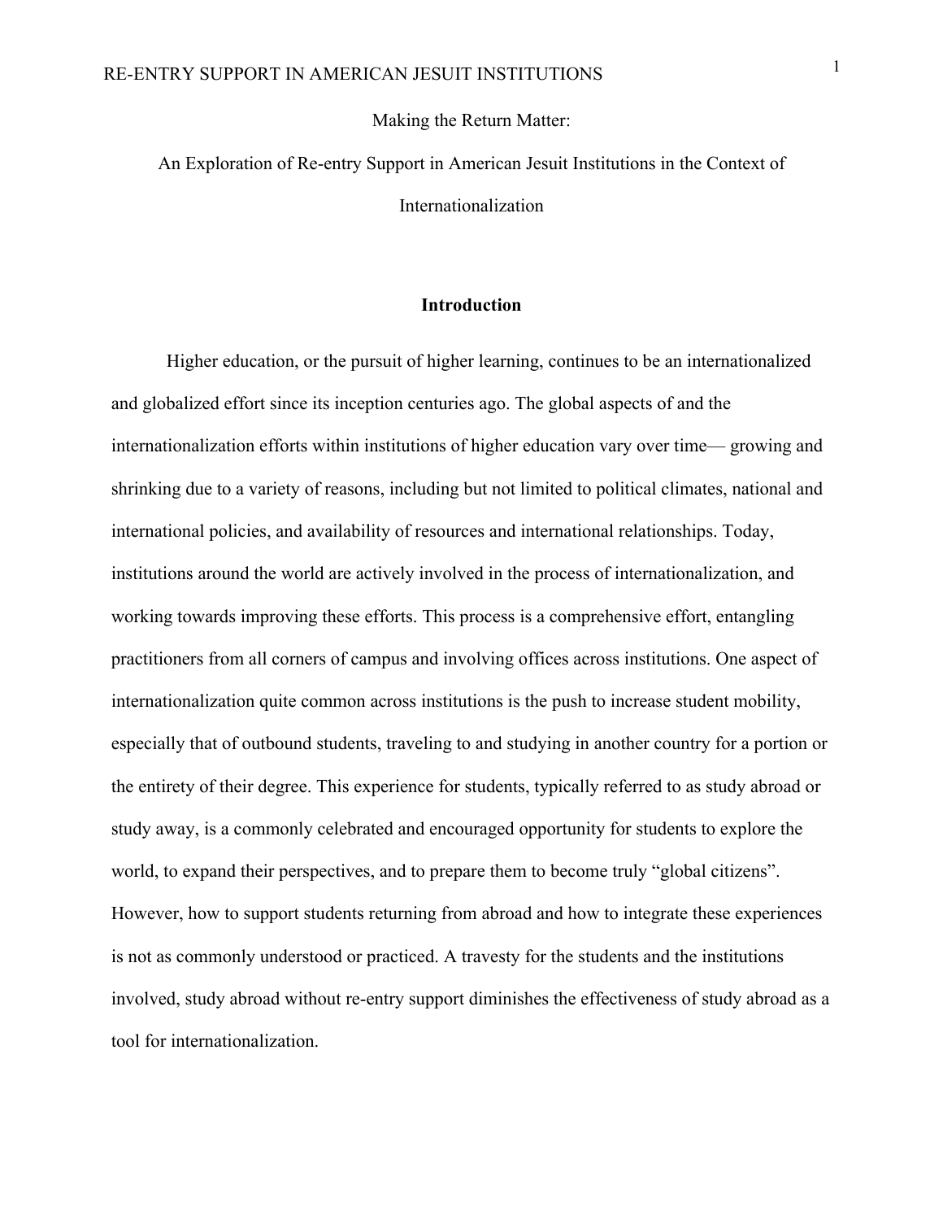Making the Return Matter:

An Exploration of Re-entry Support in American Jesuit Institutions in the Context of Internationalization

## Introduction

Higher education, or the pursuit of higher learning, continues to be an internationalized and globalized effort since its inception centuries ago. The global aspects of and the internationalization efforts within institutions of higher education vary over time— growing and shrinking due to a variety of reasons, including but not limited to political climates, national and international policies, and availability of resources and international relationships. Today, institutions around the world are actively involved in the process of internationalization, and working towards improving these efforts. This process is a comprehensive effort, entangling practitioners from all corners of campus and involving offices across institutions. One aspect of internationalization quite common across institutions is the push to increase student mobility, especially that of outbound students, traveling to and studying in another country for a portion or the entirety of their degree. This experience for students, typically referred to as study abroad or study away, is a commonly celebrated and encouraged opportunity for students to explore the world, to expand their perspectives, and to prepare them to become truly "global citizens". However, how to support students returning from abroad and how to integrate these experiences is not as commonly understood or practiced. A travesty for the students and the institutions involved, study abroad without re-entry support diminishes the effectiveness of study abroad as a tool for internationalization.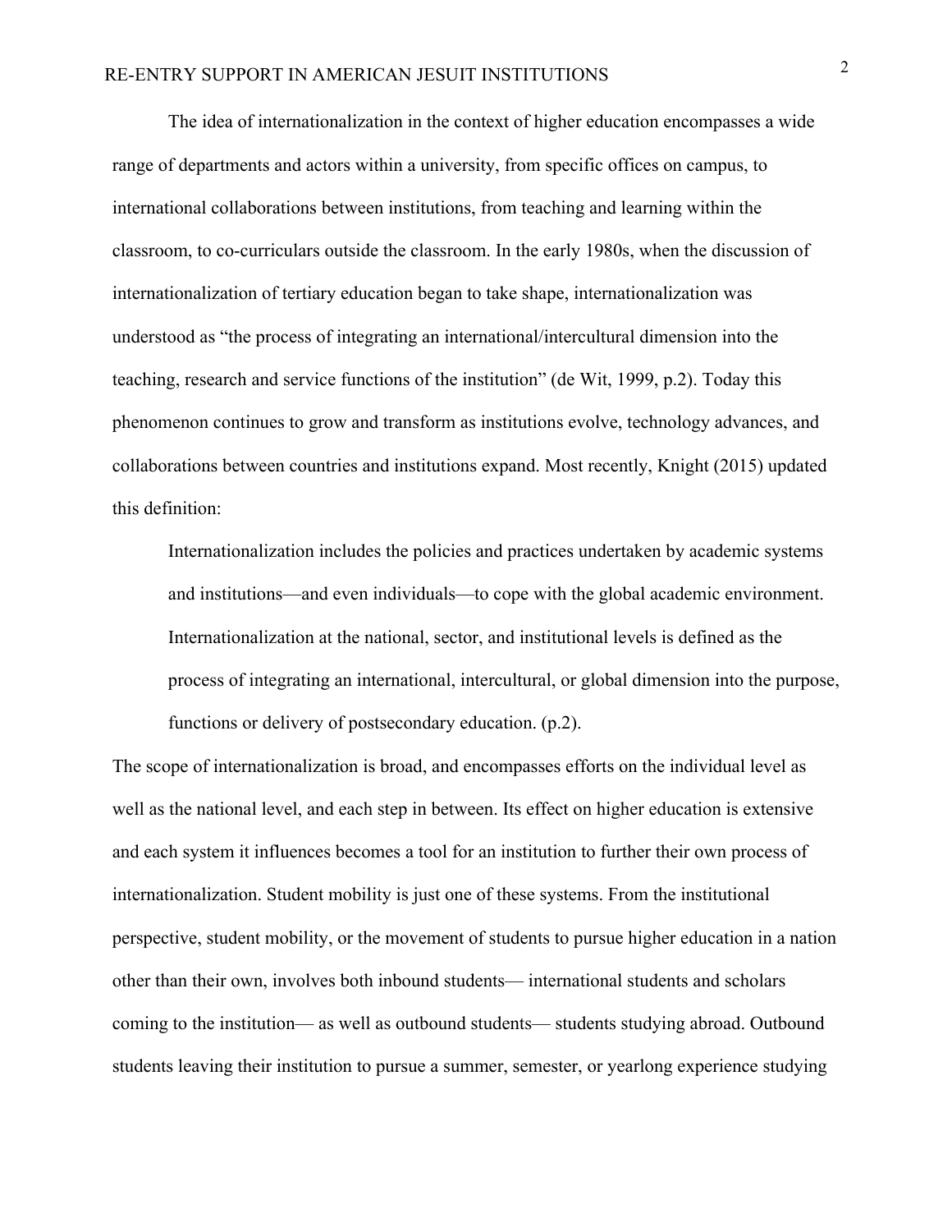The idea of internationalization in the context of higher education encompasses a wide range of departments and actors within a university, from specific offices on campus, to international collaborations between institutions, from teaching and learning within the classroom, to co-curriculars outside the classroom. In the early 1980s, when the discussion of internationalization of tertiary education began to take shape, internationalization was understood as "the process of integrating an international/intercultural dimension into the teaching, research and service functions of the institution" (de Wit, 1999, p.2). Today this phenomenon continues to grow and transform as institutions evolve, technology advances, and collaborations between countries and institutions expand. Most recently, Knight (2015) updated this definition:

> Internationalization includes the policies and practices undertaken by academic systems and institutions—and even individuals—to cope with the global academic environment. Internationalization at the national, sector, and institutional levels is defined as the process of integrating an international, intercultural, or global dimension into the purpose, functions or delivery of postsecondary education. (p.2).

The scope of internationalization is broad, and encompasses efforts on the individual level as well as the national level, and each step in between. Its effect on higher education is extensive and each system it influences becomes a tool for an institution to further their own process of internationalization. Student mobility is just one of these systems. From the institutional perspective, student mobility, or the movement of students to pursue higher education in a nation other than their own, involves both inbound students— international students and scholars coming to the institution— as well as outbound students— students studying abroad. Outbound students leaving their institution to pursue a summer, semester, or yearlong experience studying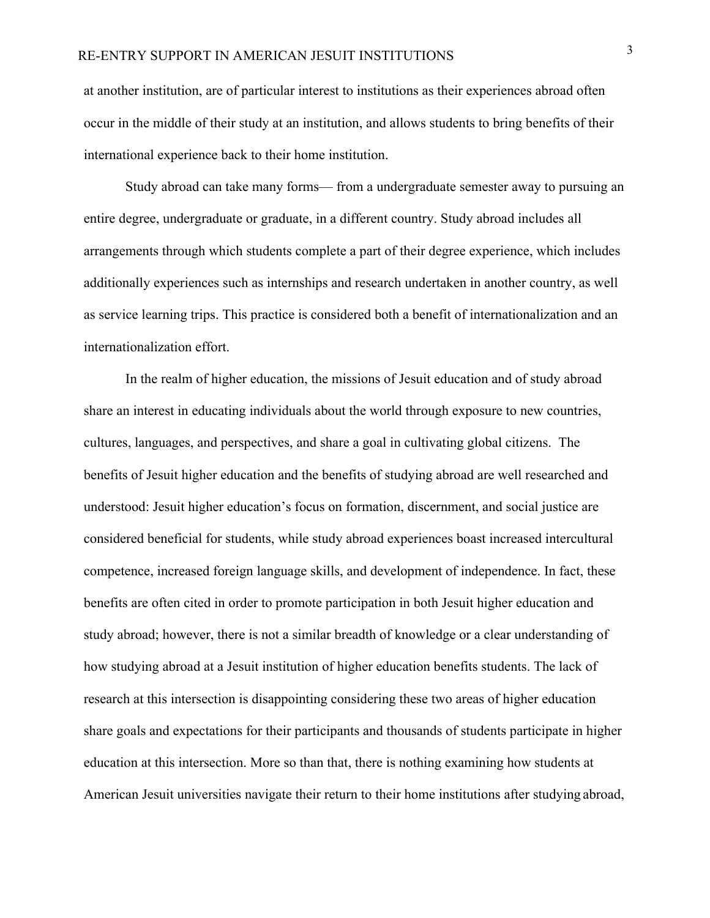at another institution, are of particular interest to institutions as their experiences abroad often occur in the middle of their study at an institution, and allows students to bring benefits of their international experience back to their home institution.

Study abroad can take many forms— from a undergraduate semester away to pursuing an entire degree, undergraduate or graduate, in a different country. Study abroad includes all arrangements through which students complete a part of their degree experience, which includes additionally experiences such as internships and research undertaken in another country, as well as service learning trips. This practice is considered both a benefit of internationalization and an internationalization effort.

In the realm of higher education, the missions of Jesuit education and of study abroad share an interest in educating individuals about the world through exposure to new countries, cultures, languages, and perspectives, and share a goal in cultivating global citizens. The benefits of Jesuit higher education and the benefits of studying abroad are well researched and understood: Jesuit higher education's focus on formation, discernment, and social justice are considered beneficial for students, while study abroad experiences boast increased intercultural competence, increased foreign language skills, and development of independence. In fact, these benefits are often cited in order to promote participation in both Jesuit higher education and study abroad; however, there is not a similar breadth of knowledge or a clear understanding of how studying abroad at a Jesuit institution of higher education benefits students. The lack of research at this intersection is disappointing considering these two areas of higher education share goals and expectations for their participants and thousands of students participate in higher education at this intersection. More so than that, there is nothing examining how students at American Jesuit universities navigate their return to their home institutions after studying abroad,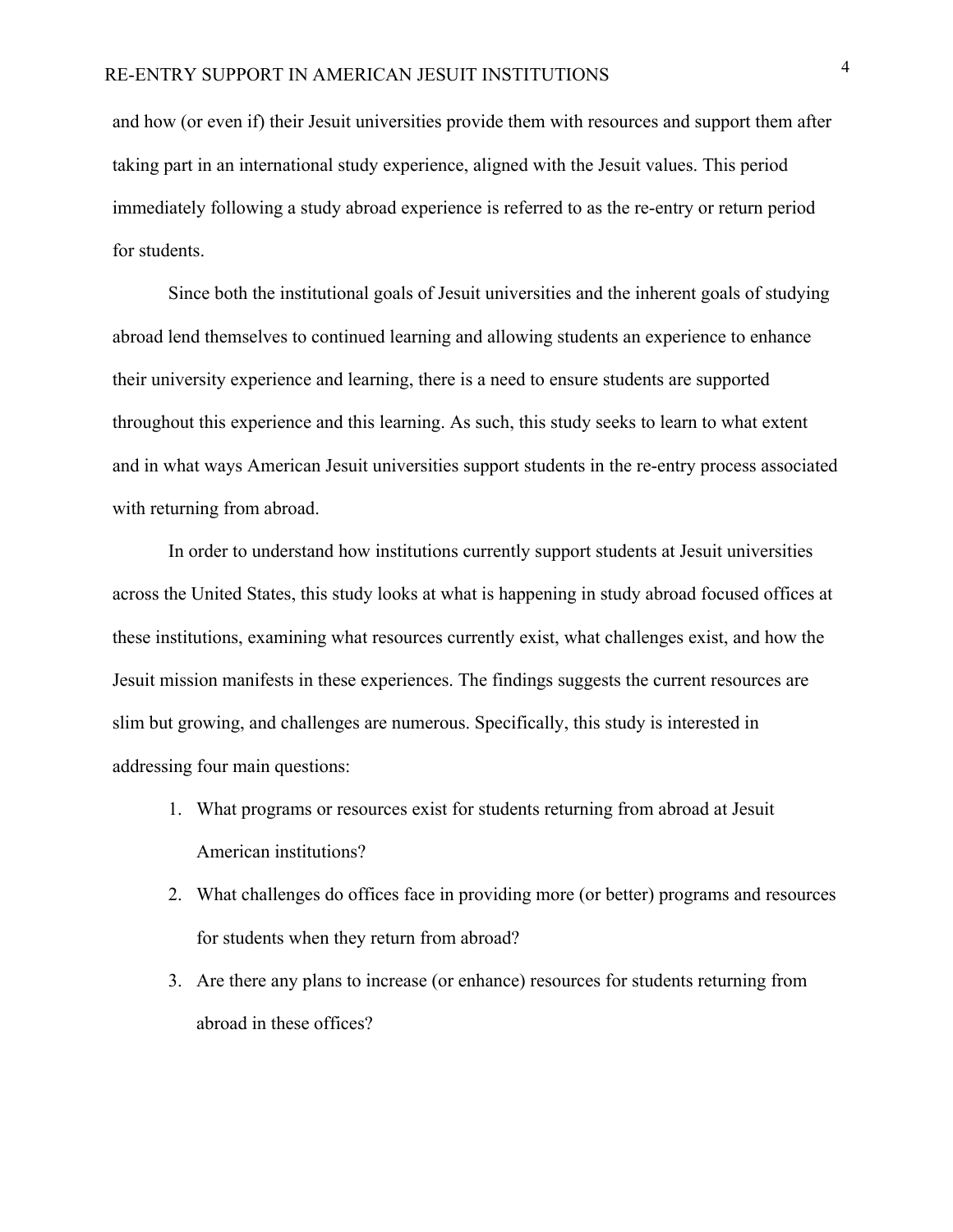and how (or even if) their Jesuit universities provide them with resources and support them after taking part in an international study experience, aligned with the Jesuit values. This period immediately following a study abroad experience is referred to as the re-entry or return period for students.

Since both the institutional goals of Jesuit universities and the inherent goals of studying abroad lend themselves to continued learning and allowing students an experience to enhance their university experience and learning, there is a need to ensure students are supported throughout this experience and this learning. As such, this study seeks to learn to what extent and in what ways American Jesuit universities support students in the re-entry process associated with returning from abroad.

In order to understand how institutions currently support students at Jesuit universities across the United States, this study looks at what is happening in study abroad focused offices at these institutions, examining what resources currently exist, what challenges exist, and how the Jesuit mission manifests in these experiences. The findings suggests the current resources are slim but growing, and challenges are numerous. Specifically, this study is interested in addressing four main questions:

1. What programs or resources exist for students returning from abroad at Jesuit American institutions?
2. What challenges do offices face in providing more (or better) programs and resources for students when they return from abroad?
3. Are there any plans to increase (or enhance) resources for students returning from abroad in these offices?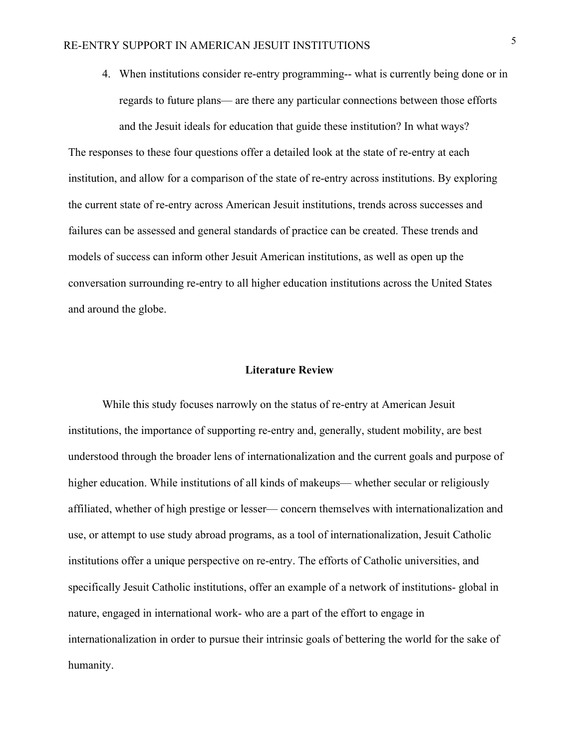4. When institutions consider re-entry programming-- what is currently being done or in regards to future plans— are there any particular connections between those efforts and the Jesuit ideals for education that guide these institution? In what ways?

The responses to these four questions offer a detailed look at the state of re-entry at each institution, and allow for a comparison of the state of re-entry across institutions. By exploring the current state of re-entry across American Jesuit institutions, trends across successes and failures can be assessed and general standards of practice can be created. These trends and models of success can inform other Jesuit American institutions, as well as open up the conversation surrounding re-entry to all higher education institutions across the United States and around the globe.

## Literature Review

While this study focuses narrowly on the status of re-entry at American Jesuit institutions, the importance of supporting re-entry and, generally, student mobility, are best understood through the broader lens of internationalization and the current goals and purpose of higher education. While institutions of all kinds of makeups— whether secular or religiously affiliated, whether of high prestige or lesser— concern themselves with internationalization and use, or attempt to use study abroad programs, as a tool of internationalization, Jesuit Catholic institutions offer a unique perspective on re-entry. The efforts of Catholic universities, and specifically Jesuit Catholic institutions, offer an example of a network of institutions- global in nature, engaged in international work- who are a part of the effort to engage in internationalization in order to pursue their intrinsic goals of bettering the world for the sake of humanity.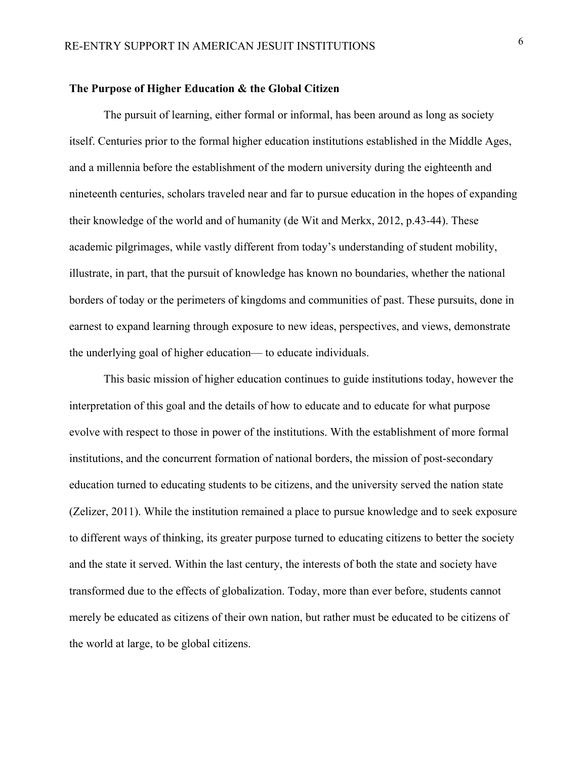## The Purpose of Higher Education & the Global Citizen

The pursuit of learning, either formal or informal, has been around as long as society itself. Centuries prior to the formal higher education institutions established in the Middle Ages, and a millennia before the establishment of the modern university during the eighteenth and nineteenth centuries, scholars traveled near and far to pursue education in the hopes of expanding their knowledge of the world and of humanity (de Wit and Merkx, 2012, p.43-44). These academic pilgrimages, while vastly different from today's understanding of student mobility, illustrate, in part, that the pursuit of knowledge has known no boundaries, whether the national borders of today or the perimeters of kingdoms and communities of past. These pursuits, done in earnest to expand learning through exposure to new ideas, perspectives, and views, demonstrate the underlying goal of higher education— to educate individuals.

This basic mission of higher education continues to guide institutions today, however the interpretation of this goal and the details of how to educate and to educate for what purpose evolve with respect to those in power of the institutions. With the establishment of more formal institutions, and the concurrent formation of national borders, the mission of post-secondary education turned to educating students to be citizens, and the university served the nation state (Zelizer, 2011). While the institution remained a place to pursue knowledge and to seek exposure to different ways of thinking, its greater purpose turned to educating citizens to better the society and the state it served. Within the last century, the interests of both the state and society have transformed due to the effects of globalization. Today, more than ever before, students cannot merely be educated as citizens of their own nation, but rather must be educated to be citizens of the world at large, to be global citizens.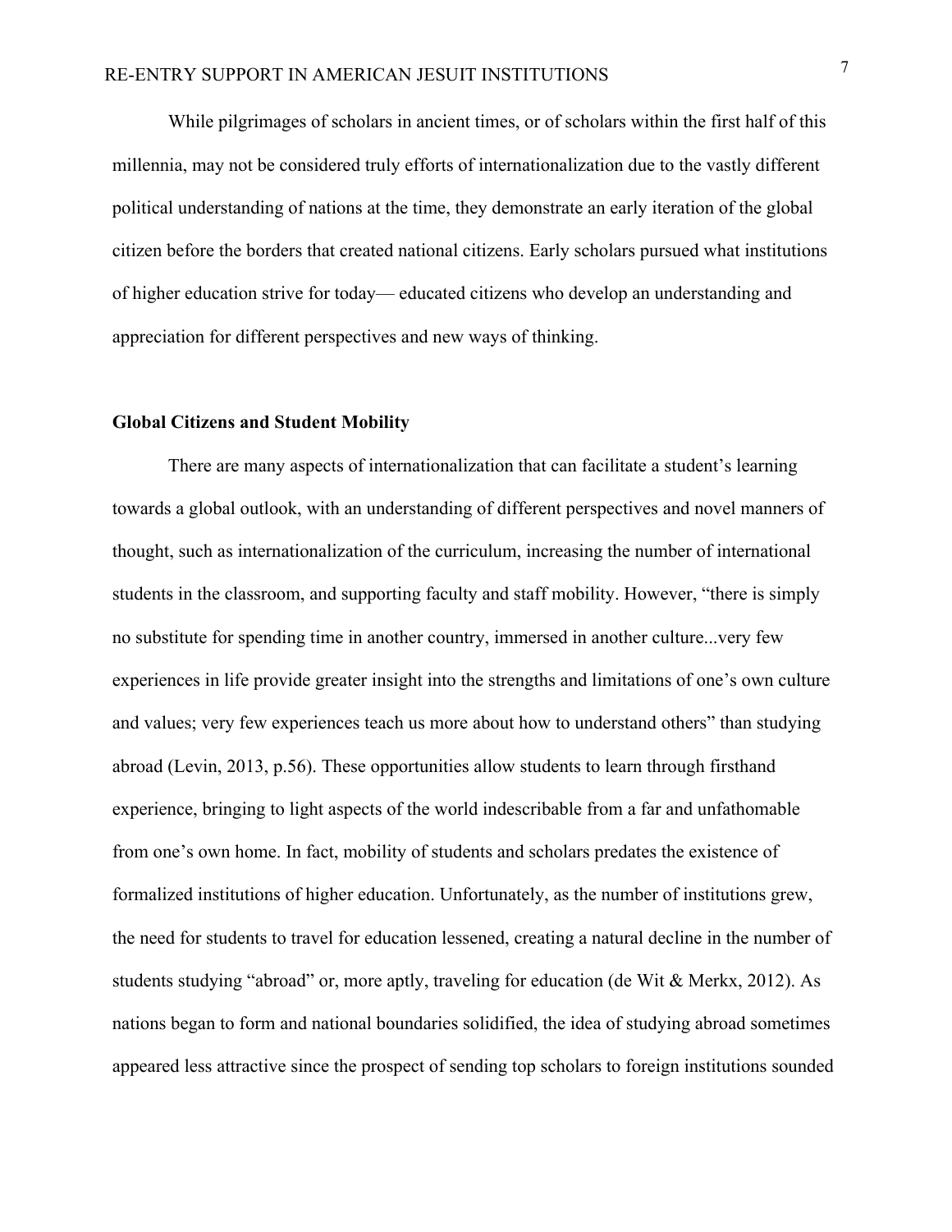While pilgrimages of scholars in ancient times, or of scholars within the first half of this millennia, may not be considered truly efforts of internationalization due to the vastly different political understanding of nations at the time, they demonstrate an early iteration of the global citizen before the borders that created national citizens. Early scholars pursued what institutions of higher education strive for today— educated citizens who develop an understanding and appreciation for different perspectives and new ways of thinking.

**Global Citizens and Student Mobility**

There are many aspects of internationalization that can facilitate a student's learning towards a global outlook, with an understanding of different perspectives and novel manners of thought, such as internationalization of the curriculum, increasing the number of international students in the classroom, and supporting faculty and staff mobility. However, "there is simply no substitute for spending time in another country, immersed in another culture...very few experiences in life provide greater insight into the strengths and limitations of one's own culture and values; very few experiences teach us more about how to understand others" than studying abroad (Levin, 2013, p.56). These opportunities allow students to learn through firsthand experience, bringing to light aspects of the world indescribable from a far and unfathomable from one's own home. In fact, mobility of students and scholars predates the existence of formalized institutions of higher education. Unfortunately, as the number of institutions grew, the need for students to travel for education lessened, creating a natural decline in the number of students studying "abroad" or, more aptly, traveling for education (de Wit & Merkx, 2012). As nations began to form and national boundaries solidified, the idea of studying abroad sometimes appeared less attractive since the prospect of sending top scholars to foreign institutions sounded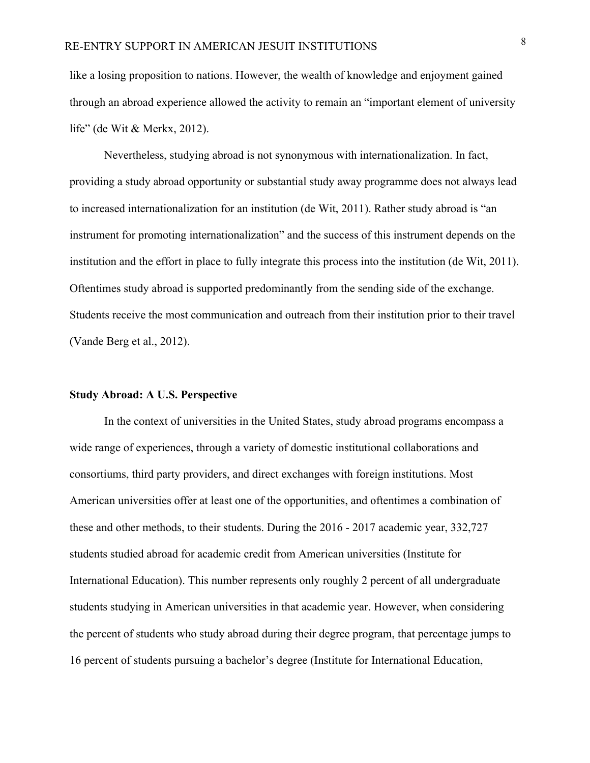like a losing proposition to nations. However, the wealth of knowledge and enjoyment gained through an abroad experience allowed the activity to remain an "important element of university life" (de Wit & Merkx, 2012).

Nevertheless, studying abroad is not synonymous with internationalization. In fact, providing a study abroad opportunity or substantial study away programme does not always lead to increased internationalization for an institution (de Wit, 2011). Rather study abroad is "an instrument for promoting internationalization" and the success of this instrument depends on the institution and the effort in place to fully integrate this process into the institution (de Wit, 2011). Oftentimes study abroad is supported predominantly from the sending side of the exchange. Students receive the most communication and outreach from their institution prior to their travel (Vande Berg et al., 2012).

**Study Abroad: A U.S. Perspective**

In the context of universities in the United States, study abroad programs encompass a wide range of experiences, through a variety of domestic institutional collaborations and consortiums, third party providers, and direct exchanges with foreign institutions. Most American universities offer at least one of the opportunities, and oftentimes a combination of these and other methods, to their students. During the 2016 - 2017 academic year, 332,727 students studied abroad for academic credit from American universities (Institute for International Education). This number represents only roughly 2 percent of all undergraduate students studying in American universities in that academic year. However, when considering the percent of students who study abroad during their degree program, that percentage jumps to 16 percent of students pursuing a bachelor's degree (Institute for International Education,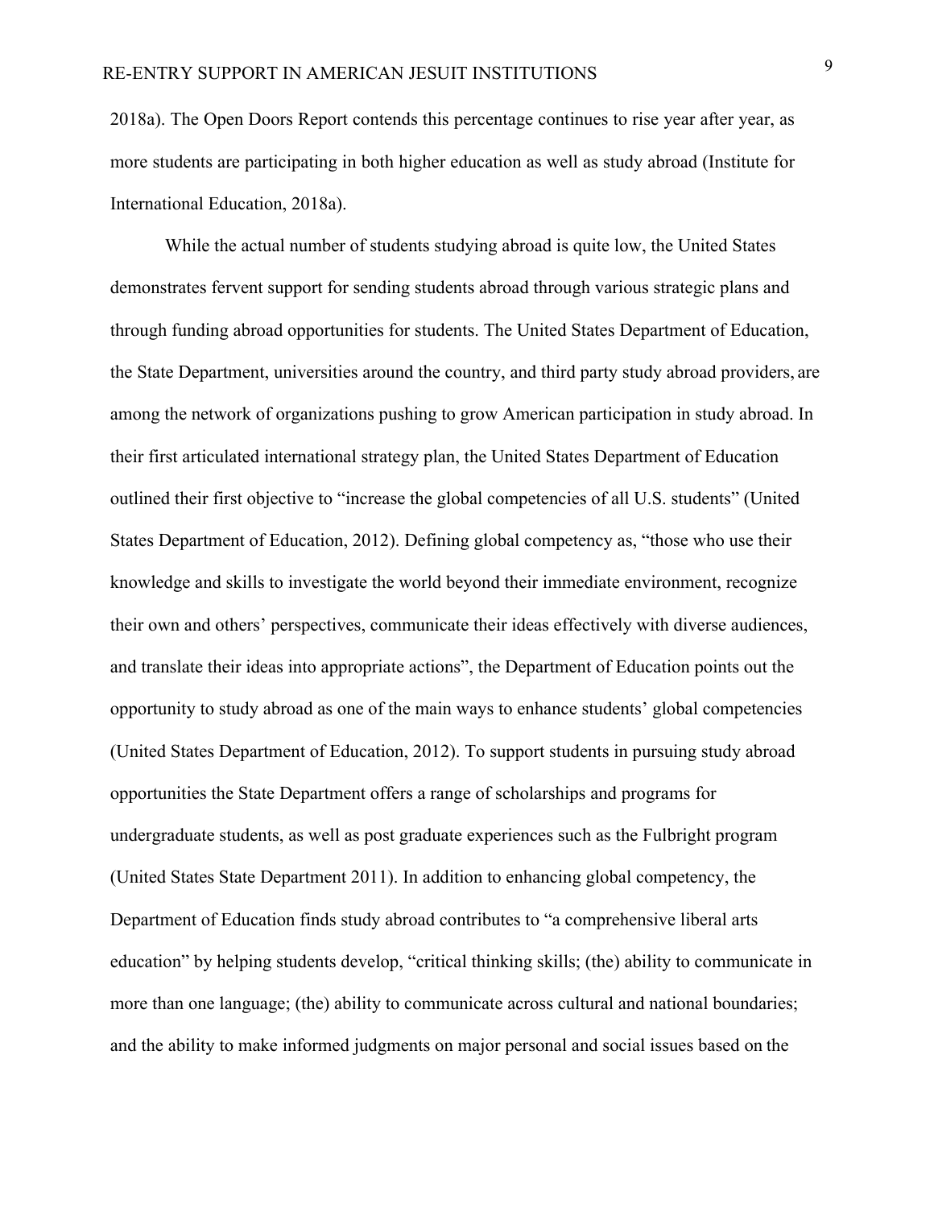2018a). The Open Doors Report contends this percentage continues to rise year after year, as more students are participating in both higher education as well as study abroad (Institute for International Education, 2018a).

While the actual number of students studying abroad is quite low, the United States demonstrates fervent support for sending students abroad through various strategic plans and through funding abroad opportunities for students. The United States Department of Education, the State Department, universities around the country, and third party study abroad providers, are among the network of organizations pushing to grow American participation in study abroad. In their first articulated international strategy plan, the United States Department of Education outlined their first objective to "increase the global competencies of all U.S. students" (United States Department of Education, 2012). Defining global competency as, "those who use their knowledge and skills to investigate the world beyond their immediate environment, recognize their own and others' perspectives, communicate their ideas effectively with diverse audiences, and translate their ideas into appropriate actions", the Department of Education points out the opportunity to study abroad as one of the main ways to enhance students' global competencies (United States Department of Education, 2012). To support students in pursuing study abroad opportunities the State Department offers a range of scholarships and programs for undergraduate students, as well as post graduate experiences such as the Fulbright program (United States State Department 2011). In addition to enhancing global competency, the Department of Education finds study abroad contributes to "a comprehensive liberal arts education" by helping students develop, "critical thinking skills; (the) ability to communicate in more than one language; (the) ability to communicate across cultural and national boundaries; and the ability to make informed judgments on major personal and social issues based on the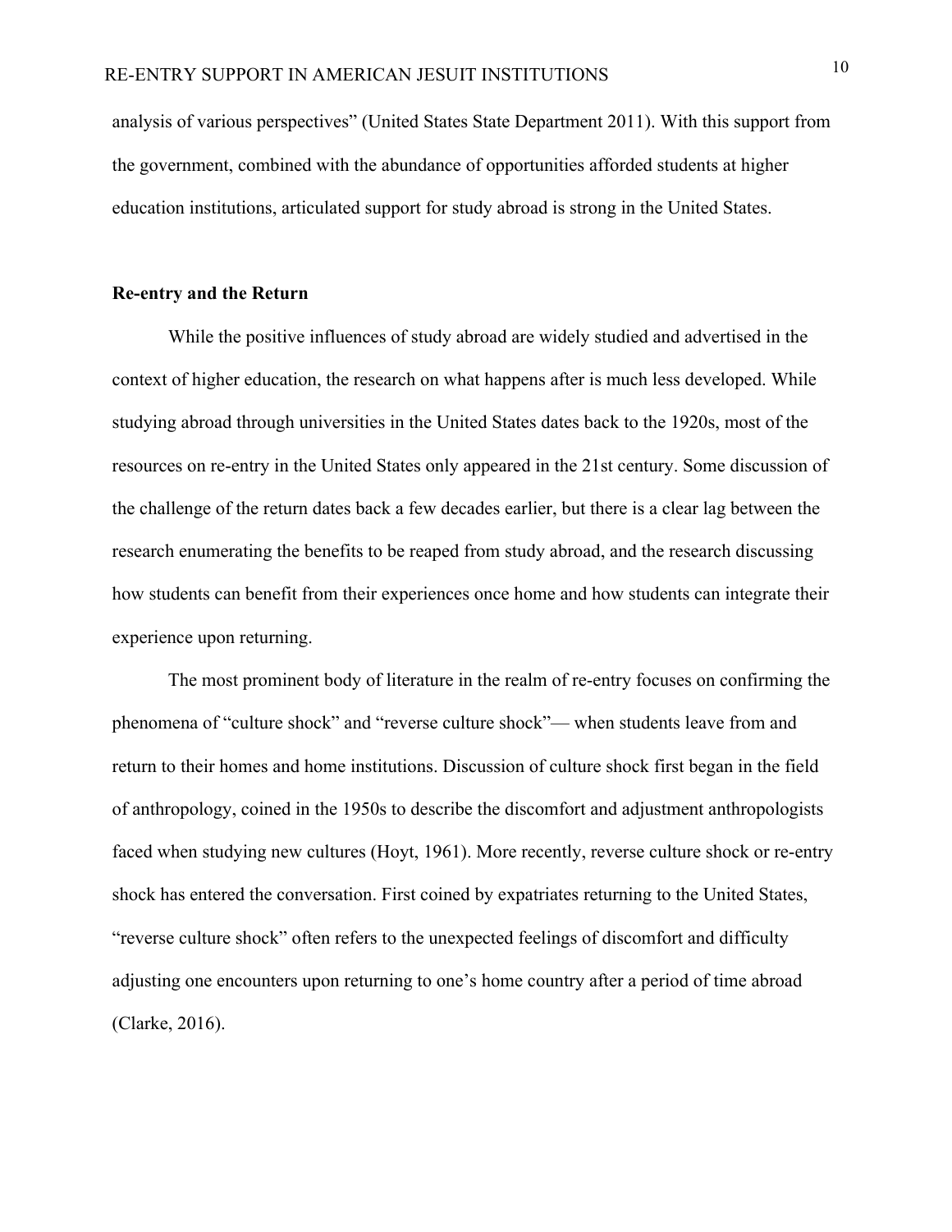analysis of various perspectives" (United States State Department 2011). With this support from the government, combined with the abundance of opportunities afforded students at higher education institutions, articulated support for study abroad is strong in the United States.

**Re-entry and the Return**

While the positive influences of study abroad are widely studied and advertised in the context of higher education, the research on what happens after is much less developed. While studying abroad through universities in the United States dates back to the 1920s, most of the resources on re-entry in the United States only appeared in the 21st century. Some discussion of the challenge of the return dates back a few decades earlier, but there is a clear lag between the research enumerating the benefits to be reaped from study abroad, and the research discussing how students can benefit from their experiences once home and how students can integrate their experience upon returning.

The most prominent body of literature in the realm of re-entry focuses on confirming the phenomena of "culture shock" and "reverse culture shock"— when students leave from and return to their homes and home institutions. Discussion of culture shock first began in the field of anthropology, coined in the 1950s to describe the discomfort and adjustment anthropologists faced when studying new cultures (Hoyt, 1961). More recently, reverse culture shock or re-entry shock has entered the conversation. First coined by expatriates returning to the United States, "reverse culture shock" often refers to the unexpected feelings of discomfort and difficulty adjusting one encounters upon returning to one's home country after a period of time abroad (Clarke, 2016).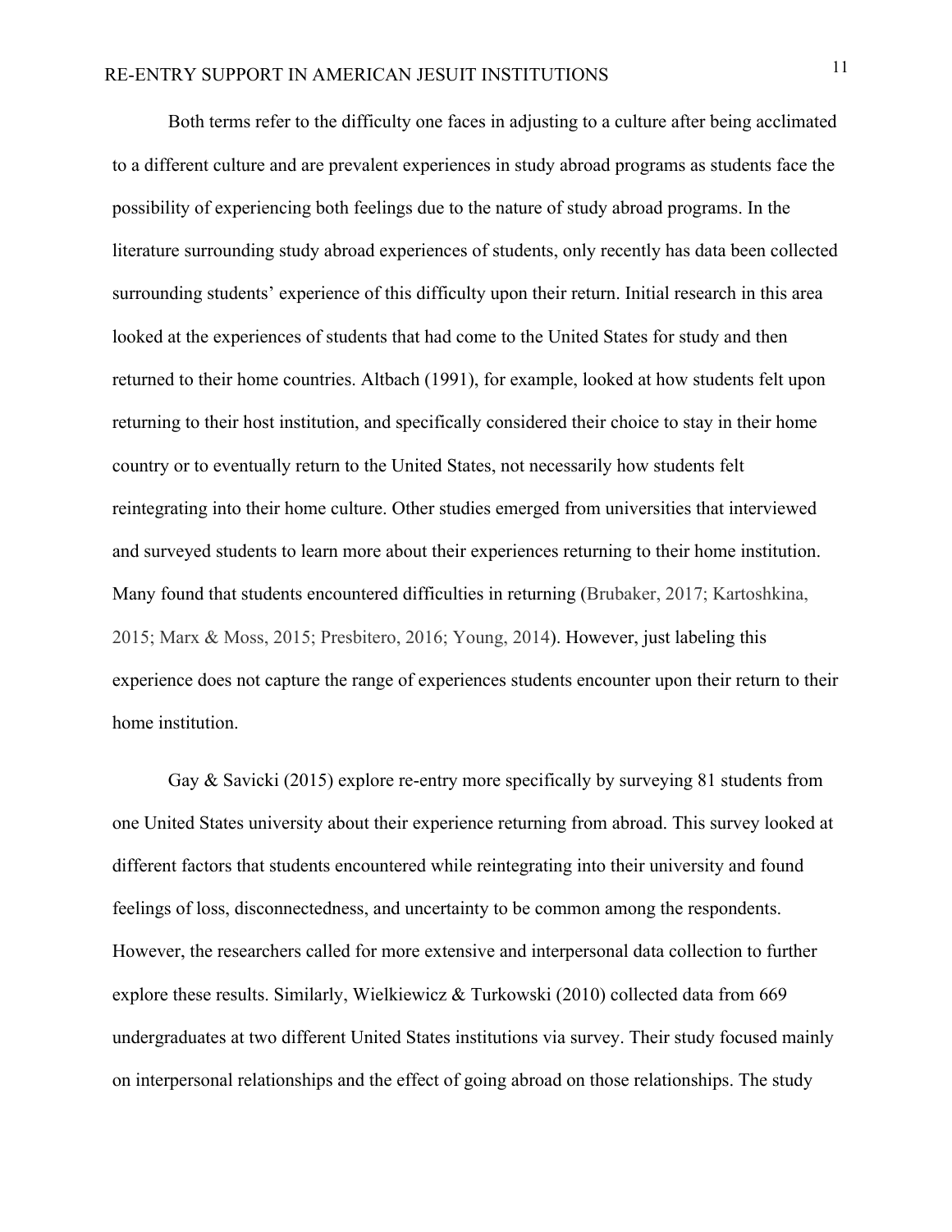Both terms refer to the difficulty one faces in adjusting to a culture after being acclimated to a different culture and are prevalent experiences in study abroad programs as students face the possibility of experiencing both feelings due to the nature of study abroad programs. In the literature surrounding study abroad experiences of students, only recently has data been collected surrounding students' experience of this difficulty upon their return. Initial research in this area looked at the experiences of students that had come to the United States for study and then returned to their home countries. Altbach (1991), for example, looked at how students felt upon returning to their host institution, and specifically considered their choice to stay in their home country or to eventually return to the United States, not necessarily how students felt reintegrating into their home culture. Other studies emerged from universities that interviewed and surveyed students to learn more about their experiences returning to their home institution. Many found that students encountered difficulties in returning (Brubaker, 2017; Kartoshkina, 2015; Marx & Moss, 2015; Presbitero, 2016; Young, 2014). However, just labeling this experience does not capture the range of experiences students encounter upon their return to their home institution.

Gay & Savicki (2015) explore re-entry more specifically by surveying 81 students from one United States university about their experience returning from abroad. This survey looked at different factors that students encountered while reintegrating into their university and found feelings of loss, disconnectedness, and uncertainty to be common among the respondents. However, the researchers called for more extensive and interpersonal data collection to further explore these results. Similarly, Wielkiewicz & Turkowski (2010) collected data from 669 undergraduates at two different United States institutions via survey. Their study focused mainly on interpersonal relationships and the effect of going abroad on those relationships. The study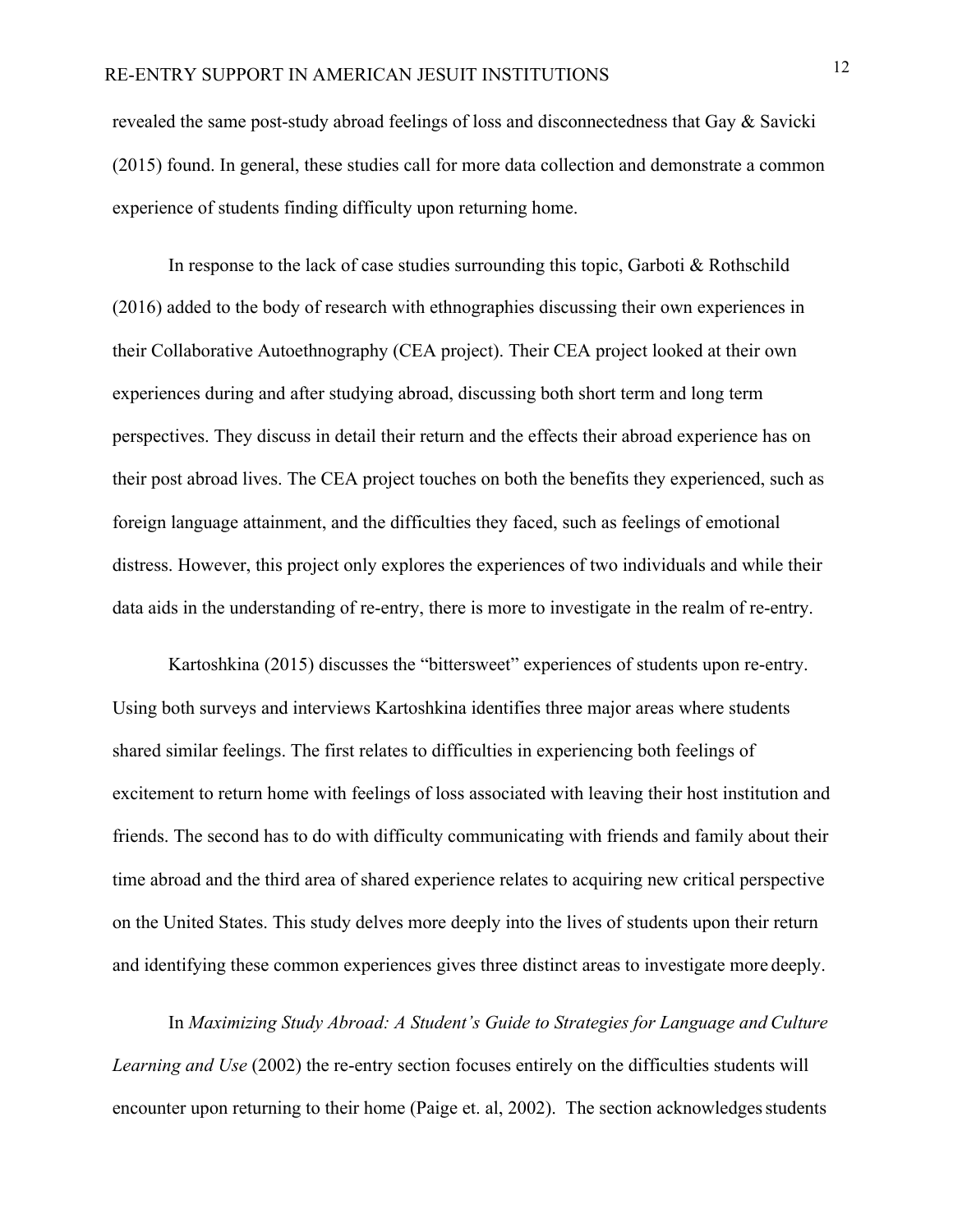revealed the same post-study abroad feelings of loss and disconnectedness that Gay & Savicki (2015) found. In general, these studies call for more data collection and demonstrate a common experience of students finding difficulty upon returning home.

In response to the lack of case studies surrounding this topic, Garboti & Rothschild (2016) added to the body of research with ethnographies discussing their own experiences in their Collaborative Autoethnography (CEA project). Their CEA project looked at their own experiences during and after studying abroad, discussing both short term and long term perspectives. They discuss in detail their return and the effects their abroad experience has on their post abroad lives. The CEA project touches on both the benefits they experienced, such as foreign language attainment, and the difficulties they faced, such as feelings of emotional distress. However, this project only explores the experiences of two individuals and while their data aids in the understanding of re-entry, there is more to investigate in the realm of re-entry.

Kartoshkina (2015) discusses the "bittersweet" experiences of students upon re-entry. Using both surveys and interviews Kartoshkina identifies three major areas where students shared similar feelings. The first relates to difficulties in experiencing both feelings of excitement to return home with feelings of loss associated with leaving their host institution and friends. The second has to do with difficulty communicating with friends and family about their time abroad and the third area of shared experience relates to acquiring new critical perspective on the United States. This study delves more deeply into the lives of students upon their return and identifying these common experiences gives three distinct areas to investigate more deeply.

In *Maximizing Study Abroad: A Student's Guide to Strategies for Language and Culture Learning and Use* (2002) the re-entry section focuses entirely on the difficulties students will encounter upon returning to their home (Paige et. al, 2002). The section acknowledges students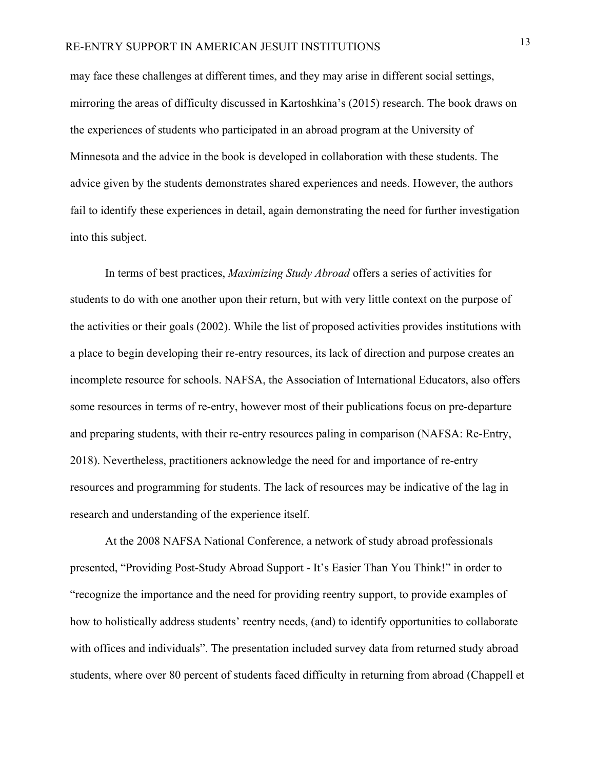may face these challenges at different times, and they may arise in different social settings, mirroring the areas of difficulty discussed in Kartoshkina's (2015) research. The book draws on the experiences of students who participated in an abroad program at the University of Minnesota and the advice in the book is developed in collaboration with these students. The advice given by the students demonstrates shared experiences and needs. However, the authors fail to identify these experiences in detail, again demonstrating the need for further investigation into this subject.

In terms of best practices, *Maximizing Study Abroad* offers a series of activities for students to do with one another upon their return, but with very little context on the purpose of the activities or their goals (2002). While the list of proposed activities provides institutions with a place to begin developing their re-entry resources, its lack of direction and purpose creates an incomplete resource for schools. NAFSA, the Association of International Educators, also offers some resources in terms of re-entry, however most of their publications focus on pre-departure and preparing students, with their re-entry resources paling in comparison (NAFSA: Re-Entry, 2018). Nevertheless, practitioners acknowledge the need for and importance of re-entry resources and programming for students. The lack of resources may be indicative of the lag in research and understanding of the experience itself.

At the 2008 NAFSA National Conference, a network of study abroad professionals presented, "Providing Post-Study Abroad Support - It's Easier Than You Think!" in order to "recognize the importance and the need for providing reentry support, to provide examples of how to holistically address students' reentry needs, (and) to identify opportunities to collaborate with offices and individuals". The presentation included survey data from returned study abroad students, where over 80 percent of students faced difficulty in returning from abroad (Chappell et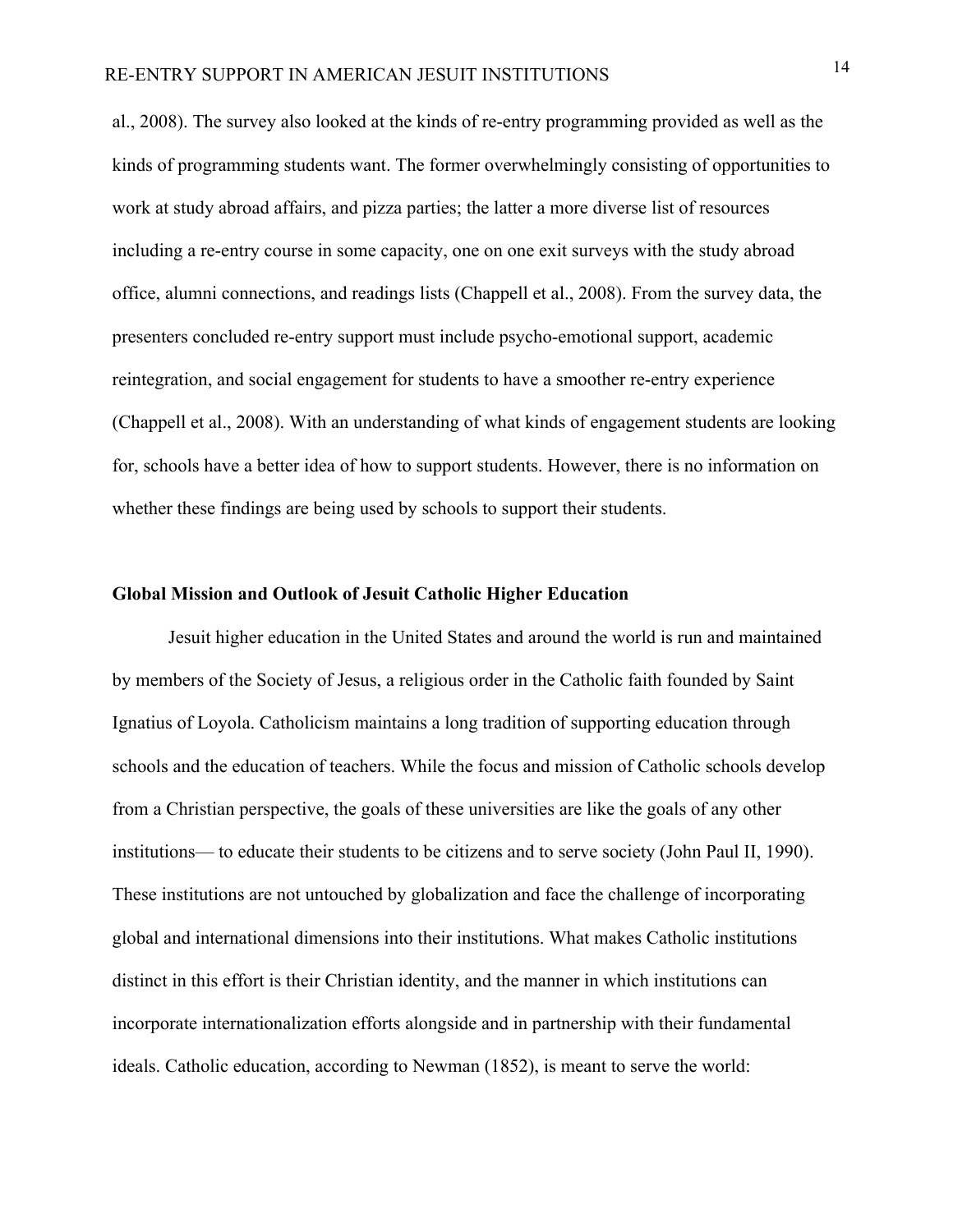al., 2008). The survey also looked at the kinds of re-entry programming provided as well as the kinds of programming students want. The former overwhelmingly consisting of opportunities to work at study abroad affairs, and pizza parties; the latter a more diverse list of resources including a re-entry course in some capacity, one on one exit surveys with the study abroad office, alumni connections, and readings lists (Chappell et al., 2008). From the survey data, the presenters concluded re-entry support must include psycho-emotional support, academic reintegration, and social engagement for students to have a smoother re-entry experience (Chappell et al., 2008). With an understanding of what kinds of engagement students are looking for, schools have a better idea of how to support students. However, there is no information on whether these findings are being used by schools to support their students.

**Global Mission and Outlook of Jesuit Catholic Higher Education**

Jesuit higher education in the United States and around the world is run and maintained by members of the Society of Jesus, a religious order in the Catholic faith founded by Saint Ignatius of Loyola. Catholicism maintains a long tradition of supporting education through schools and the education of teachers. While the focus and mission of Catholic schools develop from a Christian perspective, the goals of these universities are like the goals of any other institutions— to educate their students to be citizens and to serve society (John Paul II, 1990). These institutions are not untouched by globalization and face the challenge of incorporating global and international dimensions into their institutions. What makes Catholic institutions distinct in this effort is their Christian identity, and the manner in which institutions can incorporate internationalization efforts alongside and in partnership with their fundamental ideals. Catholic education, according to Newman (1852), is meant to serve the world: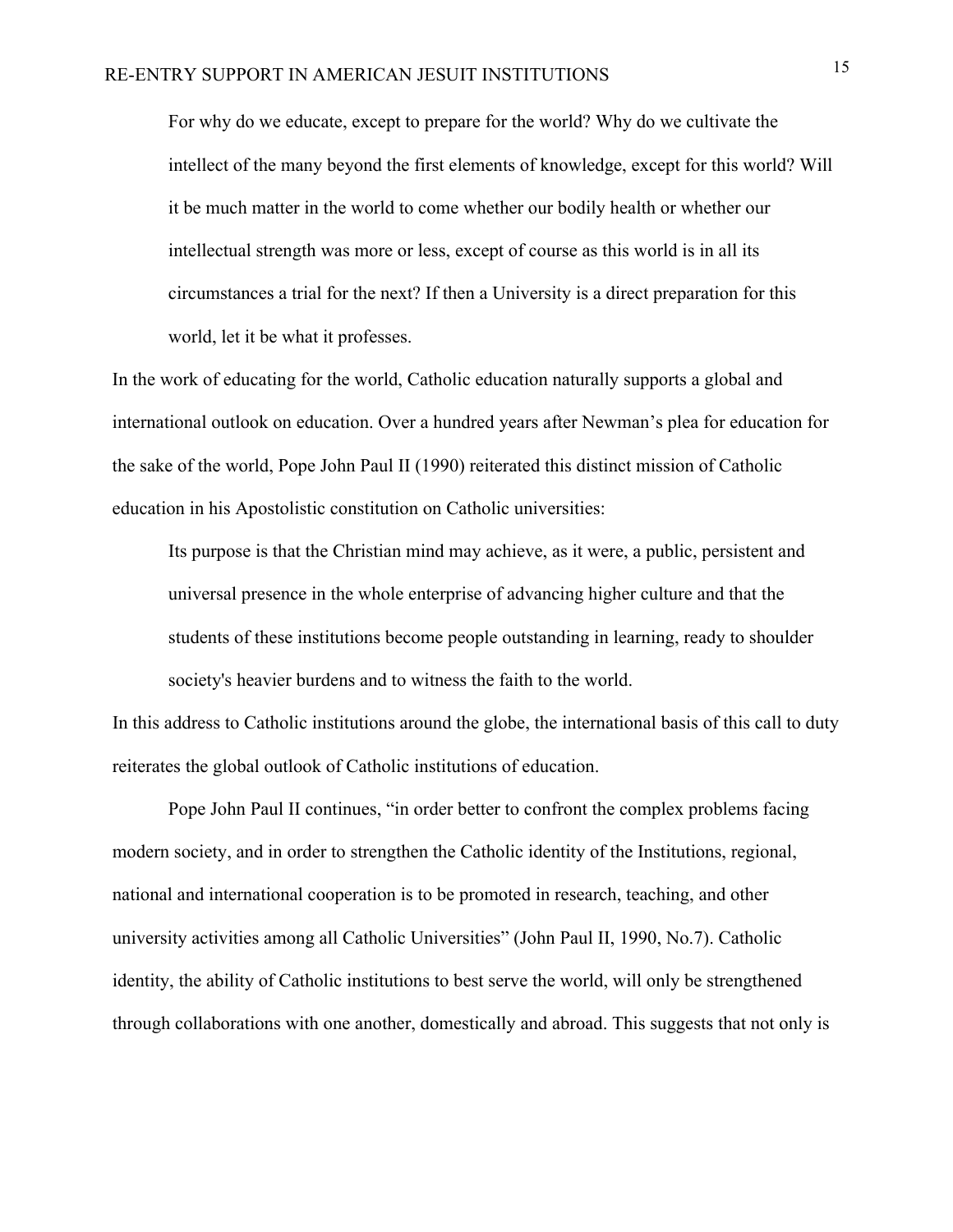> For why do we educate, except to prepare for the world? Why do we cultivate the intellect of the many beyond the first elements of knowledge, except for this world? Will it be much matter in the world to come whether our bodily health or whether our intellectual strength was more or less, except of course as this world is in all its circumstances a trial for the next? If then a University is a direct preparation for this world, let it be what it professes.

In the work of educating for the world, Catholic education naturally supports a global and international outlook on education. Over a hundred years after Newman's plea for education for the sake of the world, Pope John Paul II (1990) reiterated this distinct mission of Catholic education in his Apostolistic constitution on Catholic universities:

> Its purpose is that the Christian mind may achieve, as it were, a public, persistent and universal presence in the whole enterprise of advancing higher culture and that the students of these institutions become people outstanding in learning, ready to shoulder society's heavier burdens and to witness the faith to the world.

In this address to Catholic institutions around the globe, the international basis of this call to duty reiterates the global outlook of Catholic institutions of education.

Pope John Paul II continues, "in order better to confront the complex problems facing modern society, and in order to strengthen the Catholic identity of the Institutions, regional, national and international cooperation is to be promoted in research, teaching, and other university activities among all Catholic Universities" (John Paul II, 1990, No.7). Catholic identity, the ability of Catholic institutions to best serve the world, will only be strengthened through collaborations with one another, domestically and abroad. This suggests that not only is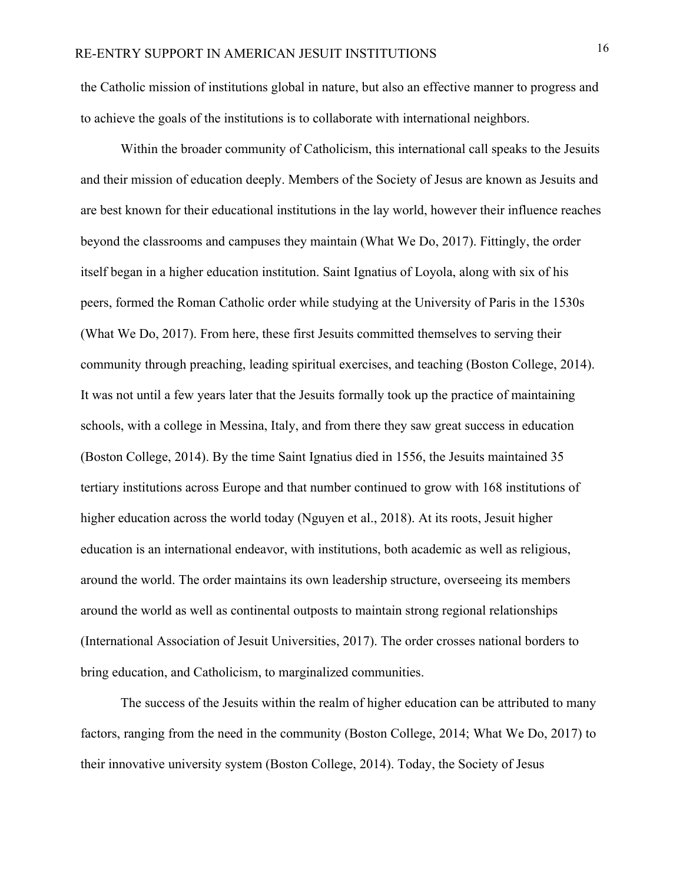the Catholic mission of institutions global in nature, but also an effective manner to progress and to achieve the goals of the institutions is to collaborate with international neighbors.

Within the broader community of Catholicism, this international call speaks to the Jesuits and their mission of education deeply. Members of the Society of Jesus are known as Jesuits and are best known for their educational institutions in the lay world, however their influence reaches beyond the classrooms and campuses they maintain (What We Do, 2017). Fittingly, the order itself began in a higher education institution. Saint Ignatius of Loyola, along with six of his peers, formed the Roman Catholic order while studying at the University of Paris in the 1530s (What We Do, 2017). From here, these first Jesuits committed themselves to serving their community through preaching, leading spiritual exercises, and teaching (Boston College, 2014). It was not until a few years later that the Jesuits formally took up the practice of maintaining schools, with a college in Messina, Italy, and from there they saw great success in education (Boston College, 2014). By the time Saint Ignatius died in 1556, the Jesuits maintained 35 tertiary institutions across Europe and that number continued to grow with 168 institutions of higher education across the world today (Nguyen et al., 2018). At its roots, Jesuit higher education is an international endeavor, with institutions, both academic as well as religious, around the world. The order maintains its own leadership structure, overseeing its members around the world as well as continental outposts to maintain strong regional relationships (International Association of Jesuit Universities, 2017). The order crosses national borders to bring education, and Catholicism, to marginalized communities.

The success of the Jesuits within the realm of higher education can be attributed to many factors, ranging from the need in the community (Boston College, 2014; What We Do, 2017) to their innovative university system (Boston College, 2014). Today, the Society of Jesus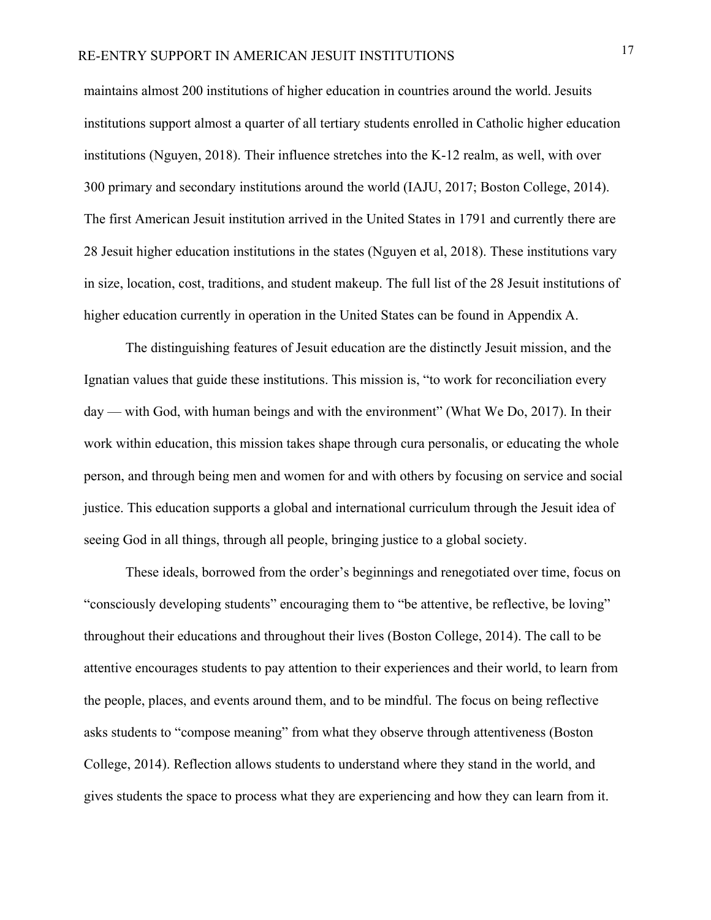maintains almost 200 institutions of higher education in countries around the world. Jesuits institutions support almost a quarter of all tertiary students enrolled in Catholic higher education institutions (Nguyen, 2018). Their influence stretches into the K-12 realm, as well, with over 300 primary and secondary institutions around the world (IAJU, 2017; Boston College, 2014). The first American Jesuit institution arrived in the United States in 1791 and currently there are 28 Jesuit higher education institutions in the states (Nguyen et al, 2018). These institutions vary in size, location, cost, traditions, and student makeup. The full list of the 28 Jesuit institutions of higher education currently in operation in the United States can be found in Appendix A.

The distinguishing features of Jesuit education are the distinctly Jesuit mission, and the Ignatian values that guide these institutions. This mission is, "to work for reconciliation every day — with God, with human beings and with the environment" (What We Do, 2017). In their work within education, this mission takes shape through cura personalis, or educating the whole person, and through being men and women for and with others by focusing on service and social justice. This education supports a global and international curriculum through the Jesuit idea of seeing God in all things, through all people, bringing justice to a global society.

These ideals, borrowed from the order's beginnings and renegotiated over time, focus on "consciously developing students" encouraging them to "be attentive, be reflective, be loving" throughout their educations and throughout their lives (Boston College, 2014). The call to be attentive encourages students to pay attention to their experiences and their world, to learn from the people, places, and events around them, and to be mindful. The focus on being reflective asks students to "compose meaning" from what they observe through attentiveness (Boston College, 2014). Reflection allows students to understand where they stand in the world, and gives students the space to process what they are experiencing and how they can learn from it.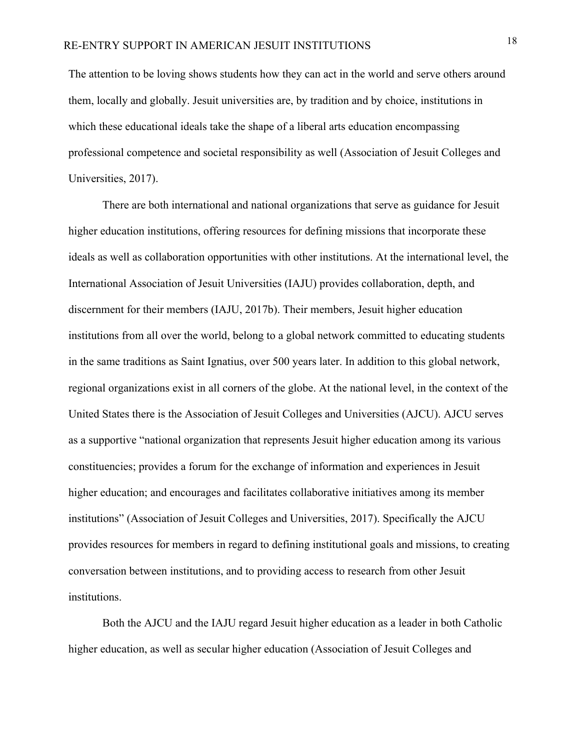The attention to be loving shows students how they can act in the world and serve others around them, locally and globally. Jesuit universities are, by tradition and by choice, institutions in which these educational ideals take the shape of a liberal arts education encompassing professional competence and societal responsibility as well (Association of Jesuit Colleges and Universities, 2017).

There are both international and national organizations that serve as guidance for Jesuit higher education institutions, offering resources for defining missions that incorporate these ideals as well as collaboration opportunities with other institutions. At the international level, the International Association of Jesuit Universities (IAJU) provides collaboration, depth, and discernment for their members (IAJU, 2017b). Their members, Jesuit higher education institutions from all over the world, belong to a global network committed to educating students in the same traditions as Saint Ignatius, over 500 years later. In addition to this global network, regional organizations exist in all corners of the globe. At the national level, in the context of the United States there is the Association of Jesuit Colleges and Universities (AJCU). AJCU serves as a supportive "national organization that represents Jesuit higher education among its various constituencies; provides a forum for the exchange of information and experiences in Jesuit higher education; and encourages and facilitates collaborative initiatives among its member institutions" (Association of Jesuit Colleges and Universities, 2017). Specifically the AJCU provides resources for members in regard to defining institutional goals and missions, to creating conversation between institutions, and to providing access to research from other Jesuit institutions.

Both the AJCU and the IAJU regard Jesuit higher education as a leader in both Catholic higher education, as well as secular higher education (Association of Jesuit Colleges and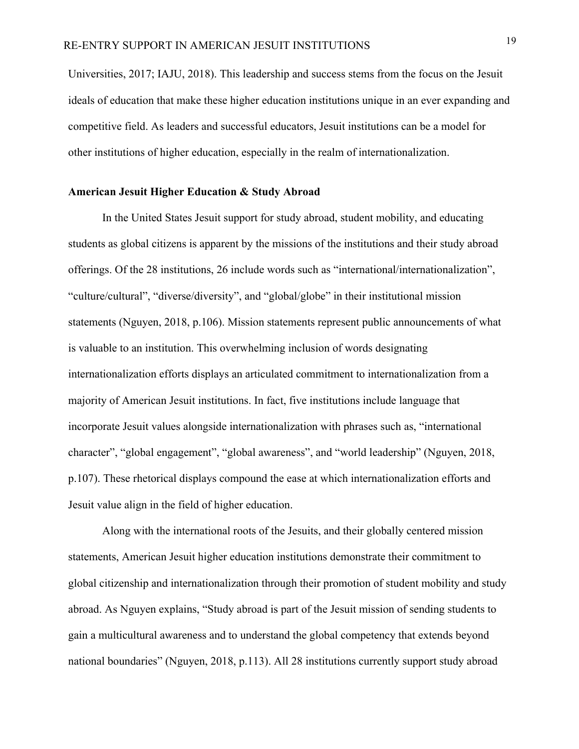Universities, 2017; IAJU, 2018). This leadership and success stems from the focus on the Jesuit ideals of education that make these higher education institutions unique in an ever expanding and competitive field. As leaders and successful educators, Jesuit institutions can be a model for other institutions of higher education, especially in the realm of internationalization.

**American Jesuit Higher Education & Study Abroad**

In the United States Jesuit support for study abroad, student mobility, and educating students as global citizens is apparent by the missions of the institutions and their study abroad offerings. Of the 28 institutions, 26 include words such as "international/internationalization", "culture/cultural", "diverse/diversity", and "global/globe" in their institutional mission statements (Nguyen, 2018, p.106). Mission statements represent public announcements of what is valuable to an institution. This overwhelming inclusion of words designating internationalization efforts displays an articulated commitment to internationalization from a majority of American Jesuit institutions. In fact, five institutions include language that incorporate Jesuit values alongside internationalization with phrases such as, "international character", "global engagement", "global awareness", and "world leadership" (Nguyen, 2018, p.107). These rhetorical displays compound the ease at which internationalization efforts and Jesuit value align in the field of higher education.

Along with the international roots of the Jesuits, and their globally centered mission statements, American Jesuit higher education institutions demonstrate their commitment to global citizenship and internationalization through their promotion of student mobility and study abroad. As Nguyen explains, "Study abroad is part of the Jesuit mission of sending students to gain a multicultural awareness and to understand the global competency that extends beyond national boundaries" (Nguyen, 2018, p.113). All 28 institutions currently support study abroad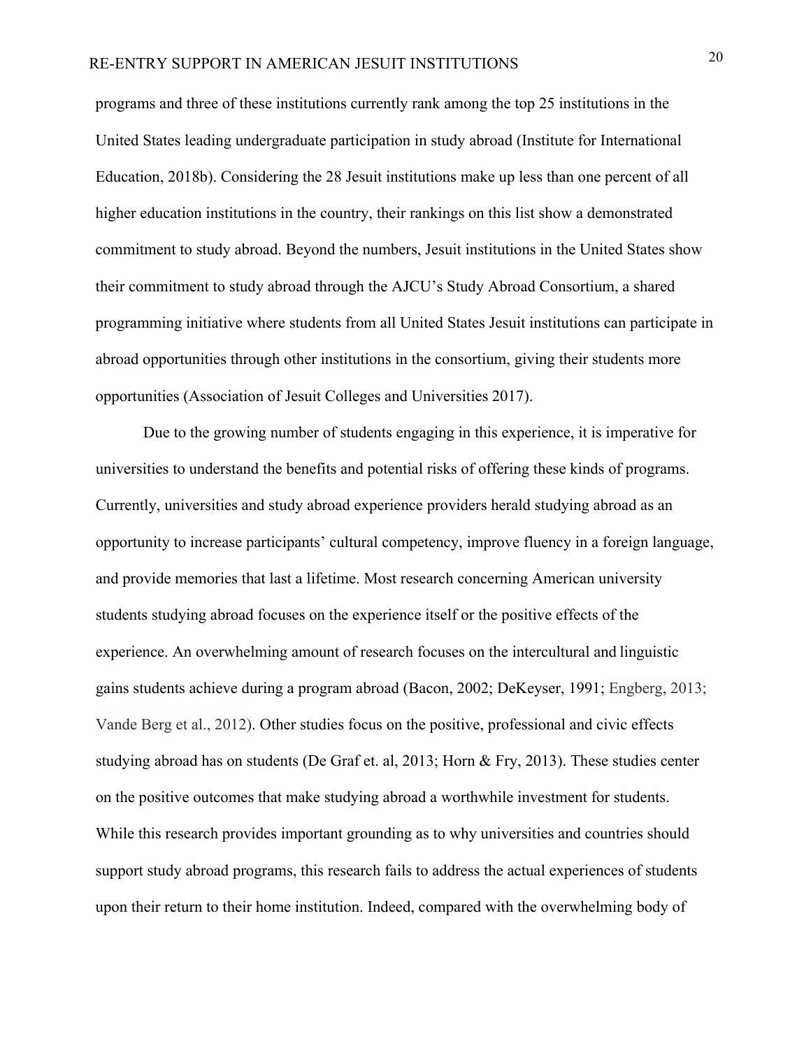programs and three of these institutions currently rank among the top 25 institutions in the United States leading undergraduate participation in study abroad (Institute for International Education, 2018b). Considering the 28 Jesuit institutions make up less than one percent of all higher education institutions in the country, their rankings on this list show a demonstrated commitment to study abroad. Beyond the numbers, Jesuit institutions in the United States show their commitment to study abroad through the AJCU's Study Abroad Consortium, a shared programming initiative where students from all United States Jesuit institutions can participate in abroad opportunities through other institutions in the consortium, giving their students more opportunities (Association of Jesuit Colleges and Universities 2017).

Due to the growing number of students engaging in this experience, it is imperative for universities to understand the benefits and potential risks of offering these kinds of programs. Currently, universities and study abroad experience providers herald studying abroad as an opportunity to increase participants' cultural competency, improve fluency in a foreign language, and provide memories that last a lifetime. Most research concerning American university students studying abroad focuses on the experience itself or the positive effects of the experience. An overwhelming amount of research focuses on the intercultural and linguistic gains students achieve during a program abroad (Bacon, 2002; DeKeyser, 1991; Engberg, 2013; Vande Berg et al., 2012). Other studies focus on the positive, professional and civic effects studying abroad has on students (De Graf et. al, 2013; Horn & Fry, 2013). These studies center on the positive outcomes that make studying abroad a worthwhile investment for students. While this research provides important grounding as to why universities and countries should support study abroad programs, this research fails to address the actual experiences of students upon their return to their home institution. Indeed, compared with the overwhelming body of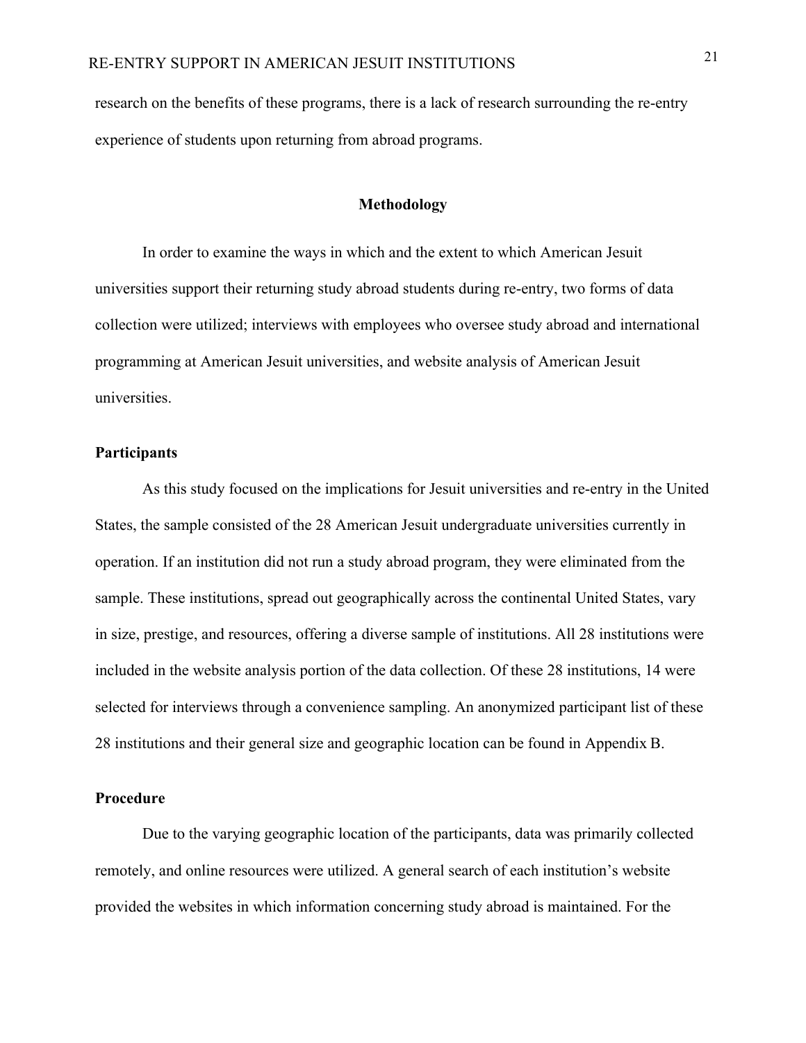research on the benefits of these programs, there is a lack of research surrounding the re-entry experience of students upon returning from abroad programs.

## Methodology

In order to examine the ways in which and the extent to which American Jesuit universities support their returning study abroad students during re-entry, two forms of data collection were utilized; interviews with employees who oversee study abroad and international programming at American Jesuit universities, and website analysis of American Jesuit universities.

### Participants

As this study focused on the implications for Jesuit universities and re-entry in the United States, the sample consisted of the 28 American Jesuit undergraduate universities currently in operation. If an institution did not run a study abroad program, they were eliminated from the sample. These institutions, spread out geographically across the continental United States, vary in size, prestige, and resources, offering a diverse sample of institutions. All 28 institutions were included in the website analysis portion of the data collection. Of these 28 institutions, 14 were selected for interviews through a convenience sampling. An anonymized participant list of these 28 institutions and their general size and geographic location can be found in Appendix B.

### Procedure

Due to the varying geographic location of the participants, data was primarily collected remotely, and online resources were utilized. A general search of each institution's website provided the websites in which information concerning study abroad is maintained. For the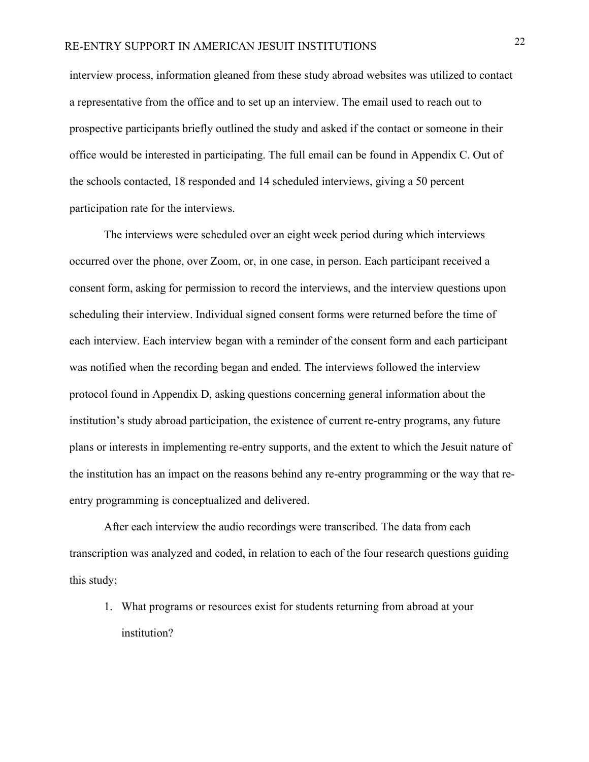interview process, information gleaned from these study abroad websites was utilized to contact a representative from the office and to set up an interview. The email used to reach out to prospective participants briefly outlined the study and asked if the contact or someone in their office would be interested in participating. The full email can be found in Appendix C. Out of the schools contacted, 18 responded and 14 scheduled interviews, giving a 50 percent participation rate for the interviews.

The interviews were scheduled over an eight week period during which interviews occurred over the phone, over Zoom, or, in one case, in person. Each participant received a consent form, asking for permission to record the interviews, and the interview questions upon scheduling their interview. Individual signed consent forms were returned before the time of each interview. Each interview began with a reminder of the consent form and each participant was notified when the recording began and ended. The interviews followed the interview protocol found in Appendix D, asking questions concerning general information about the institution's study abroad participation, the existence of current re-entry programs, any future plans or interests in implementing re-entry supports, and the extent to which the Jesuit nature of the institution has an impact on the reasons behind any re-entry programming or the way that re-entry programming is conceptualized and delivered.

After each interview the audio recordings were transcribed. The data from each transcription was analyzed and coded, in relation to each of the four research questions guiding this study;

1. What programs or resources exist for students returning from abroad at your institution?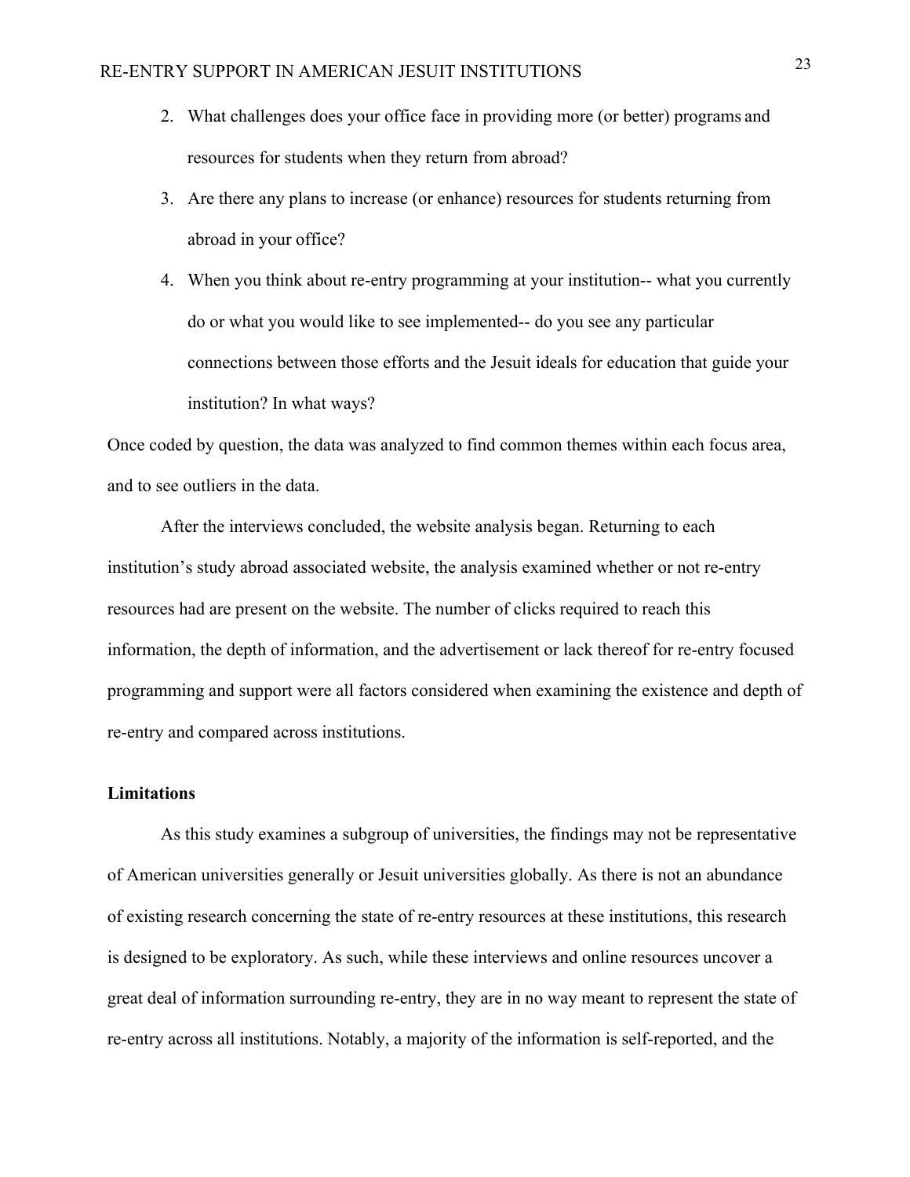2. What challenges does your office face in providing more (or better) programs and resources for students when they return from abroad?
3. Are there any plans to increase (or enhance) resources for students returning from abroad in your office?
4. When you think about re-entry programming at your institution-- what you currently do or what you would like to see implemented-- do you see any particular connections between those efforts and the Jesuit ideals for education that guide your institution? In what ways?

Once coded by question, the data was analyzed to find common themes within each focus area, and to see outliers in the data.

After the interviews concluded, the website analysis began. Returning to each institution's study abroad associated website, the analysis examined whether or not re-entry resources had are present on the website. The number of clicks required to reach this information, the depth of information, and the advertisement or lack thereof for re-entry focused programming and support were all factors considered when examining the existence and depth of re-entry and compared across institutions.

### Limitations

As this study examines a subgroup of universities, the findings may not be representative of American universities generally or Jesuit universities globally. As there is not an abundance of existing research concerning the state of re-entry resources at these institutions, this research is designed to be exploratory. As such, while these interviews and online resources uncover a great deal of information surrounding re-entry, they are in no way meant to represent the state of re-entry across all institutions. Notably, a majority of the information is self-reported, and the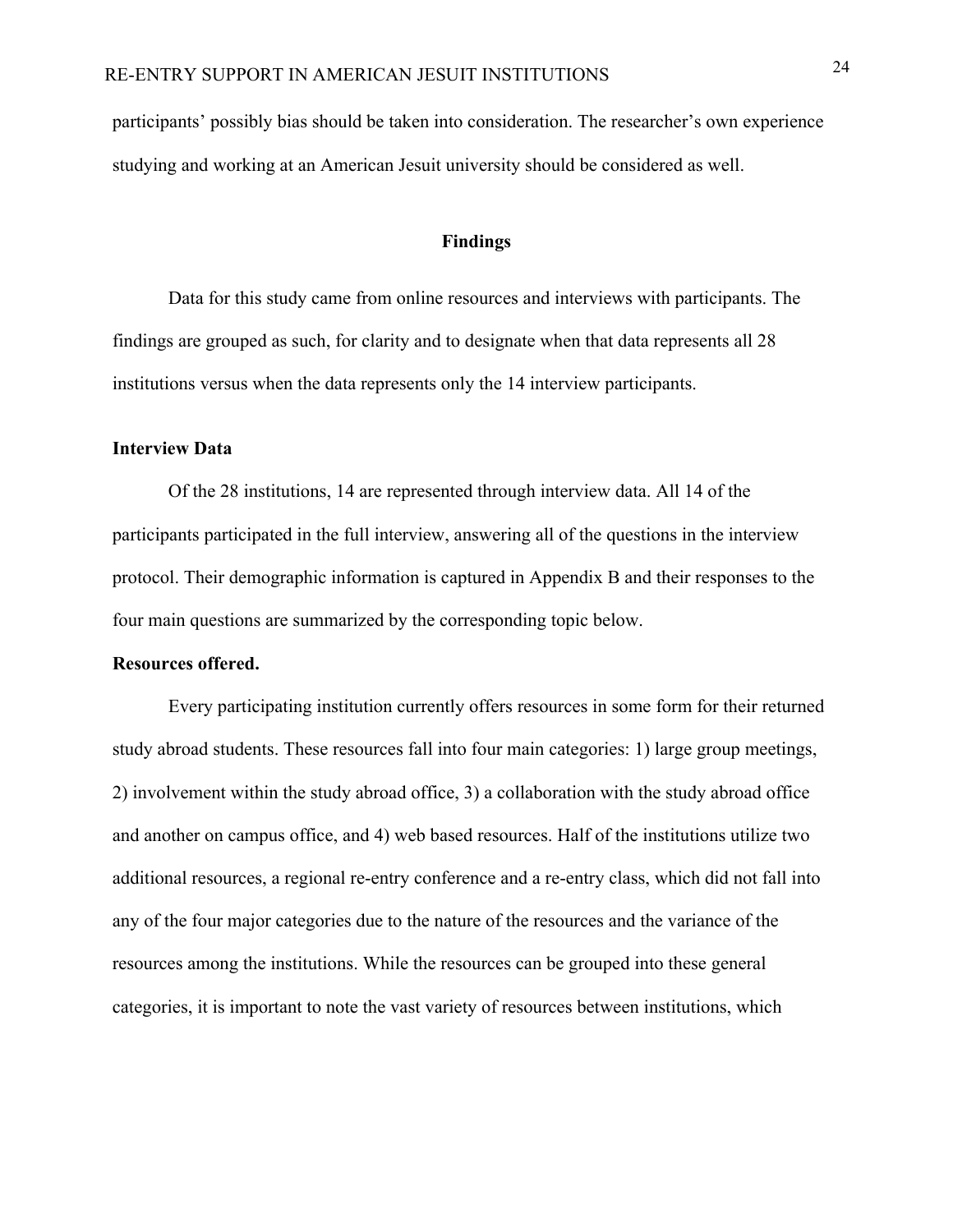participants' possibly bias should be taken into consideration. The researcher's own experience studying and working at an American Jesuit university should be considered as well.

## Findings

Data for this study came from online resources and interviews with participants. The findings are grouped as such, for clarity and to designate when that data represents all 28 institutions versus when the data represents only the 14 interview participants.

### Interview Data

Of the 28 institutions, 14 are represented through interview data. All 14 of the participants participated in the full interview, answering all of the questions in the interview protocol. Their demographic information is captured in Appendix B and their responses to the four main questions are summarized by the corresponding topic below.

#### Resources offered.

Every participating institution currently offers resources in some form for their returned study abroad students. These resources fall into four main categories: 1) large group meetings, 2) involvement within the study abroad office, 3) a collaboration with the study abroad office and another on campus office, and 4) web based resources. Half of the institutions utilize two additional resources, a regional re-entry conference and a re-entry class, which did not fall into any of the four major categories due to the nature of the resources and the variance of the resources among the institutions. While the resources can be grouped into these general categories, it is important to note the vast variety of resources between institutions, which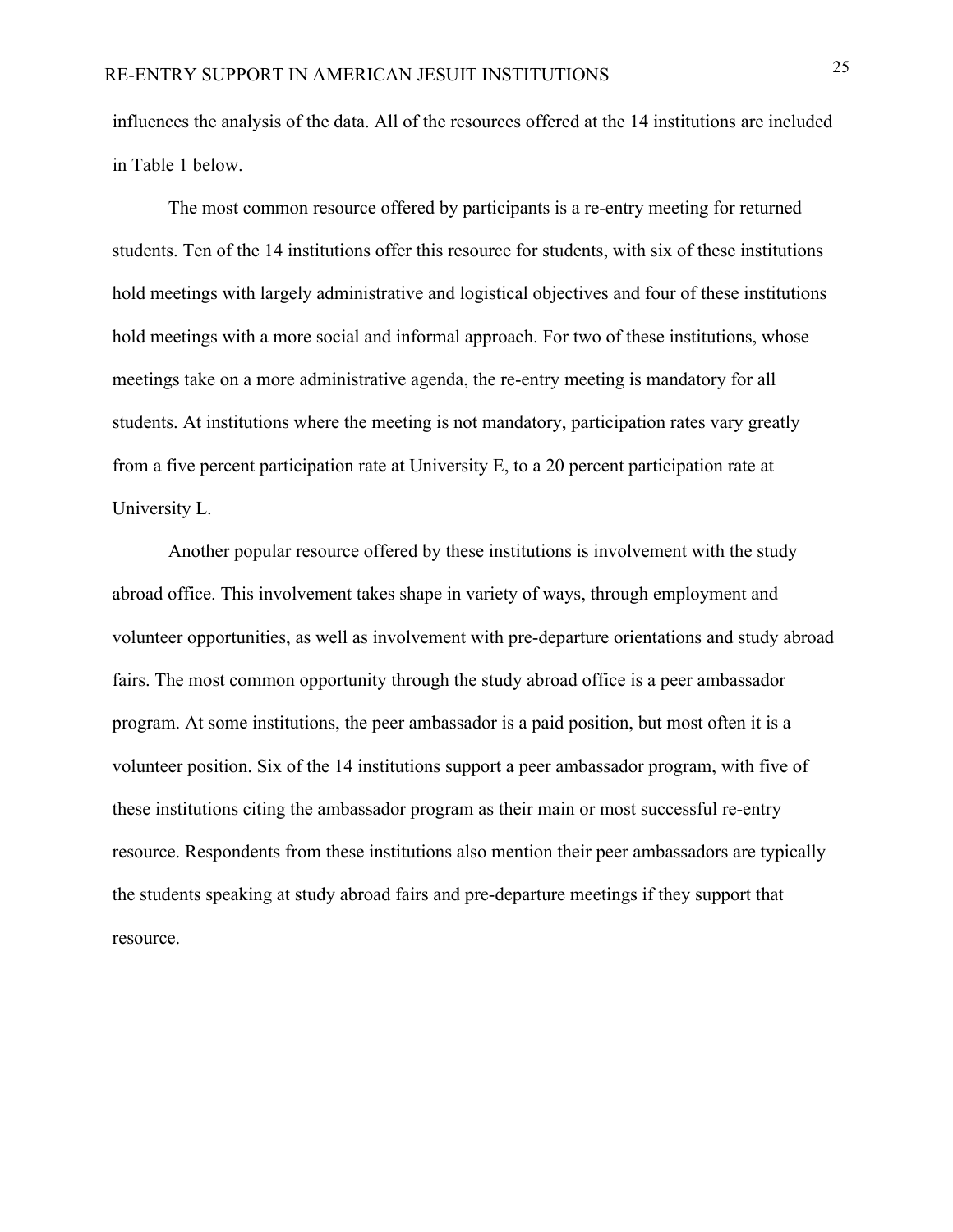influences the analysis of the data. All of the resources offered at the 14 institutions are included in Table 1 below.

The most common resource offered by participants is a re-entry meeting for returned students. Ten of the 14 institutions offer this resource for students, with six of these institutions hold meetings with largely administrative and logistical objectives and four of these institutions hold meetings with a more social and informal approach. For two of these institutions, whose meetings take on a more administrative agenda, the re-entry meeting is mandatory for all students. At institutions where the meeting is not mandatory, participation rates vary greatly from a five percent participation rate at University E, to a 20 percent participation rate at University L.

Another popular resource offered by these institutions is involvement with the study abroad office. This involvement takes shape in variety of ways, through employment and volunteer opportunities, as well as involvement with pre-departure orientations and study abroad fairs. The most common opportunity through the study abroad office is a peer ambassador program. At some institutions, the peer ambassador is a paid position, but most often it is a volunteer position. Six of the 14 institutions support a peer ambassador program, with five of these institutions citing the ambassador program as their main or most successful re-entry resource. Respondents from these institutions also mention their peer ambassadors are typically the students speaking at study abroad fairs and pre-departure meetings if they support that resource.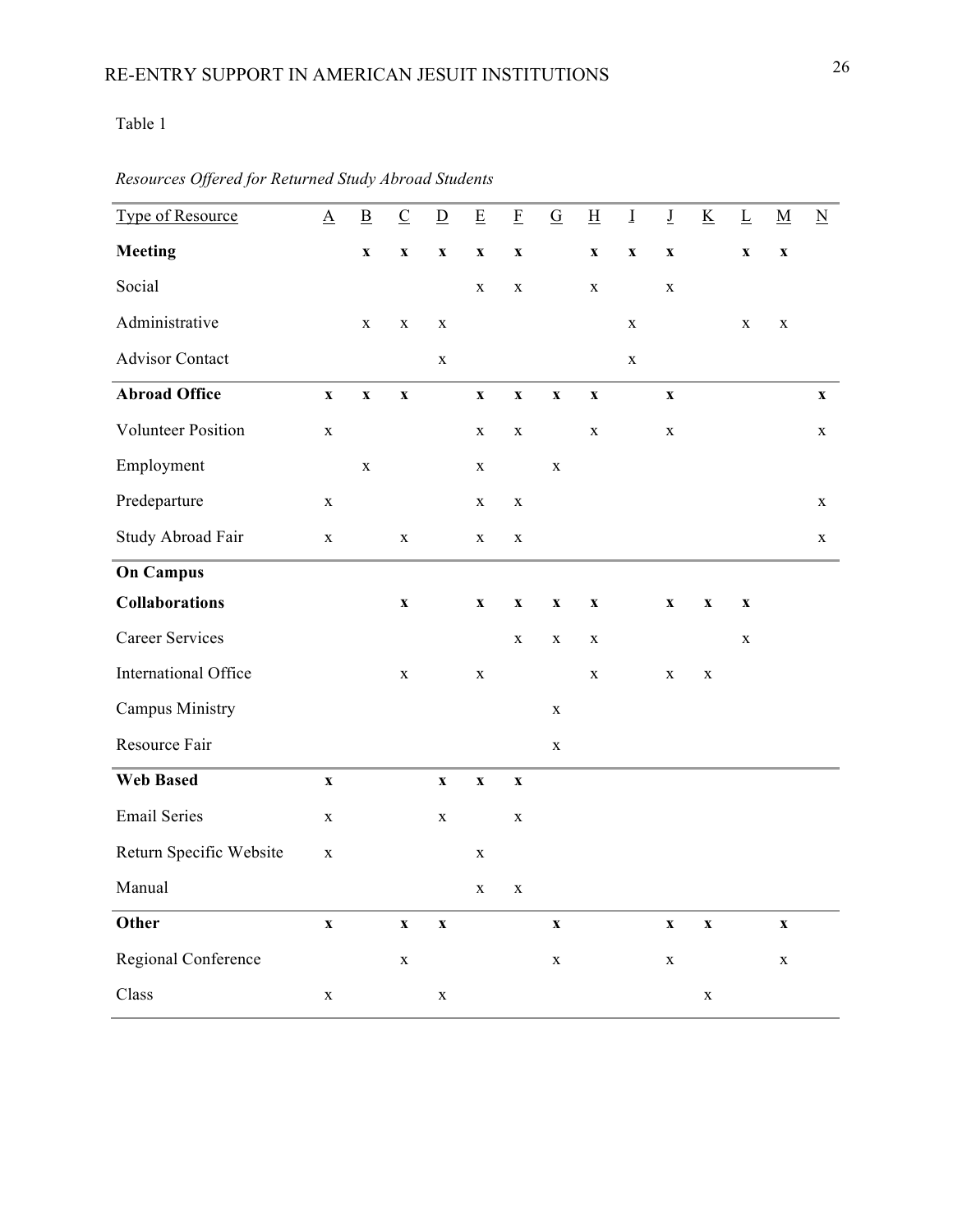Table 1

*Resources Offered for Returned Study Abroad Students*

| Type of Resource | A | B | C | D | E | F | G | H | I | J | K | L | M | N |
|---|---|---|---|---|---|---|---|---|---|---|---|---|---|---|
| **Meeting** | | **x** | **x** | **x** | **x** | **x** | | **x** | **x** | **x** | | **x** | **x** | |
| Social | | | | | x | x | | x | | x | | | | |
| Administrative | | x | x | x | | | | | x | | | x | x | |
| Advisor Contact | | | | x | | | | | x | | | | | |
| **Abroad Office** | **x** | **x** | **x** | | **x** | **x** | **x** | **x** | | **x** | | | | **x** |
| Volunteer Position | x | | | | x | x | | x | | x | | | | x |
| Employment | | x | | | x | | x | | | | | | | |
| Predeparture | x | | | | x | x | | | | | | | | x |
| Study Abroad Fair | x | | x | | x | x | | | | | | | | x |
| **On Campus Collaborations** | | | **x** | | **x** | **x** | **x** | **x** | | **x** | **x** | **x** | | |
| Career Services | | | | | | x | x | x | | | | x | | |
| International Office | | | x | | x | | | x | | x | x | | | |
| Campus Ministry | | | | | | | x | | | | | | | |
| Resource Fair | | | | | | | x | | | | | | | |
| **Web Based** | **x** | | | **x** | **x** | **x** | | | | | | | | |
| Email Series | x | | | x | | x | | | | | | | | |
| Return Specific Website | x | | | | x | | | | | | | | | |
| Manual | | | | | x | x | | | | | | | | |
| **Other** | **x** | | **x** | **x** | | | **x** | | | **x** | **x** | | **x** | |
| Regional Conference | | | x | | | | x | | | x | | | x | |
| Class | x | | | x | | | | | | | x | | | |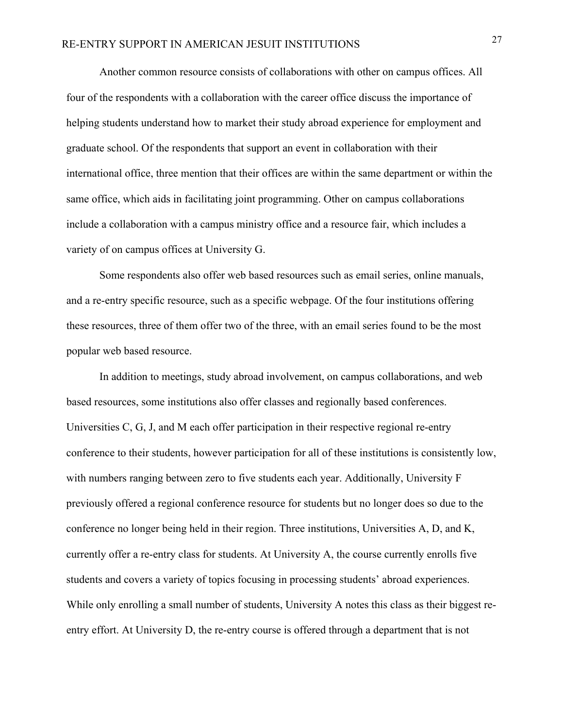Another common resource consists of collaborations with other on campus offices. All four of the respondents with a collaboration with the career office discuss the importance of helping students understand how to market their study abroad experience for employment and graduate school. Of the respondents that support an event in collaboration with their international office, three mention that their offices are within the same department or within the same office, which aids in facilitating joint programming. Other on campus collaborations include a collaboration with a campus ministry office and a resource fair, which includes a variety of on campus offices at University G.

Some respondents also offer web based resources such as email series, online manuals, and a re-entry specific resource, such as a specific webpage. Of the four institutions offering these resources, three of them offer two of the three, with an email series found to be the most popular web based resource.

In addition to meetings, study abroad involvement, on campus collaborations, and web based resources, some institutions also offer classes and regionally based conferences. Universities C, G, J, and M each offer participation in their respective regional re-entry conference to their students, however participation for all of these institutions is consistently low, with numbers ranging between zero to five students each year. Additionally, University F previously offered a regional conference resource for students but no longer does so due to the conference no longer being held in their region. Three institutions, Universities A, D, and K, currently offer a re-entry class for students. At University A, the course currently enrolls five students and covers a variety of topics focusing in processing students' abroad experiences. While only enrolling a small number of students, University A notes this class as their biggest re-entry effort. At University D, the re-entry course is offered through a department that is not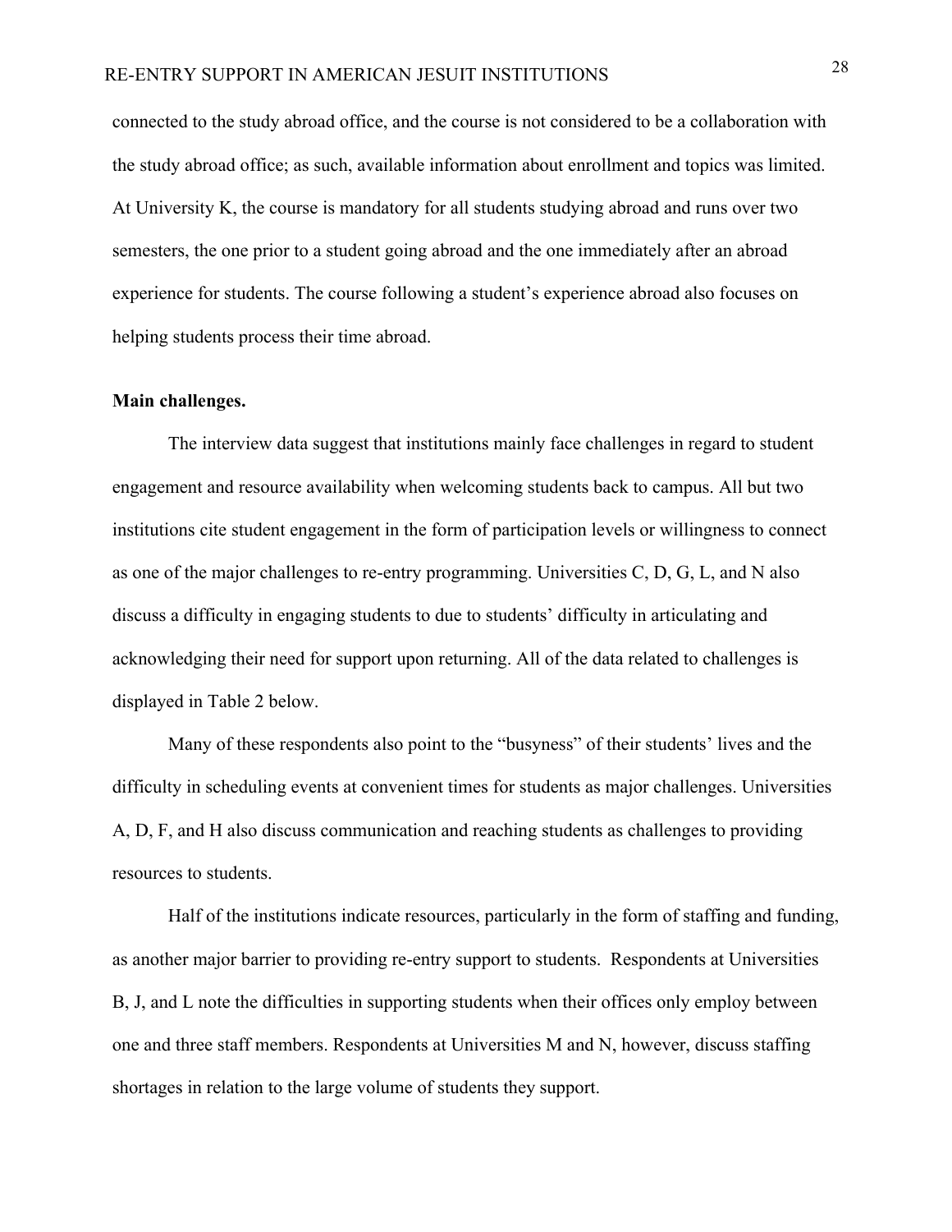connected to the study abroad office, and the course is not considered to be a collaboration with the study abroad office; as such, available information about enrollment and topics was limited. At University K, the course is mandatory for all students studying abroad and runs over two semesters, the one prior to a student going abroad and the one immediately after an abroad experience for students. The course following a student's experience abroad also focuses on helping students process their time abroad.

**Main challenges.**

The interview data suggest that institutions mainly face challenges in regard to student engagement and resource availability when welcoming students back to campus. All but two institutions cite student engagement in the form of participation levels or willingness to connect as one of the major challenges to re-entry programming. Universities C, D, G, L, and N also discuss a difficulty in engaging students to due to students' difficulty in articulating and acknowledging their need for support upon returning. All of the data related to challenges is displayed in Table 2 below.

Many of these respondents also point to the "busyness" of their students' lives and the difficulty in scheduling events at convenient times for students as major challenges. Universities A, D, F, and H also discuss communication and reaching students as challenges to providing resources to students.

Half of the institutions indicate resources, particularly in the form of staffing and funding, as another major barrier to providing re-entry support to students. Respondents at Universities B, J, and L note the difficulties in supporting students when their offices only employ between one and three staff members. Respondents at Universities M and N, however, discuss staffing shortages in relation to the large volume of students they support.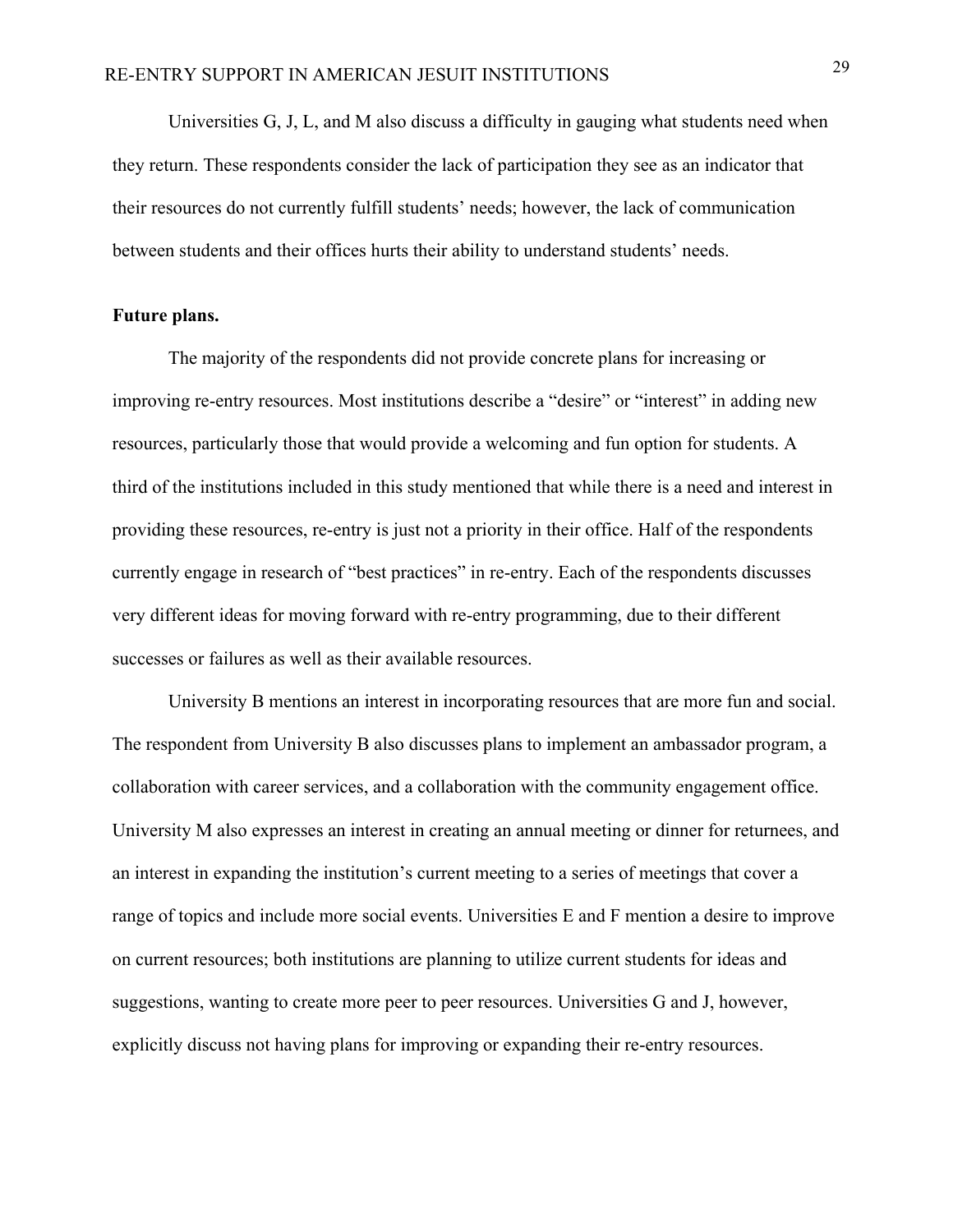Universities G, J, L, and M also discuss a difficulty in gauging what students need when they return. These respondents consider the lack of participation they see as an indicator that their resources do not currently fulfill students' needs; however, the lack of communication between students and their offices hurts their ability to understand students' needs.

**Future plans.**

The majority of the respondents did not provide concrete plans for increasing or improving re-entry resources. Most institutions describe a "desire" or "interest" in adding new resources, particularly those that would provide a welcoming and fun option for students. A third of the institutions included in this study mentioned that while there is a need and interest in providing these resources, re-entry is just not a priority in their office. Half of the respondents currently engage in research of "best practices" in re-entry. Each of the respondents discusses very different ideas for moving forward with re-entry programming, due to their different successes or failures as well as their available resources.

University B mentions an interest in incorporating resources that are more fun and social. The respondent from University B also discusses plans to implement an ambassador program, a collaboration with career services, and a collaboration with the community engagement office. University M also expresses an interest in creating an annual meeting or dinner for returnees, and an interest in expanding the institution's current meeting to a series of meetings that cover a range of topics and include more social events. Universities E and F mention a desire to improve on current resources; both institutions are planning to utilize current students for ideas and suggestions, wanting to create more peer to peer resources. Universities G and J, however, explicitly discuss not having plans for improving or expanding their re-entry resources.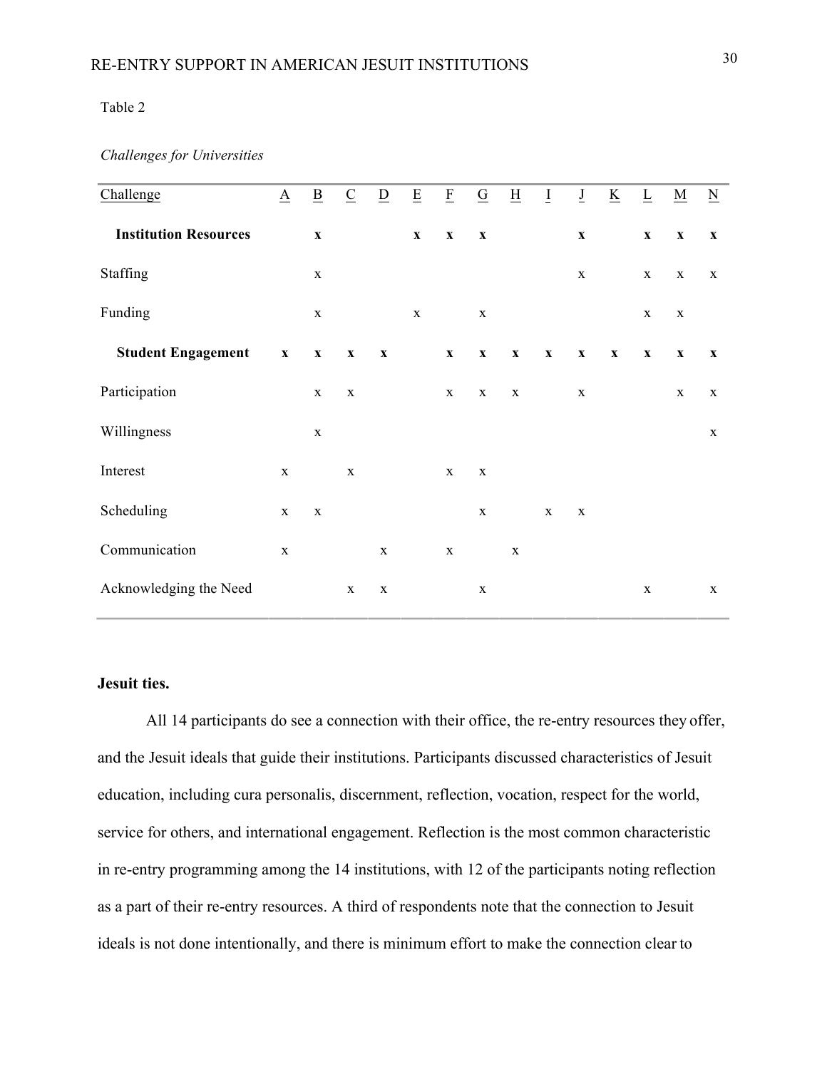Table 2

*Challenges for Universities*

| Challenge | A | B | C | D | E | F | G | H | I | J | K | L | M | N |
|---|---|---|---|---|---|---|---|---|---|---|---|---|---|---|
| **Institution Resources** | | **x** | | | **x** | **x** | **x** | | | **x** | | **x** | **x** | **x** |
| Staffing | | x | | | | | | | | x | | x | x | x |
| Funding | | x | | | x | | x | | | | | x | x | |
| **Student Engagement** | **x** | **x** | **x** | **x** | | **x** | **x** | **x** | **x** | **x** | **x** | **x** | **x** | **x** |
| Participation | | x | x | | | x | x | x | | x | | | x | x |
| Willingness | | x | | | | | | | | | | | | x |
| Interest | x | | x | | | x | x | | | | | | | |
| Scheduling | x | x | | | | | x | | x | x | | | | |
| Communication | x | | | x | | x | | x | | | | | | |
| Acknowledging the Need | | | x | x | | | x | | | | | x | | x |

**Jesuit ties.**

All 14 participants do see a connection with their office, the re-entry resources they offer, and the Jesuit ideals that guide their institutions. Participants discussed characteristics of Jesuit education, including cura personalis, discernment, reflection, vocation, respect for the world, service for others, and international engagement. Reflection is the most common characteristic in re-entry programming among the 14 institutions, with 12 of the participants noting reflection as a part of their re-entry resources. A third of respondents note that the connection to Jesuit ideals is not done intentionally, and there is minimum effort to make the connection clear to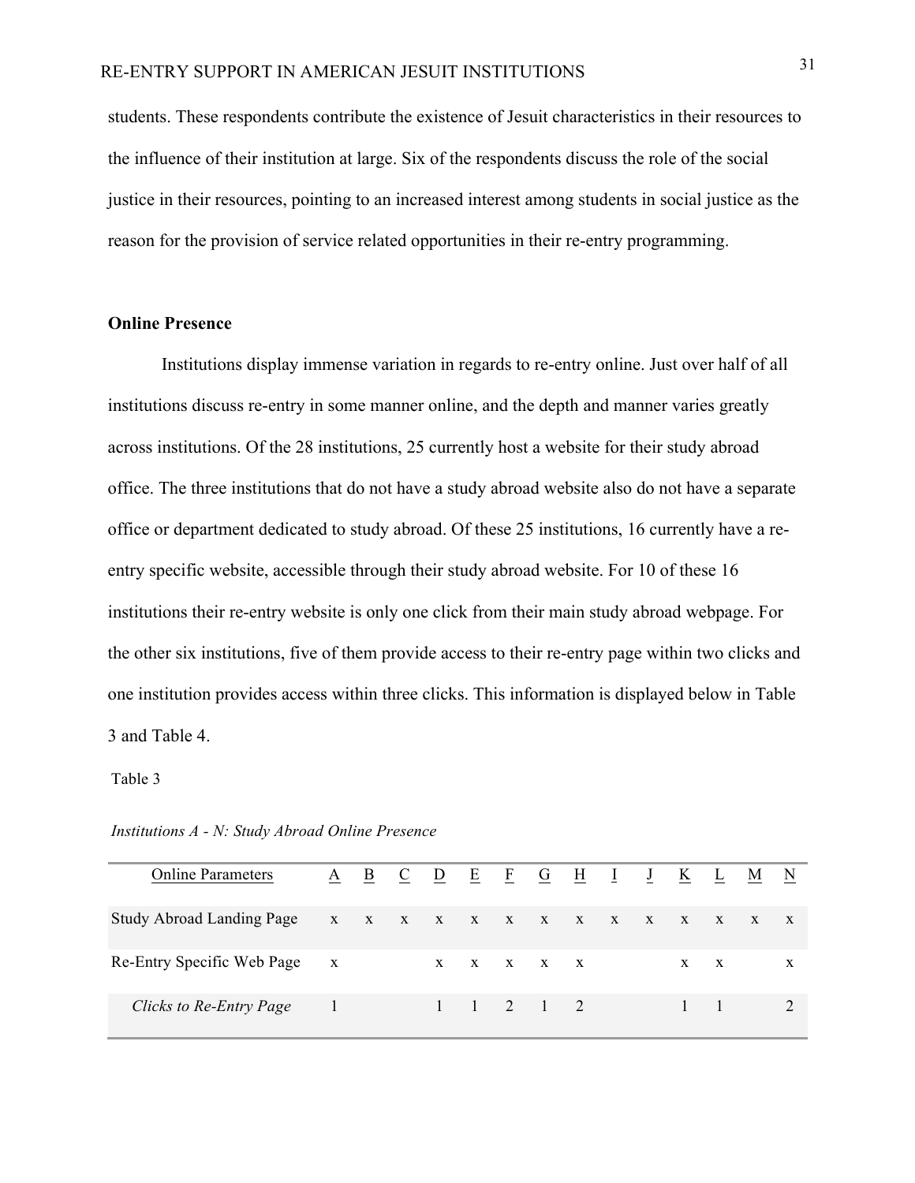students. These respondents contribute the existence of Jesuit characteristics in their resources to the influence of their institution at large. Six of the respondents discuss the role of the social justice in their resources, pointing to an increased interest among students in social justice as the reason for the provision of service related opportunities in their re-entry programming.

**Online Presence**

Institutions display immense variation in regards to re-entry online. Just over half of all institutions discuss re-entry in some manner online, and the depth and manner varies greatly across institutions. Of the 28 institutions, 25 currently host a website for their study abroad office. The three institutions that do not have a study abroad website also do not have a separate office or department dedicated to study abroad. Of these 25 institutions, 16 currently have a re-entry specific website, accessible through their study abroad website. For 10 of these 16 institutions their re-entry website is only one click from their main study abroad webpage. For the other six institutions, five of them provide access to their re-entry page within two clicks and one institution provides access within three clicks. This information is displayed below in Table 3 and Table 4.

Table 3

*Institutions A - N: Study Abroad Online Presence*

| Online Parameters | A | B | C | D | E | F | G | H | I | J | K | L | M | N |
|---|---|---|---|---|---|---|---|---|---|---|---|---|---|---|
| Study Abroad Landing Page | x | x | x | x | x | x | x | x | x | x | x | x | x | x |
| Re-Entry Specific Web Page | x | | | x | x | x | x | x | | | x | x | | x |
| *Clicks to Re-Entry Page* | 1 | | | 1 | 1 | 2 | 1 | 2 | | | 1 | 1 | | 2 |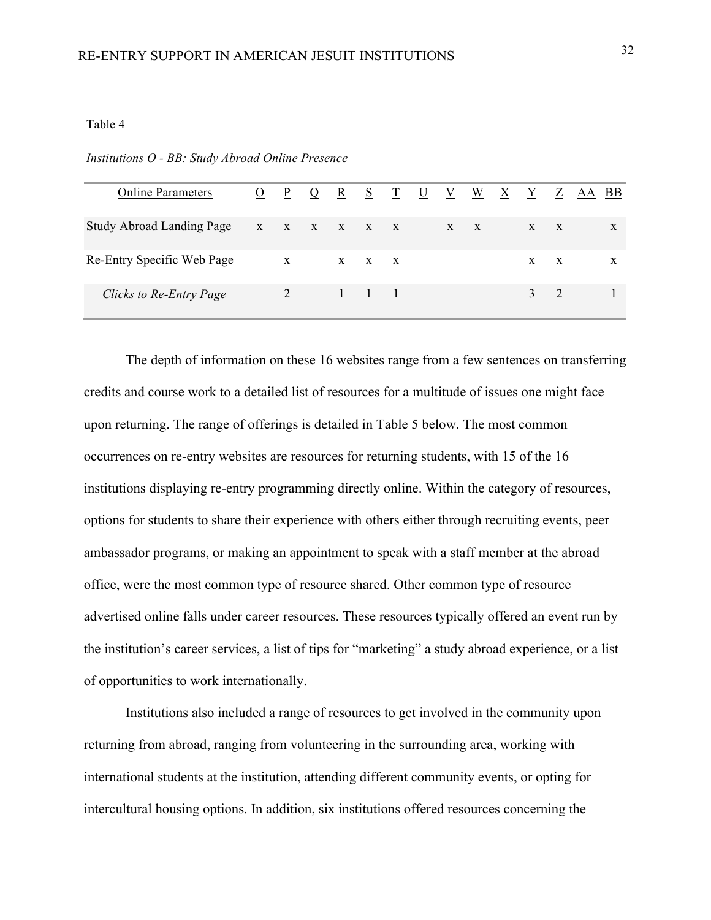Table 4

*Institutions O - BB: Study Abroad Online Presence*

| Online Parameters | O | P | Q | R | S | T | U | V | W | X | Y | Z | AA | BB |
|---|---|---|---|---|---|---|---|---|---|---|---|---|---|---|
| Study Abroad Landing Page | x | x | x | x | x | x | | x | x | | x | x | | x |
| Re-Entry Specific Web Page | | x | | x | x | x | | | | | x | x | | x |
| *Clicks to Re-Entry Page* | | 2 | | 1 | 1 | 1 | | | | | 3 | 2 | | 1 |

The depth of information on these 16 websites range from a few sentences on transferring credits and course work to a detailed list of resources for a multitude of issues one might face upon returning. The range of offerings is detailed in Table 5 below. The most common occurrences on re-entry websites are resources for returning students, with 15 of the 16 institutions displaying re-entry programming directly online. Within the category of resources, options for students to share their experience with others either through recruiting events, peer ambassador programs, or making an appointment to speak with a staff member at the abroad office, were the most common type of resource shared. Other common type of resource advertised online falls under career resources. These resources typically offered an event run by the institution's career services, a list of tips for "marketing" a study abroad experience, or a list of opportunities to work internationally.

Institutions also included a range of resources to get involved in the community upon returning from abroad, ranging from volunteering in the surrounding area, working with international students at the institution, attending different community events, or opting for intercultural housing options. In addition, six institutions offered resources concerning the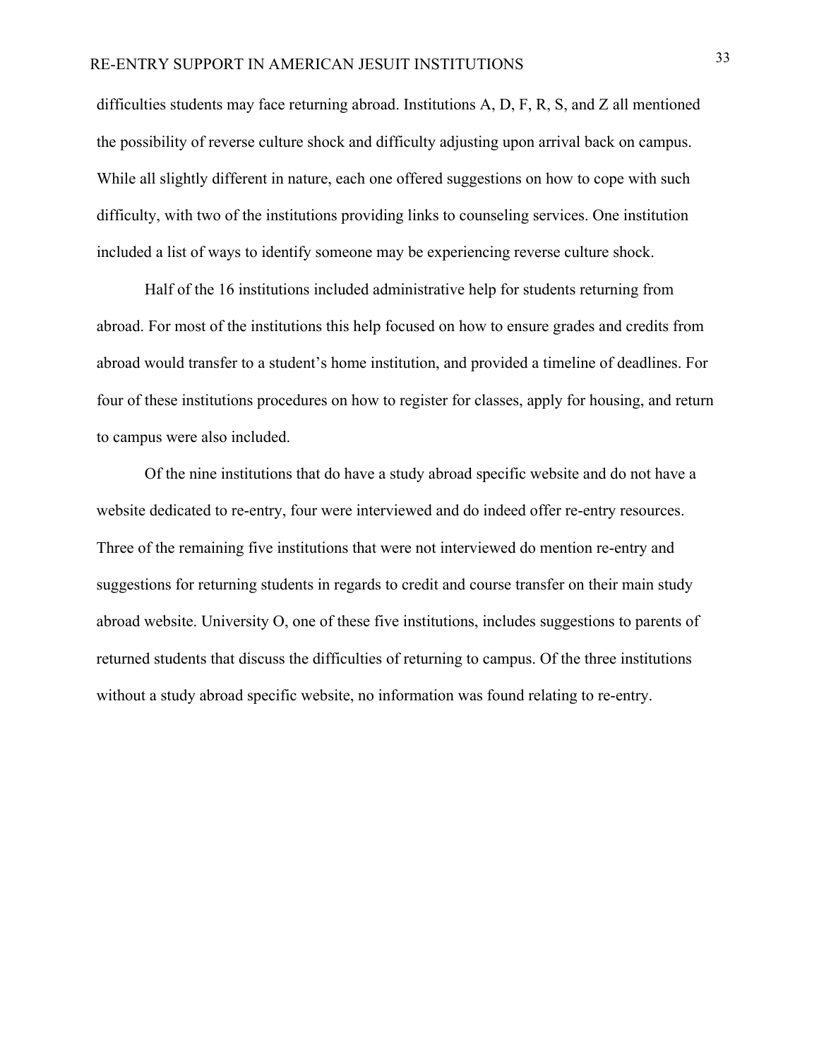difficulties students may face returning abroad. Institutions A, D, F, R, S, and Z all mentioned the possibility of reverse culture shock and difficulty adjusting upon arrival back on campus. While all slightly different in nature, each one offered suggestions on how to cope with such difficulty, with two of the institutions providing links to counseling services. One institution included a list of ways to identify someone may be experiencing reverse culture shock.

Half of the 16 institutions included administrative help for students returning from abroad. For most of the institutions this help focused on how to ensure grades and credits from abroad would transfer to a student's home institution, and provided a timeline of deadlines. For four of these institutions procedures on how to register for classes, apply for housing, and return to campus were also included.

Of the nine institutions that do have a study abroad specific website and do not have a website dedicated to re-entry, four were interviewed and do indeed offer re-entry resources. Three of the remaining five institutions that were not interviewed do mention re-entry and suggestions for returning students in regards to credit and course transfer on their main study abroad website. University O, one of these five institutions, includes suggestions to parents of returned students that discuss the difficulties of returning to campus. Of the three institutions without a study abroad specific website, no information was found relating to re-entry.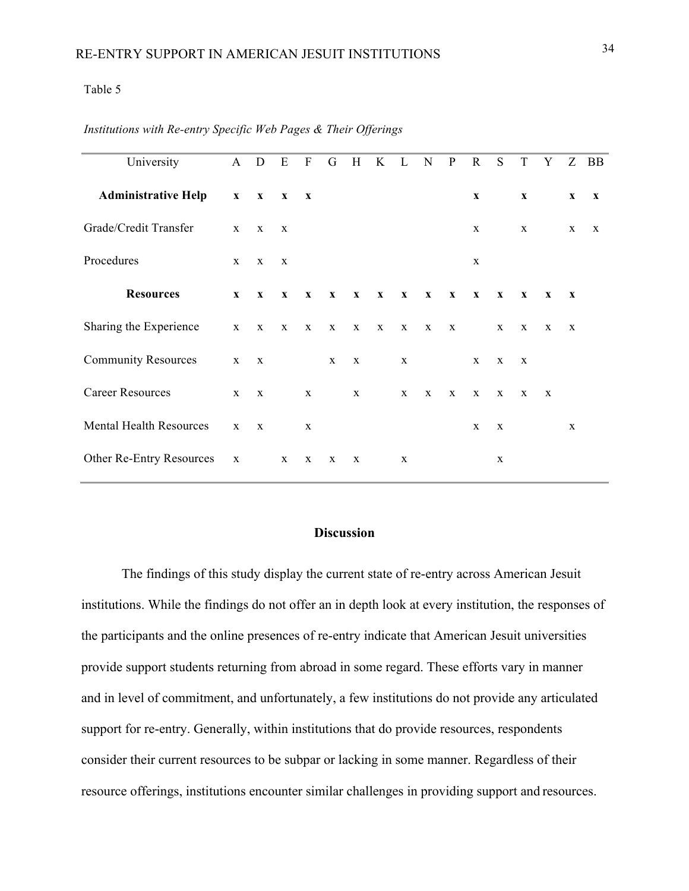Table 5

*Institutions with Re-entry Specific Web Pages & Their Offerings*

| University | A | D | E | F | G | H | K | L | N | P | R | S | T | Y | Z | BB |
|---|---|---|---|---|---|---|---|---|---|---|---|---|---|---|---|---|
| **Administrative Help** | **x** | **x** | **x** | **x** | | | | | | | **x** | | **x** | | **x** | **x** |
| Grade/Credit Transfer | x | x | x | | | | | | | | x | | x | | x | x |
| Procedures | x | x | x | | | | | | | | x | | | | | |
| **Resources** | **x** | **x** | **x** | **x** | **x** | **x** | **x** | **x** | **x** | **x** | **x** | **x** | **x** | **x** | **x** | |
| Sharing the Experience | x | x | x | x | x | x | x | x | x | x | | x | x | x | x | |
| Community Resources | x | x | | | x | x | | x | | | x | x | x | | | |
| Career Resources | x | x | | x | | x | | x | x | x | x | x | x | x | | |
| Mental Health Resources | x | x | | x | | | | | | | x | x | | | x | |
| Other Re-Entry Resources | x | | x | x | x | x | | x | | | | x | | | | |

## Discussion

The findings of this study display the current state of re-entry across American Jesuit institutions. While the findings do not offer an in depth look at every institution, the responses of the participants and the online presences of re-entry indicate that American Jesuit universities provide support students returning from abroad in some regard. These efforts vary in manner and in level of commitment, and unfortunately, a few institutions do not provide any articulated support for re-entry. Generally, within institutions that do provide resources, respondents consider their current resources to be subpar or lacking in some manner. Regardless of their resource offerings, institutions encounter similar challenges in providing support and resources.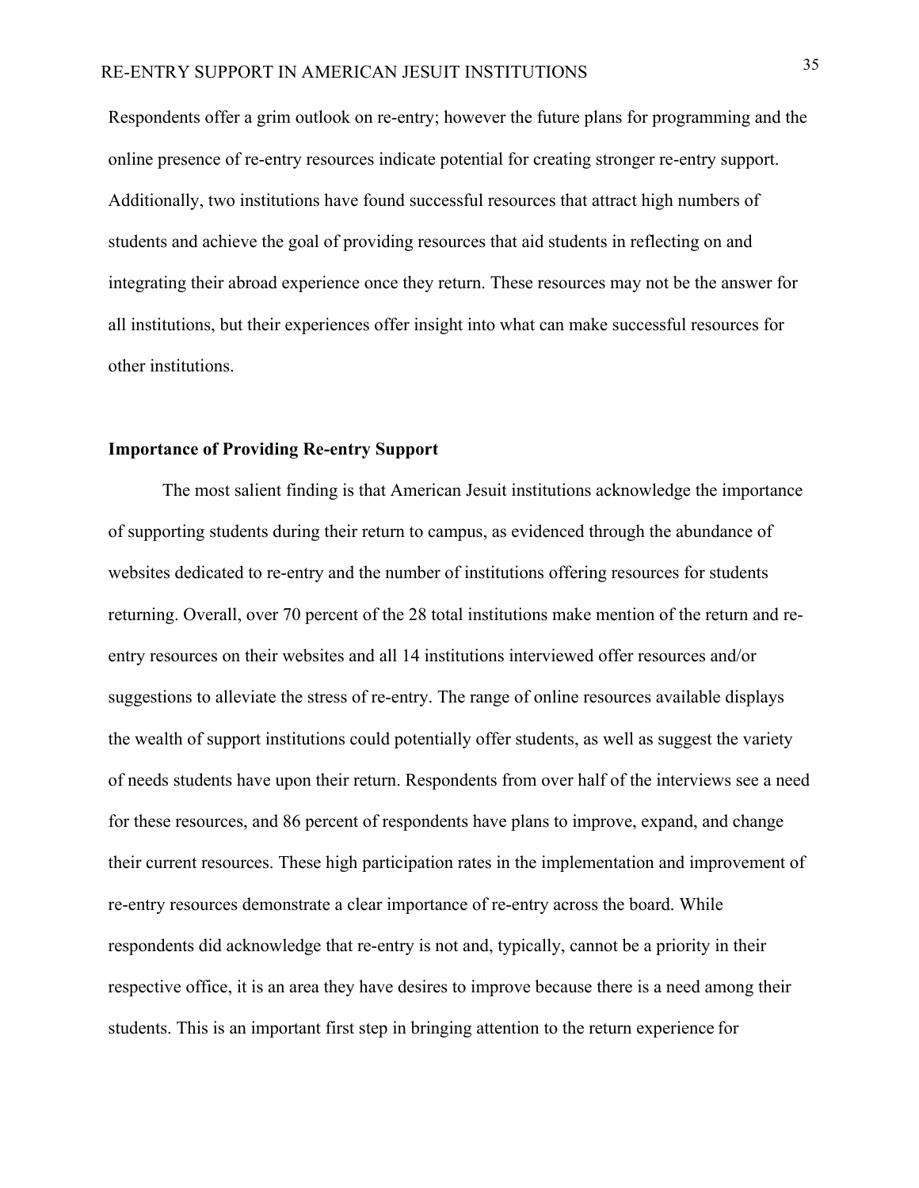Respondents offer a grim outlook on re-entry; however the future plans for programming and the online presence of re-entry resources indicate potential for creating stronger re-entry support. Additionally, two institutions have found successful resources that attract high numbers of students and achieve the goal of providing resources that aid students in reflecting on and integrating their abroad experience once they return. These resources may not be the answer for all institutions, but their experiences offer insight into what can make successful resources for other institutions.

## Importance of Providing Re-entry Support

The most salient finding is that American Jesuit institutions acknowledge the importance of supporting students during their return to campus, as evidenced through the abundance of websites dedicated to re-entry and the number of institutions offering resources for students returning. Overall, over 70 percent of the 28 total institutions make mention of the return and re-entry resources on their websites and all 14 institutions interviewed offer resources and/or suggestions to alleviate the stress of re-entry. The range of online resources available displays the wealth of support institutions could potentially offer students, as well as suggest the variety of needs students have upon their return. Respondents from over half of the interviews see a need for these resources, and 86 percent of respondents have plans to improve, expand, and change their current resources. These high participation rates in the implementation and improvement of re-entry resources demonstrate a clear importance of re-entry across the board. While respondents did acknowledge that re-entry is not and, typically, cannot be a priority in their respective office, it is an area they have desires to improve because there is a need among their students. This is an important first step in bringing attention to the return experience for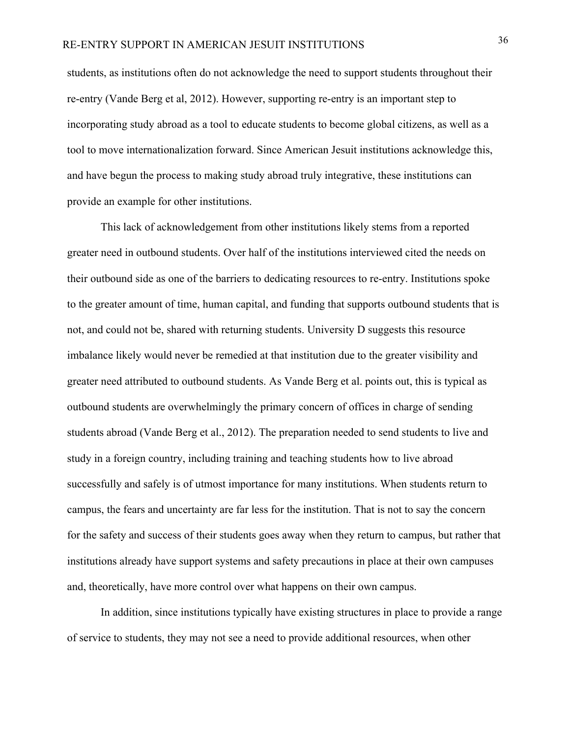students, as institutions often do not acknowledge the need to support students throughout their re-entry (Vande Berg et al, 2012). However, supporting re-entry is an important step to incorporating study abroad as a tool to educate students to become global citizens, as well as a tool to move internationalization forward. Since American Jesuit institutions acknowledge this, and have begun the process to making study abroad truly integrative, these institutions can provide an example for other institutions.

This lack of acknowledgement from other institutions likely stems from a reported greater need in outbound students. Over half of the institutions interviewed cited the needs on their outbound side as one of the barriers to dedicating resources to re-entry. Institutions spoke to the greater amount of time, human capital, and funding that supports outbound students that is not, and could not be, shared with returning students. University D suggests this resource imbalance likely would never be remedied at that institution due to the greater visibility and greater need attributed to outbound students. As Vande Berg et al. points out, this is typical as outbound students are overwhelmingly the primary concern of offices in charge of sending students abroad (Vande Berg et al., 2012). The preparation needed to send students to live and study in a foreign country, including training and teaching students how to live abroad successfully and safely is of utmost importance for many institutions. When students return to campus, the fears and uncertainty are far less for the institution. That is not to say the concern for the safety and success of their students goes away when they return to campus, but rather that institutions already have support systems and safety precautions in place at their own campuses and, theoretically, have more control over what happens on their own campus.

In addition, since institutions typically have existing structures in place to provide a range of service to students, they may not see a need to provide additional resources, when other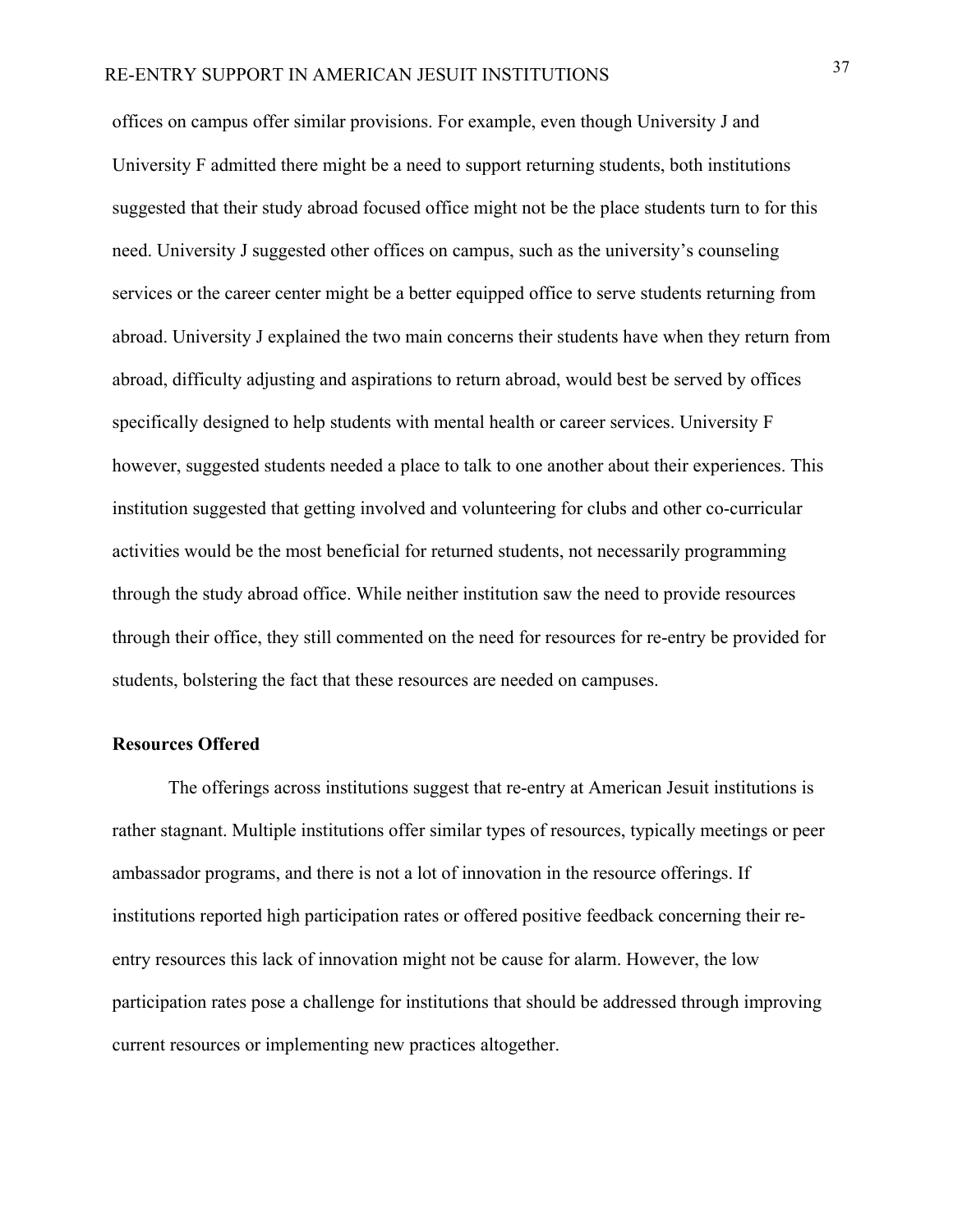offices on campus offer similar provisions. For example, even though University J and University F admitted there might be a need to support returning students, both institutions suggested that their study abroad focused office might not be the place students turn to for this need. University J suggested other offices on campus, such as the university's counseling services or the career center might be a better equipped office to serve students returning from abroad. University J explained the two main concerns their students have when they return from abroad, difficulty adjusting and aspirations to return abroad, would best be served by offices specifically designed to help students with mental health or career services. University F however, suggested students needed a place to talk to one another about their experiences. This institution suggested that getting involved and volunteering for clubs and other co-curricular activities would be the most beneficial for returned students, not necessarily programming through the study abroad office. While neither institution saw the need to provide resources through their office, they still commented on the need for resources for re-entry be provided for students, bolstering the fact that these resources are needed on campuses.

### Resources Offered

The offerings across institutions suggest that re-entry at American Jesuit institutions is rather stagnant. Multiple institutions offer similar types of resources, typically meetings or peer ambassador programs, and there is not a lot of innovation in the resource offerings. If institutions reported high participation rates or offered positive feedback concerning their re-entry resources this lack of innovation might not be cause for alarm. However, the low participation rates pose a challenge for institutions that should be addressed through improving current resources or implementing new practices altogether.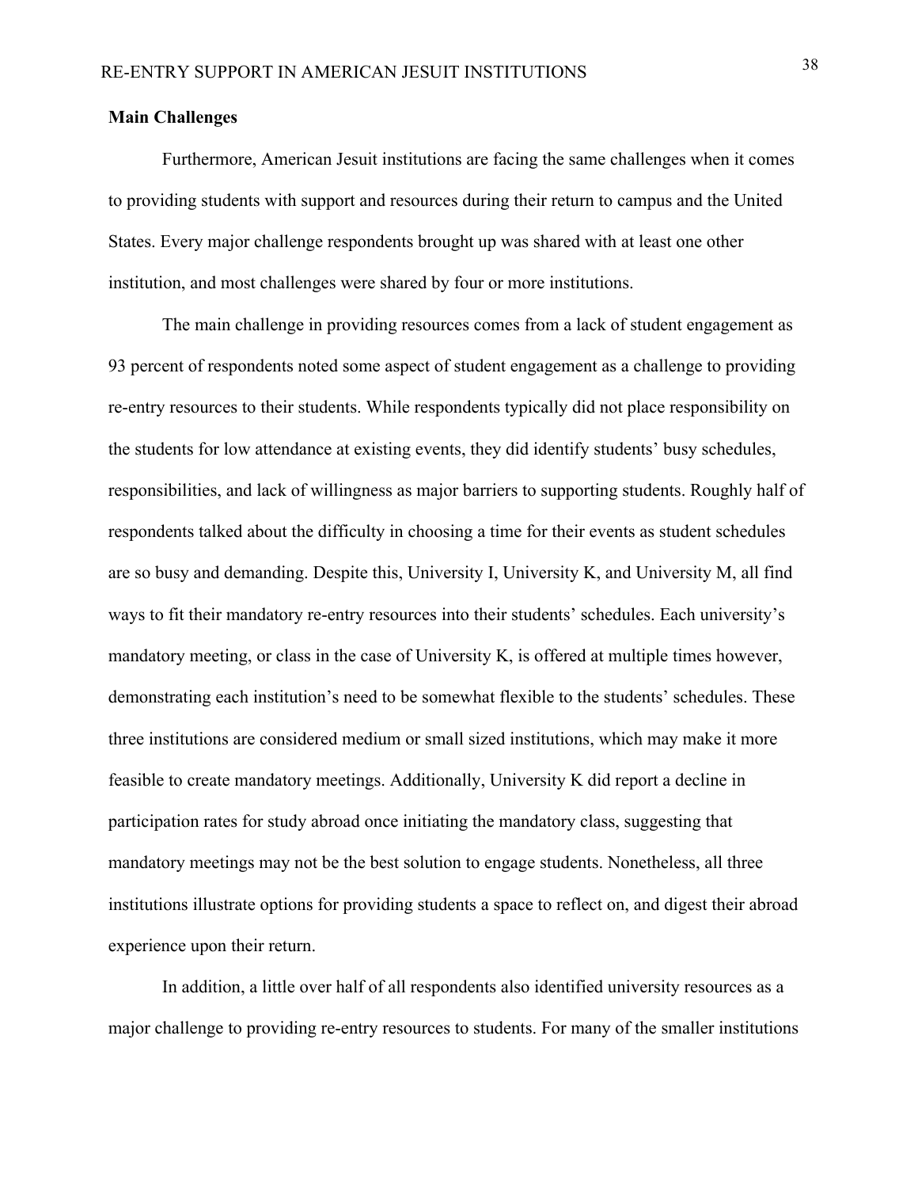**Main Challenges**

Furthermore, American Jesuit institutions are facing the same challenges when it comes to providing students with support and resources during their return to campus and the United States. Every major challenge respondents brought up was shared with at least one other institution, and most challenges were shared by four or more institutions.

The main challenge in providing resources comes from a lack of student engagement as 93 percent of respondents noted some aspect of student engagement as a challenge to providing re-entry resources to their students. While respondents typically did not place responsibility on the students for low attendance at existing events, they did identify students' busy schedules, responsibilities, and lack of willingness as major barriers to supporting students. Roughly half of respondents talked about the difficulty in choosing a time for their events as student schedules are so busy and demanding. Despite this, University I, University K, and University M, all find ways to fit their mandatory re-entry resources into their students' schedules. Each university's mandatory meeting, or class in the case of University K, is offered at multiple times however, demonstrating each institution's need to be somewhat flexible to the students' schedules. These three institutions are considered medium or small sized institutions, which may make it more feasible to create mandatory meetings. Additionally, University K did report a decline in participation rates for study abroad once initiating the mandatory class, suggesting that mandatory meetings may not be the best solution to engage students. Nonetheless, all three institutions illustrate options for providing students a space to reflect on, and digest their abroad experience upon their return.

In addition, a little over half of all respondents also identified university resources as a major challenge to providing re-entry resources to students. For many of the smaller institutions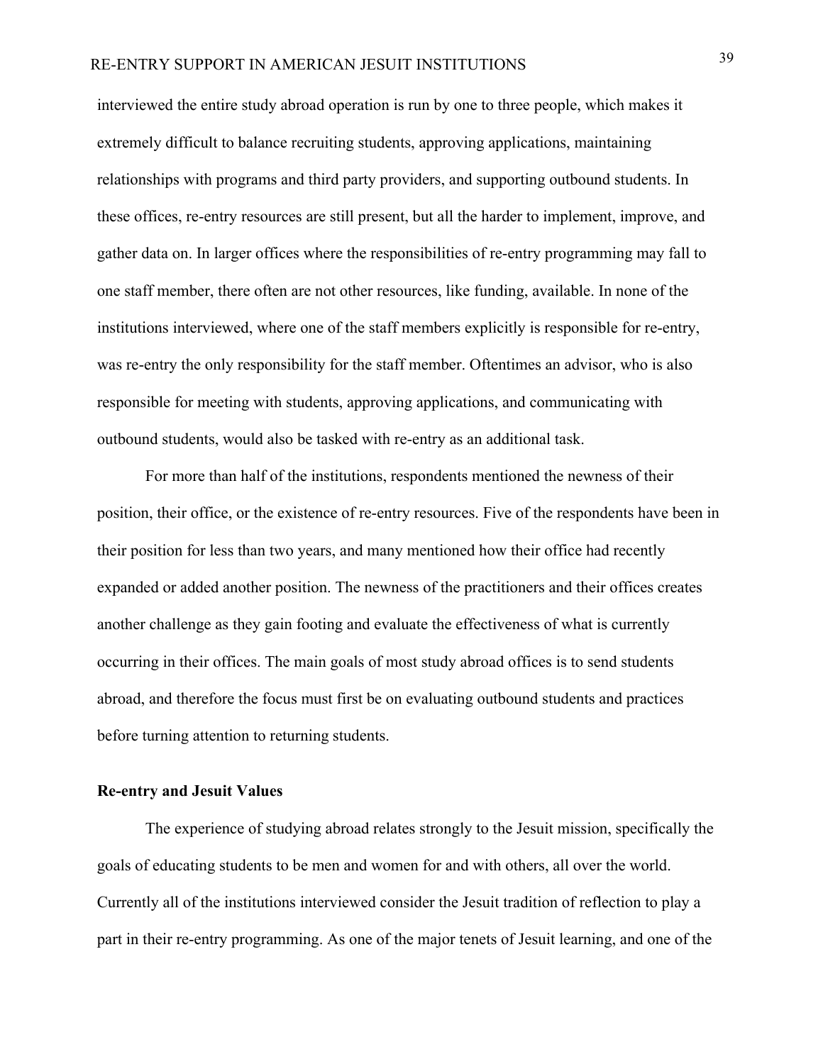interviewed the entire study abroad operation is run by one to three people, which makes it extremely difficult to balance recruiting students, approving applications, maintaining relationships with programs and third party providers, and supporting outbound students. In these offices, re-entry resources are still present, but all the harder to implement, improve, and gather data on. In larger offices where the responsibilities of re-entry programming may fall to one staff member, there often are not other resources, like funding, available. In none of the institutions interviewed, where one of the staff members explicitly is responsible for re-entry, was re-entry the only responsibility for the staff member. Oftentimes an advisor, who is also responsible for meeting with students, approving applications, and communicating with outbound students, would also be tasked with re-entry as an additional task.

For more than half of the institutions, respondents mentioned the newness of their position, their office, or the existence of re-entry resources. Five of the respondents have been in their position for less than two years, and many mentioned how their office had recently expanded or added another position. The newness of the practitioners and their offices creates another challenge as they gain footing and evaluate the effectiveness of what is currently occurring in their offices. The main goals of most study abroad offices is to send students abroad, and therefore the focus must first be on evaluating outbound students and practices before turning attention to returning students.

**Re-entry and Jesuit Values**

The experience of studying abroad relates strongly to the Jesuit mission, specifically the goals of educating students to be men and women for and with others, all over the world. Currently all of the institutions interviewed consider the Jesuit tradition of reflection to play a part in their re-entry programming. As one of the major tenets of Jesuit learning, and one of the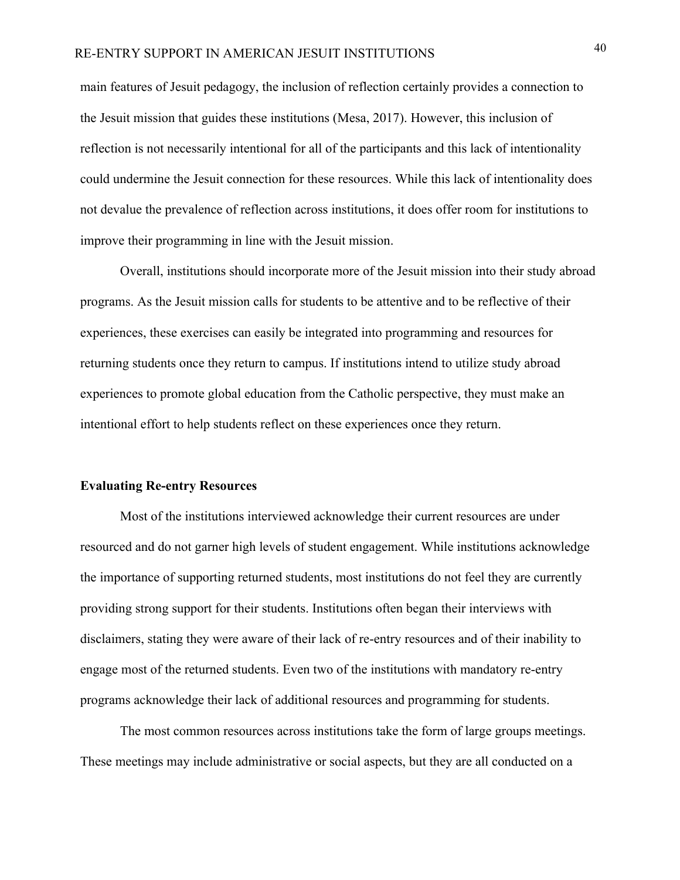main features of Jesuit pedagogy, the inclusion of reflection certainly provides a connection to the Jesuit mission that guides these institutions (Mesa, 2017). However, this inclusion of reflection is not necessarily intentional for all of the participants and this lack of intentionality could undermine the Jesuit connection for these resources. While this lack of intentionality does not devalue the prevalence of reflection across institutions, it does offer room for institutions to improve their programming in line with the Jesuit mission.

Overall, institutions should incorporate more of the Jesuit mission into their study abroad programs. As the Jesuit mission calls for students to be attentive and to be reflective of their experiences, these exercises can easily be integrated into programming and resources for returning students once they return to campus. If institutions intend to utilize study abroad experiences to promote global education from the Catholic perspective, they must make an intentional effort to help students reflect on these experiences once they return.

**Evaluating Re-entry Resources**

Most of the institutions interviewed acknowledge their current resources are under resourced and do not garner high levels of student engagement. While institutions acknowledge the importance of supporting returned students, most institutions do not feel they are currently providing strong support for their students. Institutions often began their interviews with disclaimers, stating they were aware of their lack of re-entry resources and of their inability to engage most of the returned students. Even two of the institutions with mandatory re-entry programs acknowledge their lack of additional resources and programming for students.

The most common resources across institutions take the form of large groups meetings. These meetings may include administrative or social aspects, but they are all conducted on a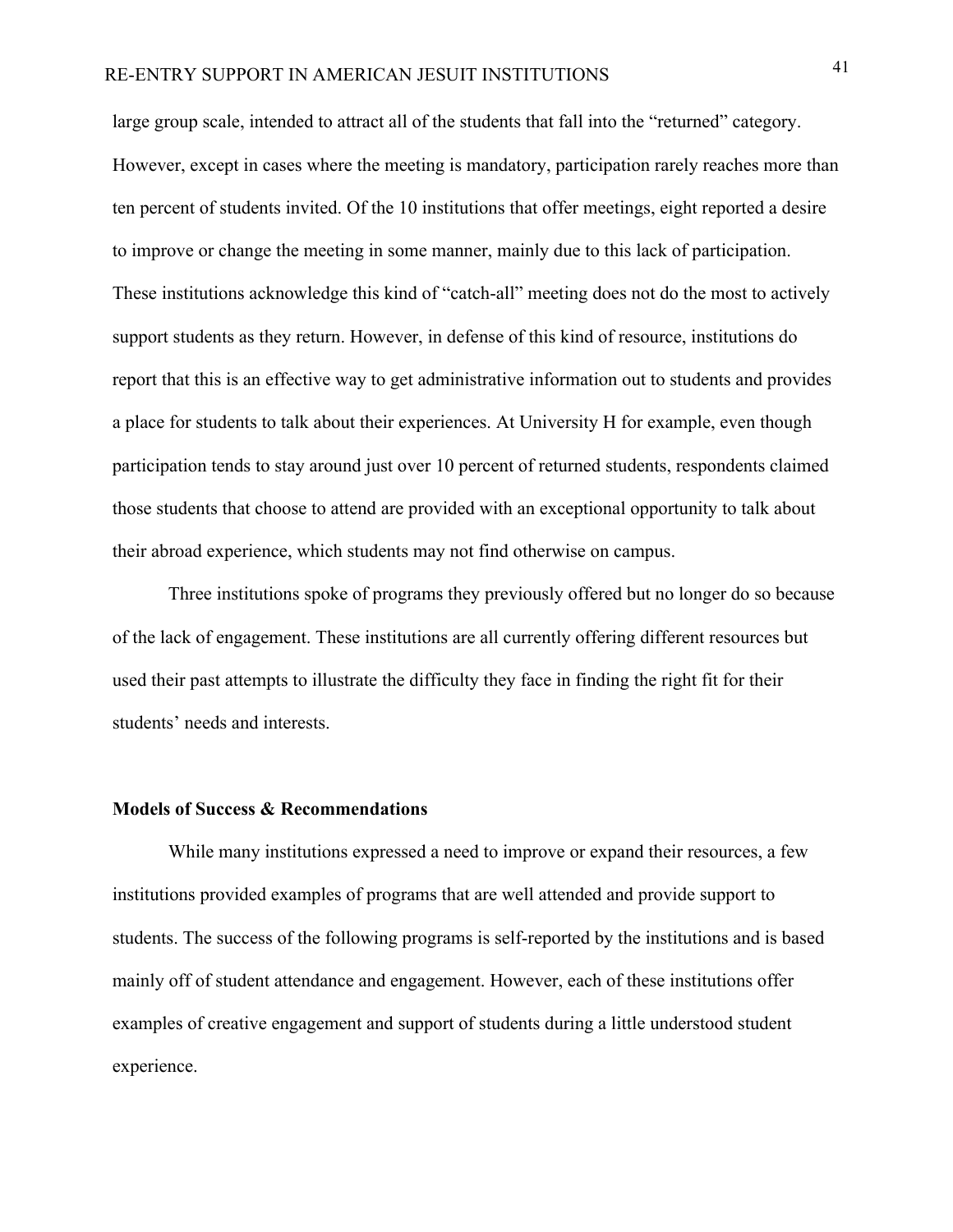large group scale, intended to attract all of the students that fall into the "returned" category. However, except in cases where the meeting is mandatory, participation rarely reaches more than ten percent of students invited. Of the 10 institutions that offer meetings, eight reported a desire to improve or change the meeting in some manner, mainly due to this lack of participation. These institutions acknowledge this kind of "catch-all" meeting does not do the most to actively support students as they return. However, in defense of this kind of resource, institutions do report that this is an effective way to get administrative information out to students and provides a place for students to talk about their experiences. At University H for example, even though participation tends to stay around just over 10 percent of returned students, respondents claimed those students that choose to attend are provided with an exceptional opportunity to talk about their abroad experience, which students may not find otherwise on campus.

Three institutions spoke of programs they previously offered but no longer do so because of the lack of engagement. These institutions are all currently offering different resources but used their past attempts to illustrate the difficulty they face in finding the right fit for their students' needs and interests.

**Models of Success & Recommendations**

While many institutions expressed a need to improve or expand their resources, a few institutions provided examples of programs that are well attended and provide support to students. The success of the following programs is self-reported by the institutions and is based mainly off of student attendance and engagement. However, each of these institutions offer examples of creative engagement and support of students during a little understood student experience.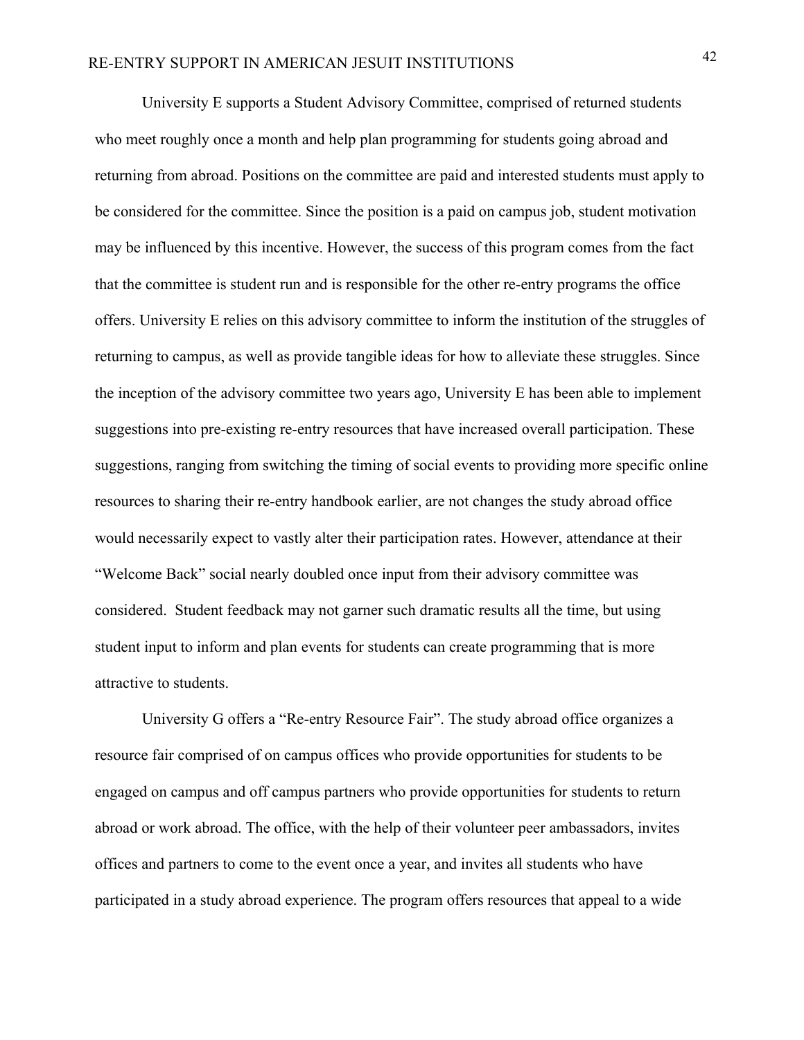University E supports a Student Advisory Committee, comprised of returned students who meet roughly once a month and help plan programming for students going abroad and returning from abroad. Positions on the committee are paid and interested students must apply to be considered for the committee. Since the position is a paid on campus job, student motivation may be influenced by this incentive. However, the success of this program comes from the fact that the committee is student run and is responsible for the other re-entry programs the office offers. University E relies on this advisory committee to inform the institution of the struggles of returning to campus, as well as provide tangible ideas for how to alleviate these struggles. Since the inception of the advisory committee two years ago, University E has been able to implement suggestions into pre-existing re-entry resources that have increased overall participation. These suggestions, ranging from switching the timing of social events to providing more specific online resources to sharing their re-entry handbook earlier, are not changes the study abroad office would necessarily expect to vastly alter their participation rates. However, attendance at their "Welcome Back" social nearly doubled once input from their advisory committee was considered. Student feedback may not garner such dramatic results all the time, but using student input to inform and plan events for students can create programming that is more attractive to students.

University G offers a "Re-entry Resource Fair". The study abroad office organizes a resource fair comprised of on campus offices who provide opportunities for students to be engaged on campus and off campus partners who provide opportunities for students to return abroad or work abroad. The office, with the help of their volunteer peer ambassadors, invites offices and partners to come to the event once a year, and invites all students who have participated in a study abroad experience. The program offers resources that appeal to a wide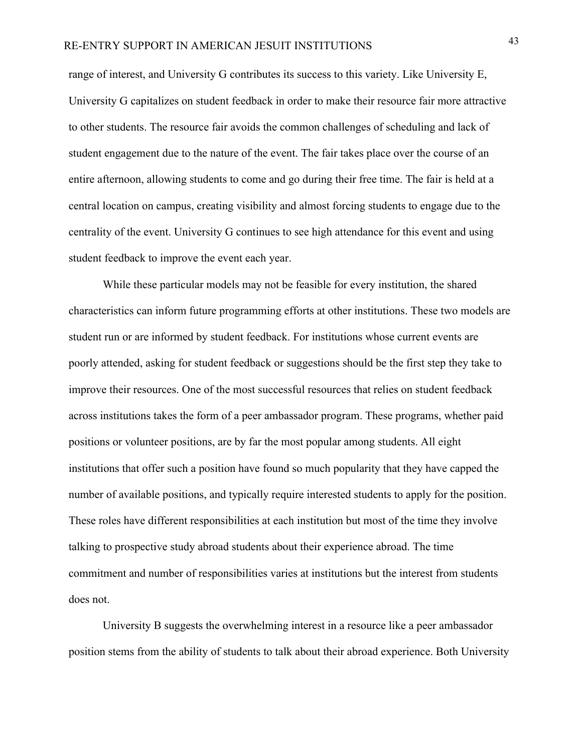range of interest, and University G contributes its success to this variety. Like University E, University G capitalizes on student feedback in order to make their resource fair more attractive to other students. The resource fair avoids the common challenges of scheduling and lack of student engagement due to the nature of the event. The fair takes place over the course of an entire afternoon, allowing students to come and go during their free time. The fair is held at a central location on campus, creating visibility and almost forcing students to engage due to the centrality of the event. University G continues to see high attendance for this event and using student feedback to improve the event each year.

While these particular models may not be feasible for every institution, the shared characteristics can inform future programming efforts at other institutions. These two models are student run or are informed by student feedback. For institutions whose current events are poorly attended, asking for student feedback or suggestions should be the first step they take to improve their resources. One of the most successful resources that relies on student feedback across institutions takes the form of a peer ambassador program. These programs, whether paid positions or volunteer positions, are by far the most popular among students. All eight institutions that offer such a position have found so much popularity that they have capped the number of available positions, and typically require interested students to apply for the position. These roles have different responsibilities at each institution but most of the time they involve talking to prospective study abroad students about their experience abroad. The time commitment and number of responsibilities varies at institutions but the interest from students does not.

University B suggests the overwhelming interest in a resource like a peer ambassador position stems from the ability of students to talk about their abroad experience. Both University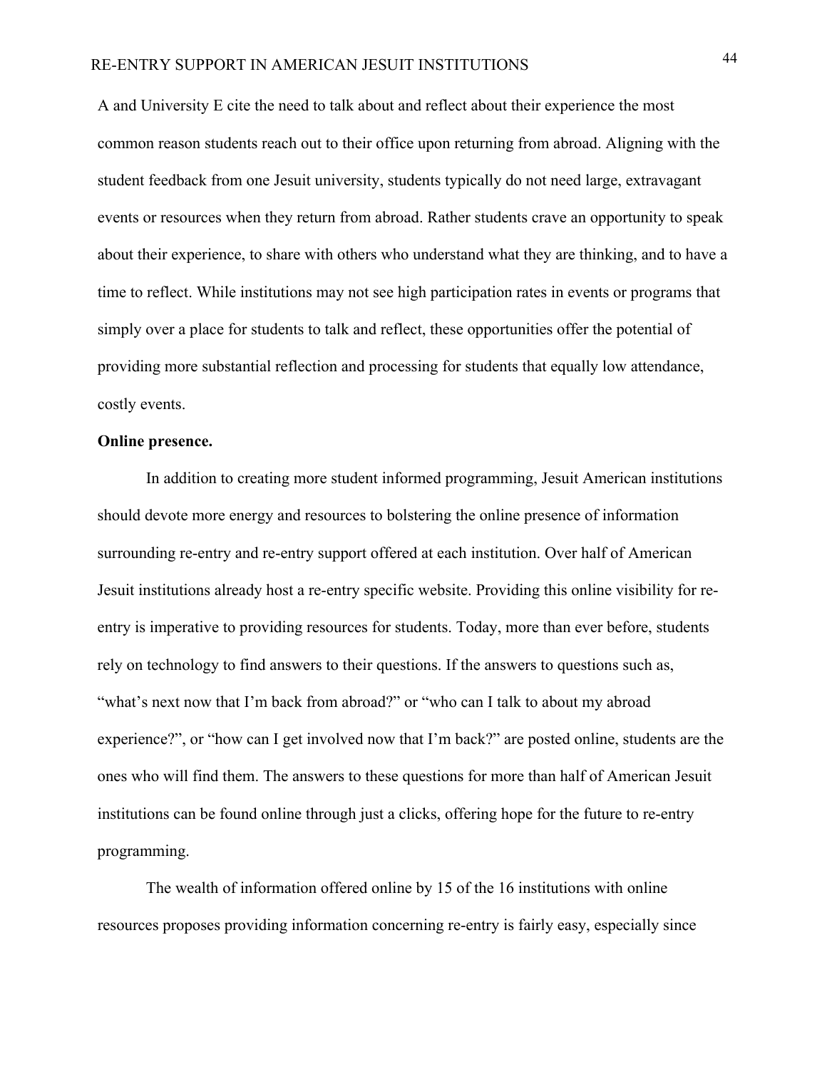A and University E cite the need to talk about and reflect about their experience the most common reason students reach out to their office upon returning from abroad. Aligning with the student feedback from one Jesuit university, students typically do not need large, extravagant events or resources when they return from abroad. Rather students crave an opportunity to speak about their experience, to share with others who understand what they are thinking, and to have a time to reflect. While institutions may not see high participation rates in events or programs that simply over a place for students to talk and reflect, these opportunities offer the potential of providing more substantial reflection and processing for students that equally low attendance, costly events.

**Online presence.**

In addition to creating more student informed programming, Jesuit American institutions should devote more energy and resources to bolstering the online presence of information surrounding re-entry and re-entry support offered at each institution. Over half of American Jesuit institutions already host a re-entry specific website. Providing this online visibility for re-entry is imperative to providing resources for students. Today, more than ever before, students rely on technology to find answers to their questions. If the answers to questions such as, "what's next now that I'm back from abroad?" or "who can I talk to about my abroad experience?", or "how can I get involved now that I'm back?" are posted online, students are the ones who will find them. The answers to these questions for more than half of American Jesuit institutions can be found online through just a clicks, offering hope for the future to re-entry programming.

The wealth of information offered online by 15 of the 16 institutions with online resources proposes providing information concerning re-entry is fairly easy, especially since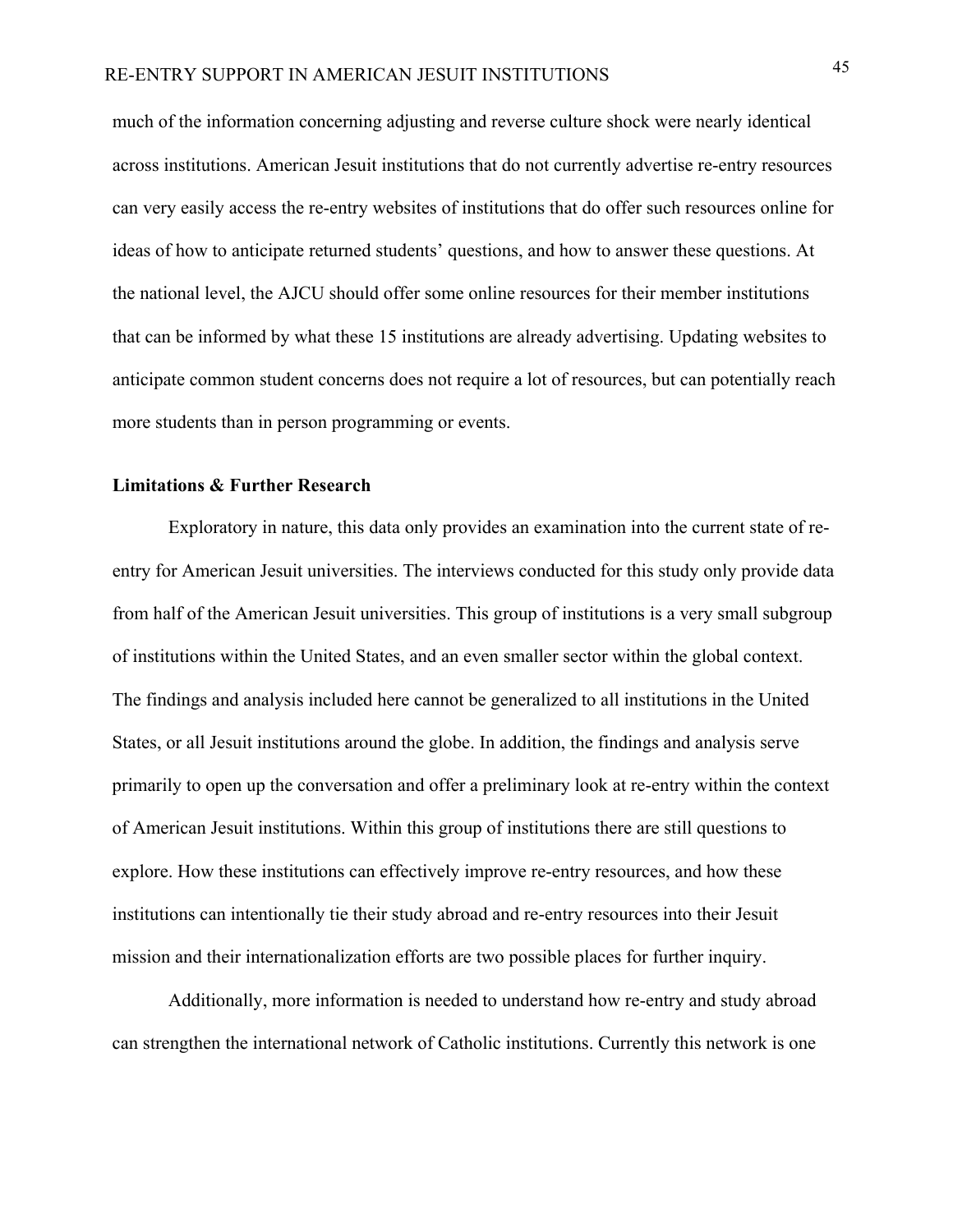much of the information concerning adjusting and reverse culture shock were nearly identical across institutions. American Jesuit institutions that do not currently advertise re-entry resources can very easily access the re-entry websites of institutions that do offer such resources online for ideas of how to anticipate returned students' questions, and how to answer these questions. At the national level, the AJCU should offer some online resources for their member institutions that can be informed by what these 15 institutions are already advertising. Updating websites to anticipate common student concerns does not require a lot of resources, but can potentially reach more students than in person programming or events.

**Limitations & Further Research**

Exploratory in nature, this data only provides an examination into the current state of re-entry for American Jesuit universities. The interviews conducted for this study only provide data from half of the American Jesuit universities. This group of institutions is a very small subgroup of institutions within the United States, and an even smaller sector within the global context. The findings and analysis included here cannot be generalized to all institutions in the United States, or all Jesuit institutions around the globe. In addition, the findings and analysis serve primarily to open up the conversation and offer a preliminary look at re-entry within the context of American Jesuit institutions. Within this group of institutions there are still questions to explore. How these institutions can effectively improve re-entry resources, and how these institutions can intentionally tie their study abroad and re-entry resources into their Jesuit mission and their internationalization efforts are two possible places for further inquiry.

Additionally, more information is needed to understand how re-entry and study abroad can strengthen the international network of Catholic institutions. Currently this network is one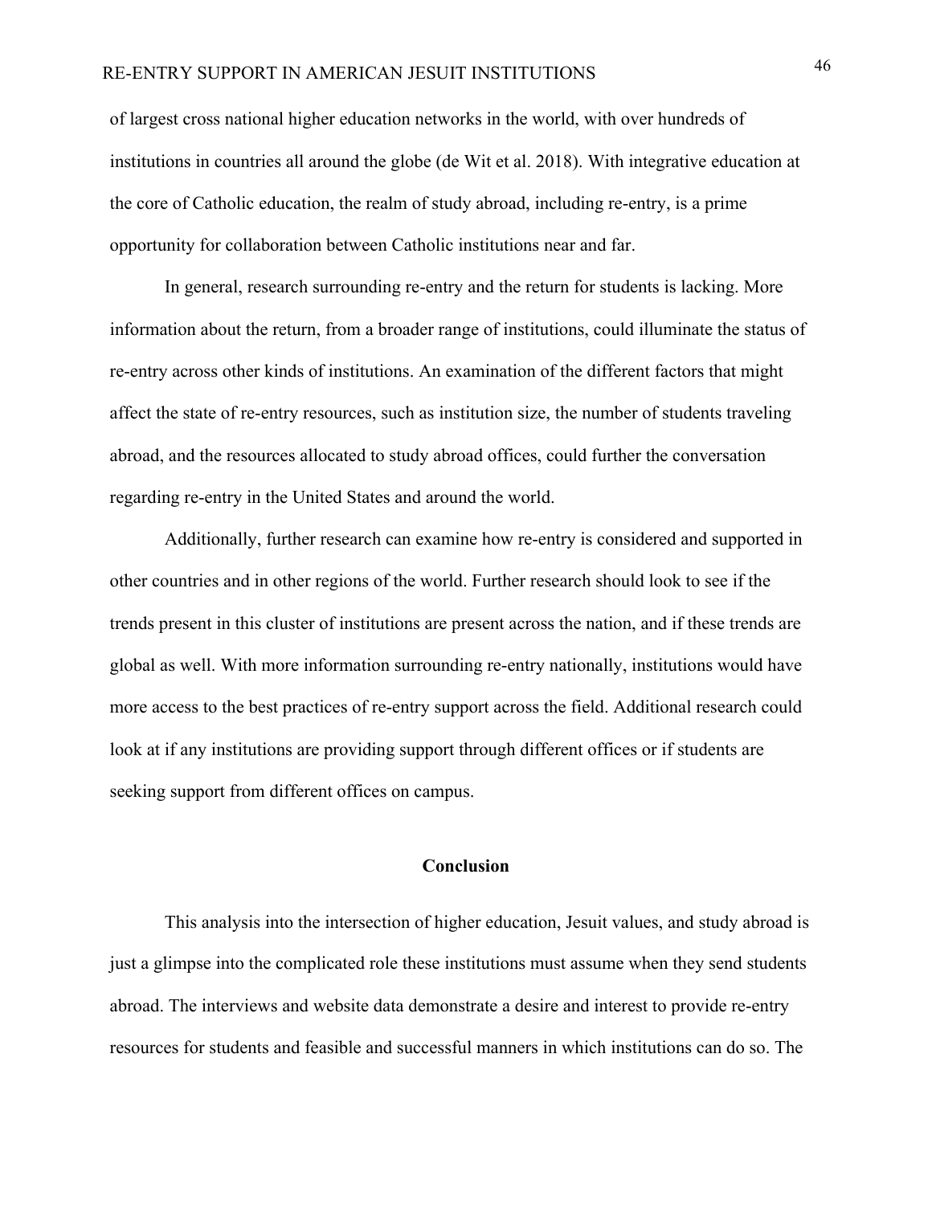of largest cross national higher education networks in the world, with over hundreds of institutions in countries all around the globe (de Wit et al. 2018). With integrative education at the core of Catholic education, the realm of study abroad, including re-entry, is a prime opportunity for collaboration between Catholic institutions near and far.

In general, research surrounding re-entry and the return for students is lacking. More information about the return, from a broader range of institutions, could illuminate the status of re-entry across other kinds of institutions. An examination of the different factors that might affect the state of re-entry resources, such as institution size, the number of students traveling abroad, and the resources allocated to study abroad offices, could further the conversation regarding re-entry in the United States and around the world.

Additionally, further research can examine how re-entry is considered and supported in other countries and in other regions of the world. Further research should look to see if the trends present in this cluster of institutions are present across the nation, and if these trends are global as well. With more information surrounding re-entry nationally, institutions would have more access to the best practices of re-entry support across the field. Additional research could look at if any institutions are providing support through different offices or if students are seeking support from different offices on campus.

## Conclusion

This analysis into the intersection of higher education, Jesuit values, and study abroad is just a glimpse into the complicated role these institutions must assume when they send students abroad. The interviews and website data demonstrate a desire and interest to provide re-entry resources for students and feasible and successful manners in which institutions can do so. The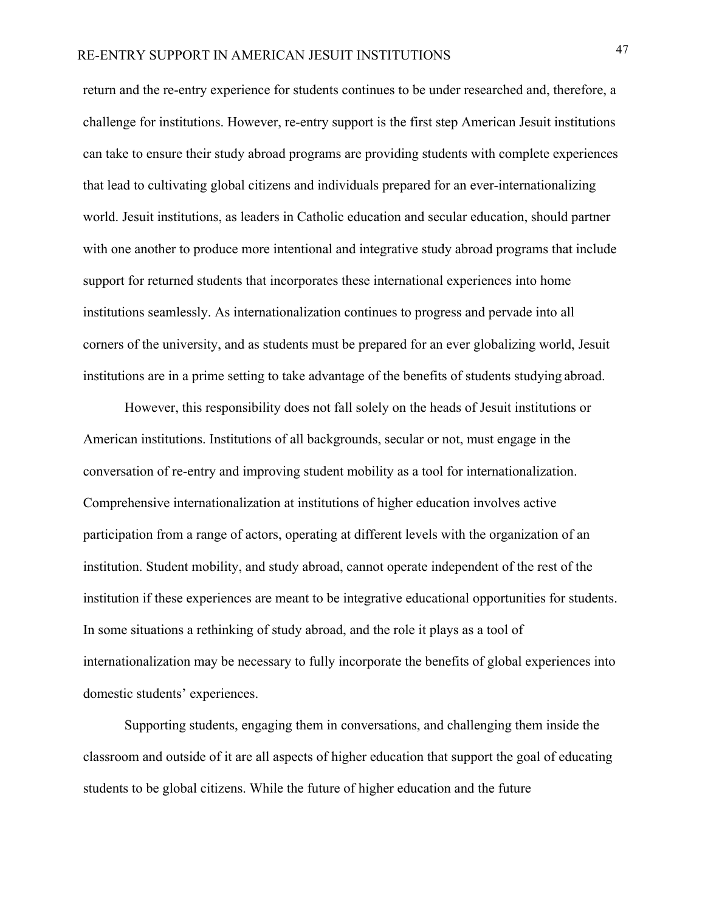return and the re-entry experience for students continues to be under researched and, therefore, a challenge for institutions. However, re-entry support is the first step American Jesuit institutions can take to ensure their study abroad programs are providing students with complete experiences that lead to cultivating global citizens and individuals prepared for an ever-internationalizing world. Jesuit institutions, as leaders in Catholic education and secular education, should partner with one another to produce more intentional and integrative study abroad programs that include support for returned students that incorporates these international experiences into home institutions seamlessly. As internationalization continues to progress and pervade into all corners of the university, and as students must be prepared for an ever globalizing world, Jesuit institutions are in a prime setting to take advantage of the benefits of students studying abroad.

However, this responsibility does not fall solely on the heads of Jesuit institutions or American institutions. Institutions of all backgrounds, secular or not, must engage in the conversation of re-entry and improving student mobility as a tool for internationalization. Comprehensive internationalization at institutions of higher education involves active participation from a range of actors, operating at different levels with the organization of an institution. Student mobility, and study abroad, cannot operate independent of the rest of the institution if these experiences are meant to be integrative educational opportunities for students. In some situations a rethinking of study abroad, and the role it plays as a tool of internationalization may be necessary to fully incorporate the benefits of global experiences into domestic students' experiences.

Supporting students, engaging them in conversations, and challenging them inside the classroom and outside of it are all aspects of higher education that support the goal of educating students to be global citizens. While the future of higher education and the future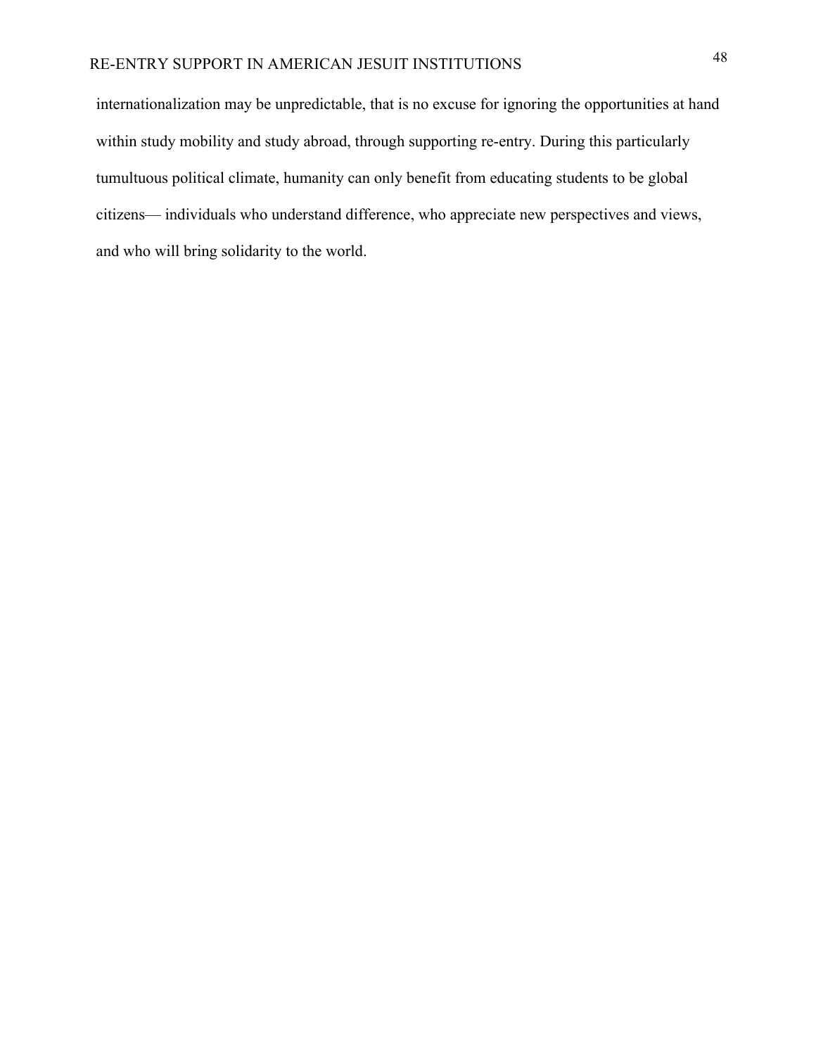internationalization may be unpredictable, that is no excuse for ignoring the opportunities at hand within study mobility and study abroad, through supporting re-entry. During this particularly tumultuous political climate, humanity can only benefit from educating students to be global citizens— individuals who understand difference, who appreciate new perspectives and views, and who will bring solidarity to the world.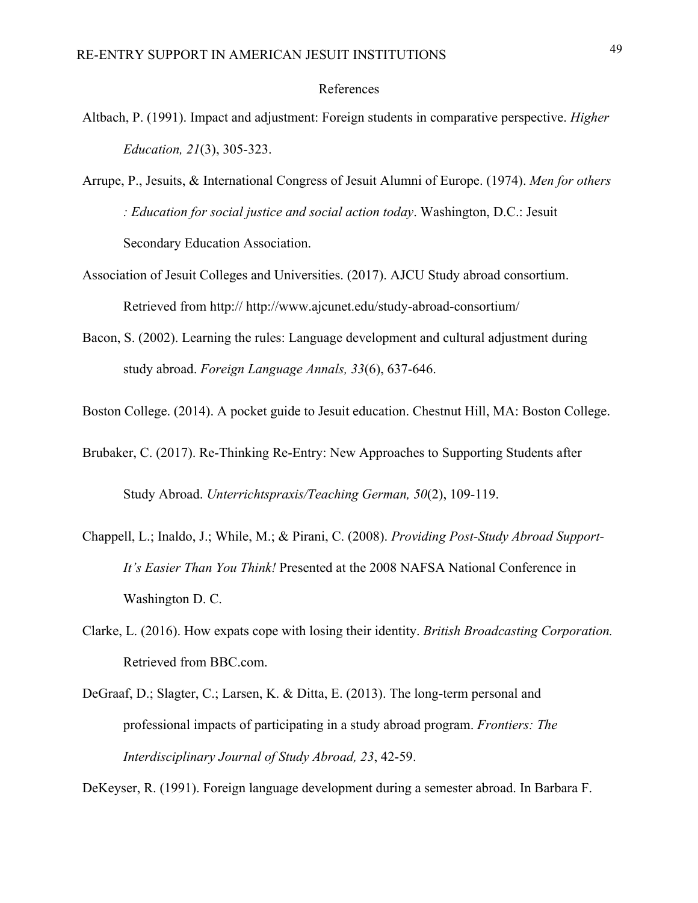# References

Altbach, P. (1991). Impact and adjustment: Foreign students in comparative perspective. *Higher Education, 21*(3), 305-323.

Arrupe, P., Jesuits, & International Congress of Jesuit Alumni of Europe. (1974). *Men for others : Education for social justice and social action today*. Washington, D.C.: Jesuit Secondary Education Association.

Association of Jesuit Colleges and Universities. (2017). AJCU Study abroad consortium. Retrieved from http:// http://www.ajcunet.edu/study-abroad-consortium/

Bacon, S. (2002). Learning the rules: Language development and cultural adjustment during study abroad. *Foreign Language Annals, 33*(6), 637-646.

Boston College. (2014). A pocket guide to Jesuit education. Chestnut Hill, MA: Boston College.

Brubaker, C. (2017). Re-Thinking Re-Entry: New Approaches to Supporting Students after Study Abroad. *Unterrichtspraxis/Teaching German, 50*(2), 109-119.

Chappell, L.; Inaldo, J.; While, M.; & Pirani, C. (2008). *Providing Post-Study Abroad Support- It's Easier Than You Think!* Presented at the 2008 NAFSA National Conference in Washington D. C.

Clarke, L. (2016). How expats cope with losing their identity. *British Broadcasting Corporation.* Retrieved from BBC.com.

DeGraaf, D.; Slagter, C.; Larsen, K. & Ditta, E. (2013). The long-term personal and professional impacts of participating in a study abroad program. *Frontiers: The Interdisciplinary Journal of Study Abroad, 23*, 42-59.

DeKeyser, R. (1991). Foreign language development during a semester abroad. In Barbara F.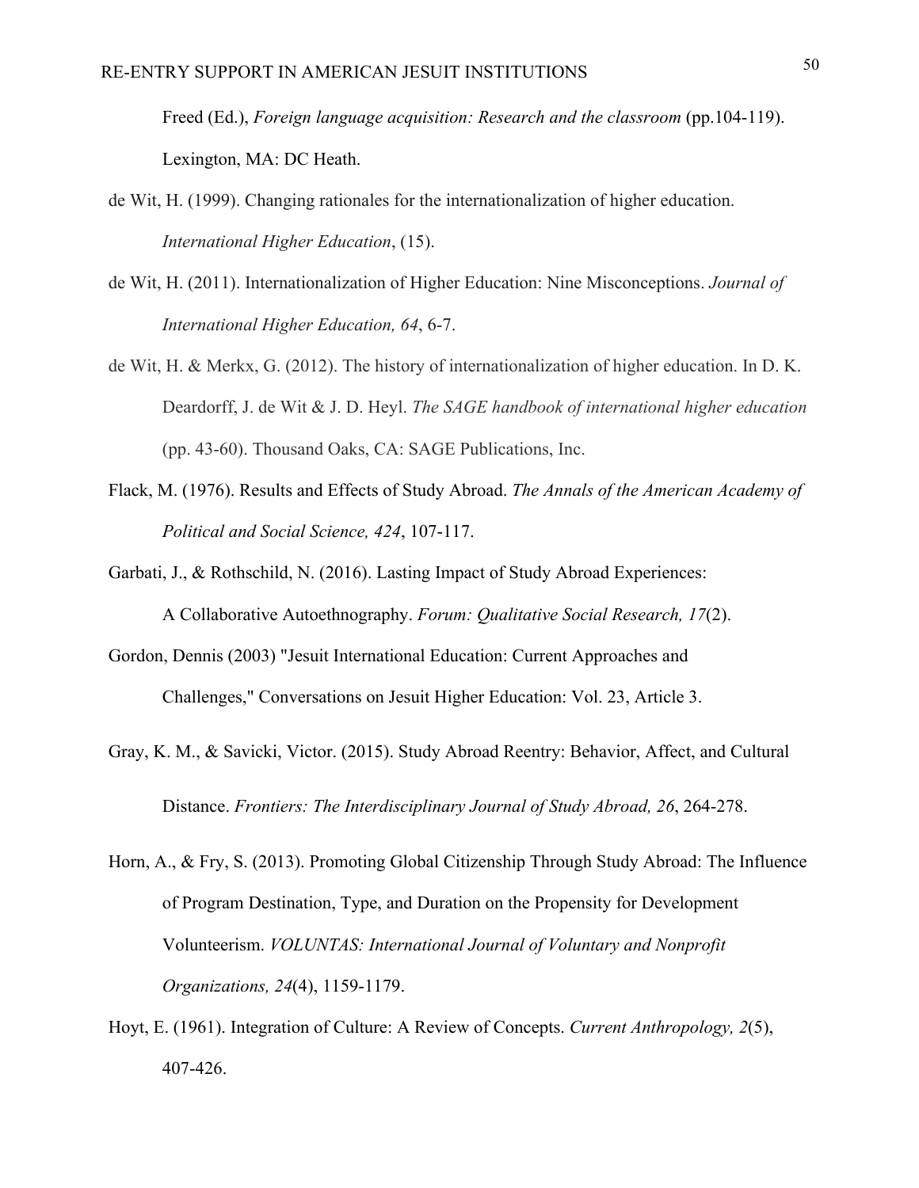Freed (Ed.), *Foreign language acquisition: Research and the classroom* (pp.104-119). Lexington, MA: DC Heath.

de Wit, H. (1999). Changing rationales for the internationalization of higher education. *International Higher Education*, (15).

de Wit, H. (2011). Internationalization of Higher Education: Nine Misconceptions. *Journal of International Higher Education, 64*, 6-7.

de Wit, H. & Merkx, G. (2012). The history of internationalization of higher education. In D. K. Deardorff, J. de Wit & J. D. Heyl. *The SAGE handbook of international higher education* (pp. 43-60). Thousand Oaks, CA: SAGE Publications, Inc.

Flack, M. (1976). Results and Effects of Study Abroad. *The Annals of the American Academy of Political and Social Science, 424*, 107-117.

Garbati, J., & Rothschild, N. (2016). Lasting Impact of Study Abroad Experiences: A Collaborative Autoethnography. *Forum: Qualitative Social Research, 17*(2).

Gordon, Dennis (2003) "Jesuit International Education: Current Approaches and Challenges," Conversations on Jesuit Higher Education: Vol. 23, Article 3.

Gray, K. M., & Savicki, Victor. (2015). Study Abroad Reentry: Behavior, Affect, and Cultural Distance. *Frontiers: The Interdisciplinary Journal of Study Abroad, 26*, 264-278.

Horn, A., & Fry, S. (2013). Promoting Global Citizenship Through Study Abroad: The Influence of Program Destination, Type, and Duration on the Propensity for Development Volunteerism. *VOLUNTAS: International Journal of Voluntary and Nonprofit Organizations, 24*(4), 1159-1179.

Hoyt, E. (1961). Integration of Culture: A Review of Concepts. *Current Anthropology, 2*(5), 407-426.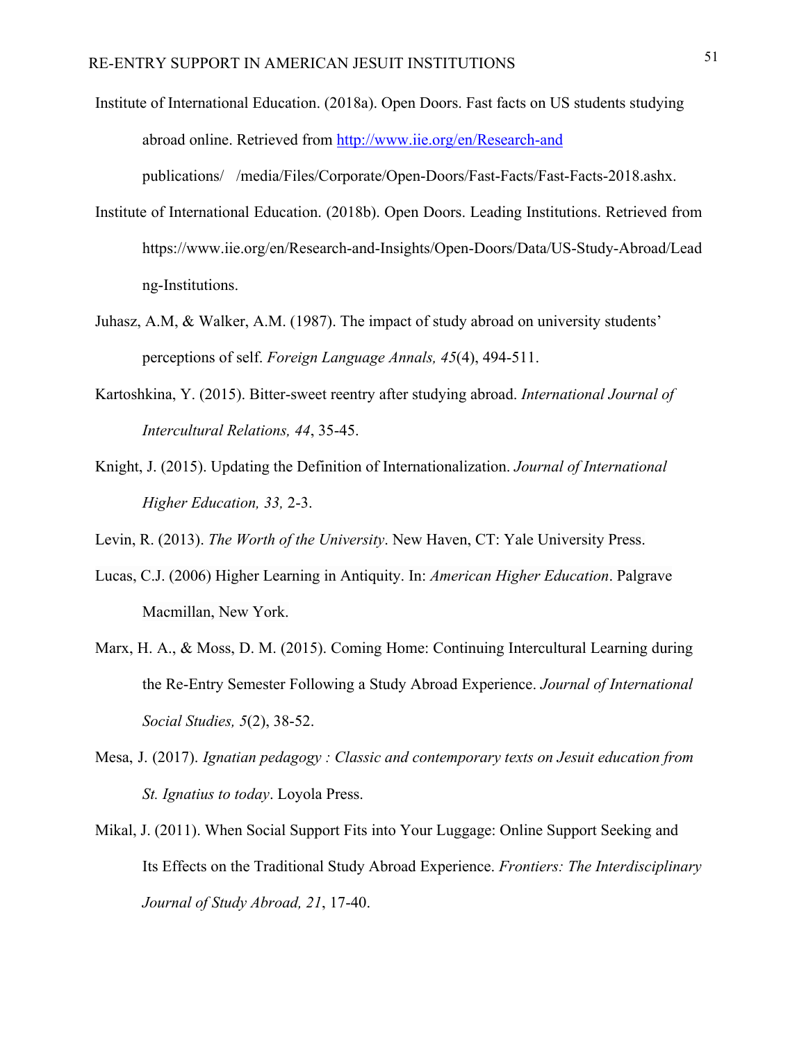Institute of International Education. (2018a). Open Doors. Fast facts on US students studying abroad online. Retrieved from http://www.iie.org/en/Research-and publications/ /media/Files/Corporate/Open-Doors/Fast-Facts/Fast-Facts-2018.ashx.

Institute of International Education. (2018b). Open Doors. Leading Institutions. Retrieved from https://www.iie.org/en/Research-and-Insights/Open-Doors/Data/US-Study-Abroad/Lead ng-Institutions.

Juhasz, A.M, & Walker, A.M. (1987). The impact of study abroad on university students' perceptions of self. *Foreign Language Annals, 45*(4), 494-511.

Kartoshkina, Y. (2015). Bitter-sweet reentry after studying abroad. *International Journal of Intercultural Relations, 44*, 35-45.

Knight, J. (2015). Updating the Definition of Internationalization. *Journal of International Higher Education, 33,* 2-3.

Levin, R. (2013). *The Worth of the University*. New Haven, CT: Yale University Press.

Lucas, C.J. (2006) Higher Learning in Antiquity. In: *American Higher Education*. Palgrave Macmillan, New York.

Marx, H. A., & Moss, D. M. (2015). Coming Home: Continuing Intercultural Learning during the Re-Entry Semester Following a Study Abroad Experience. *Journal of International Social Studies, 5*(2), 38-52.

Mesa, J. (2017). *Ignatian pedagogy : Classic and contemporary texts on Jesuit education from St. Ignatius to today*. Loyola Press.

Mikal, J. (2011). When Social Support Fits into Your Luggage: Online Support Seeking and Its Effects on the Traditional Study Abroad Experience. *Frontiers: The Interdisciplinary Journal of Study Abroad, 21*, 17-40.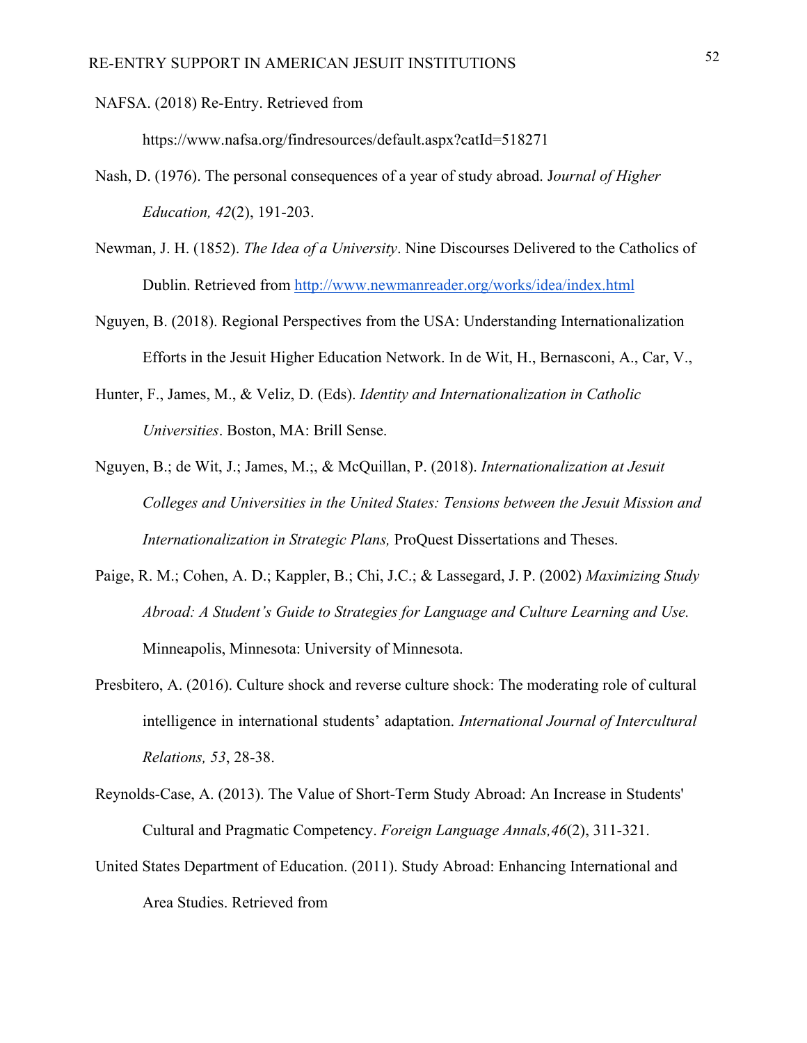NAFSA. (2018) Re-Entry. Retrieved from https://www.nafsa.org/findresources/default.aspx?catId=518271

Nash, D. (1976). The personal consequences of a year of study abroad. J*ournal of Higher Education, 42*(2), 191-203.

Newman, J. H. (1852). *The Idea of a University*. Nine Discourses Delivered to the Catholics of Dublin. Retrieved from http://www.newmanreader.org/works/idea/index.html

Nguyen, B. (2018). Regional Perspectives from the USA: Understanding Internationalization Efforts in the Jesuit Higher Education Network. In de Wit, H., Bernasconi, A., Car, V., Hunter, F., James, M., & Veliz, D. (Eds). *Identity and Internationalization in Catholic Universities*. Boston, MA: Brill Sense.

Nguyen, B.; de Wit, J.; James, M.;, & McQuillan, P. (2018). *Internationalization at Jesuit Colleges and Universities in the United States: Tensions between the Jesuit Mission and Internationalization in Strategic Plans,* ProQuest Dissertations and Theses.

Paige, R. M.; Cohen, A. D.; Kappler, B.; Chi, J.C.; & Lassegard, J. P. (2002) *Maximizing Study Abroad: A Student's Guide to Strategies for Language and Culture Learning and Use.* Minneapolis, Minnesota: University of Minnesota.

Presbitero, A. (2016). Culture shock and reverse culture shock: The moderating role of cultural intelligence in international students' adaptation. *International Journal of Intercultural Relations, 53*, 28-38.

Reynolds-Case, A. (2013). The Value of Short-Term Study Abroad: An Increase in Students' Cultural and Pragmatic Competency. *Foreign Language Annals,46*(2), 311-321.

United States Department of Education. (2011). Study Abroad: Enhancing International and Area Studies. Retrieved from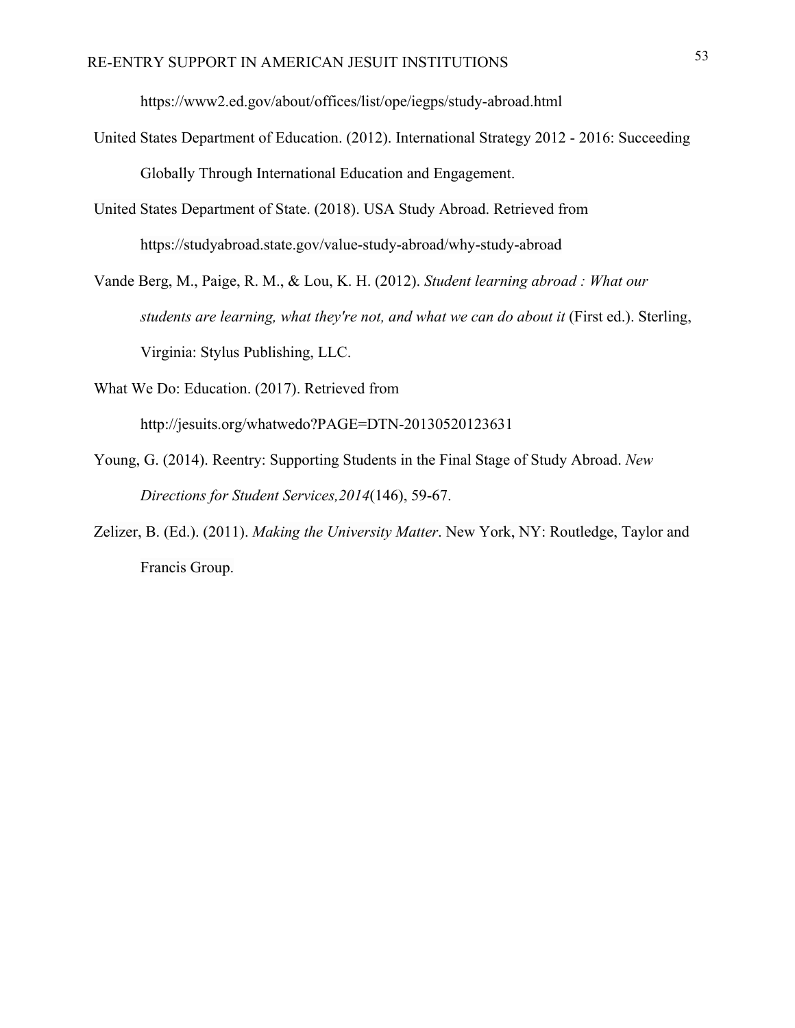https://www2.ed.gov/about/offices/list/ope/iegps/study-abroad.html

United States Department of Education. (2012). International Strategy 2012 - 2016: Succeeding Globally Through International Education and Engagement.

United States Department of State. (2018). USA Study Abroad. Retrieved from https://studyabroad.state.gov/value-study-abroad/why-study-abroad

Vande Berg, M., Paige, R. M., & Lou, K. H. (2012). *Student learning abroad : What our students are learning, what they're not, and what we can do about it* (First ed.). Sterling, Virginia: Stylus Publishing, LLC.

What We Do: Education. (2017). Retrieved from http://jesuits.org/whatwedo?PAGE=DTN-20130520123631

Young, G. (2014). Reentry: Supporting Students in the Final Stage of Study Abroad. *New Directions for Student Services,2014*(146), 59-67.

Zelizer, B. (Ed.). (2011). *Making the University Matter*. New York, NY: Routledge, Taylor and Francis Group.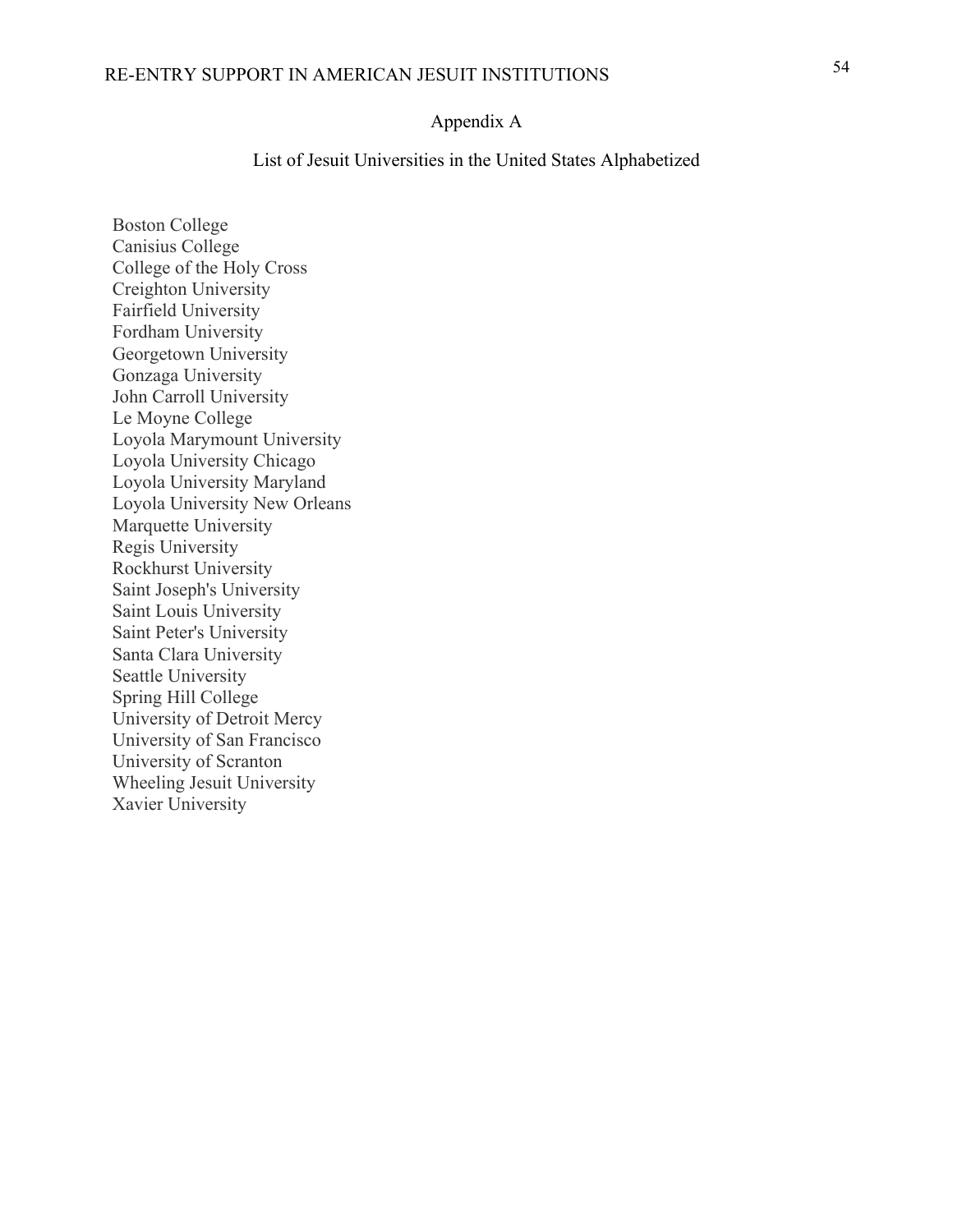# Appendix A

## List of Jesuit Universities in the United States Alphabetized

Boston College
Canisius College
College of the Holy Cross
Creighton University
Fairfield University
Fordham University
Georgetown University
Gonzaga University
John Carroll University
Le Moyne College
Loyola Marymount University
Loyola University Chicago
Loyola University Maryland
Loyola University New Orleans
Marquette University
Regis University
Rockhurst University
Saint Joseph's University
Saint Louis University
Saint Peter's University
Santa Clara University
Seattle University
Spring Hill College
University of Detroit Mercy
University of San Francisco
University of Scranton
Wheeling Jesuit University
Xavier University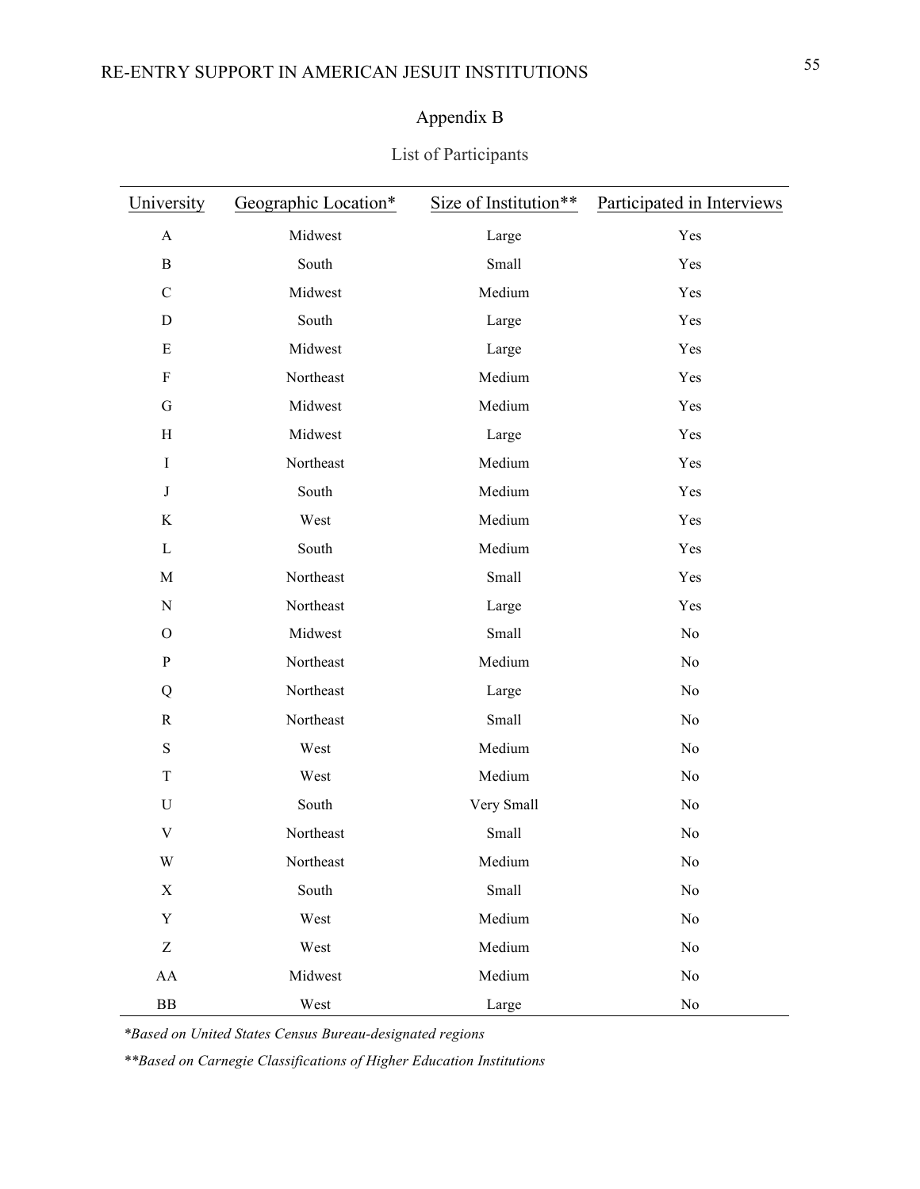## Appendix B

### List of Participants

| University | Geographic Location* | Size of Institution** | Participated in Interviews |
|---|---|---|---|
| A | Midwest | Large | Yes |
| B | South | Small | Yes |
| C | Midwest | Medium | Yes |
| D | South | Large | Yes |
| E | Midwest | Large | Yes |
| F | Northeast | Medium | Yes |
| G | Midwest | Medium | Yes |
| H | Midwest | Large | Yes |
| I | Northeast | Medium | Yes |
| J | South | Medium | Yes |
| K | West | Medium | Yes |
| L | South | Medium | Yes |
| M | Northeast | Small | Yes |
| N | Northeast | Large | Yes |
| O | Midwest | Small | No |
| P | Northeast | Medium | No |
| Q | Northeast | Large | No |
| R | Northeast | Small | No |
| S | West | Medium | No |
| T | West | Medium | No |
| U | South | Very Small | No |
| V | Northeast | Small | No |
| W | Northeast | Medium | No |
| X | South | Small | No |
| Y | West | Medium | No |
| Z | West | Medium | No |
| AA | Midwest | Medium | No |
| BB | West | Large | No |

*\*Based on United States Census Bureau-designated regions*

*\*\*Based on Carnegie Classifications of Higher Education Institutions*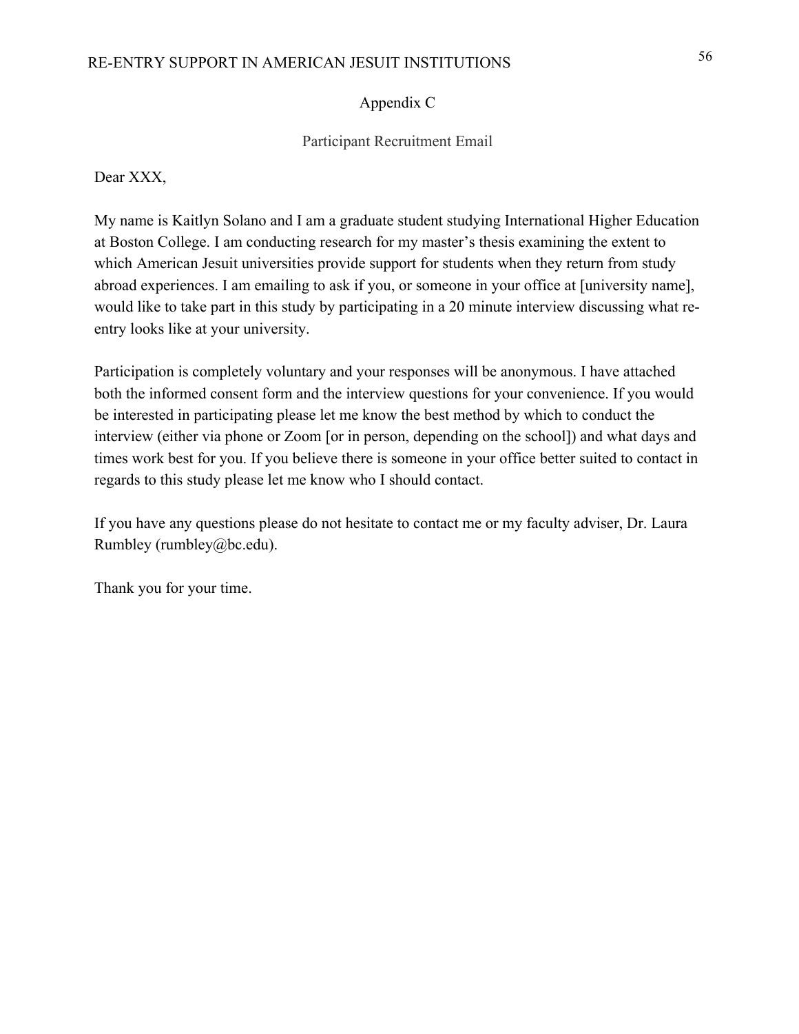## Appendix C

### Participant Recruitment Email

Dear XXX,

My name is Kaitlyn Solano and I am a graduate student studying International Higher Education at Boston College. I am conducting research for my master's thesis examining the extent to which American Jesuit universities provide support for students when they return from study abroad experiences. I am emailing to ask if you, or someone in your office at [university name], would like to take part in this study by participating in a 20 minute interview discussing what re-entry looks like at your university.

Participation is completely voluntary and your responses will be anonymous. I have attached both the informed consent form and the interview questions for your convenience. If you would be interested in participating please let me know the best method by which to conduct the interview (either via phone or Zoom [or in person, depending on the school]) and what days and times work best for you. If you believe there is someone in your office better suited to contact in regards to this study please let me know who I should contact.

If you have any questions please do not hesitate to contact me or my faculty adviser, Dr. Laura Rumbley (rumbley@bc.edu).

Thank you for your time.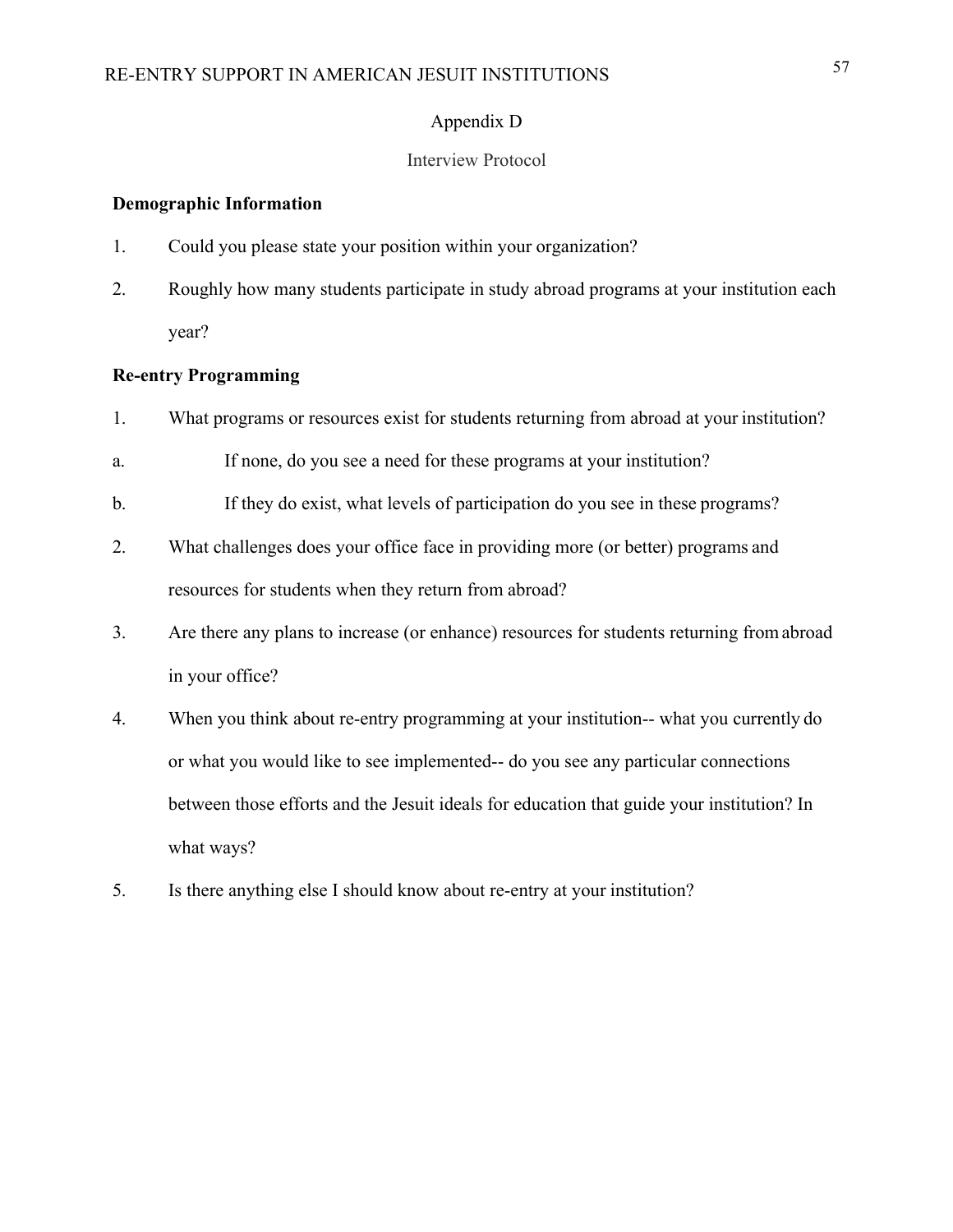## Appendix D

### Interview Protocol

**Demographic Information**

1. Could you please state your position within your organization?
2. Roughly how many students participate in study abroad programs at your institution each year?

**Re-entry Programming**

1. What programs or resources exist for students returning from abroad at your institution?
   a. If none, do you see a need for these programs at your institution?
   b. If they do exist, what levels of participation do you see in these programs?
2. What challenges does your office face in providing more (or better) programs and resources for students when they return from abroad?
3. Are there any plans to increase (or enhance) resources for students returning from abroad in your office?
4. When you think about re-entry programming at your institution-- what you currently do or what you would like to see implemented-- do you see any particular connections between those efforts and the Jesuit ideals for education that guide your institution? In what ways?
5. Is there anything else I should know about re-entry at your institution?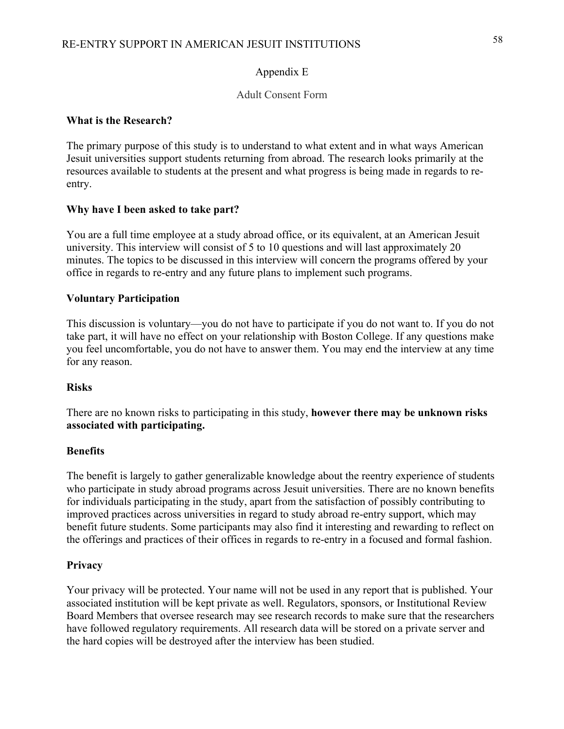## Appendix E

### Adult Consent Form

**What is the Research?**

The primary purpose of this study is to understand to what extent and in what ways American Jesuit universities support students returning from abroad. The research looks primarily at the resources available to students at the present and what progress is being made in regards to re-entry.

**Why have I been asked to take part?**

You are a full time employee at a study abroad office, or its equivalent, at an American Jesuit university. This interview will consist of 5 to 10 questions and will last approximately 20 minutes. The topics to be discussed in this interview will concern the programs offered by your office in regards to re-entry and any future plans to implement such programs.

**Voluntary Participation**

This discussion is voluntary—you do not have to participate if you do not want to. If you do not take part, it will have no effect on your relationship with Boston College. If any questions make you feel uncomfortable, you do not have to answer them. You may end the interview at any time for any reason.

**Risks**

There are no known risks to participating in this study, **however there may be unknown risks associated with participating.**

**Benefits**

The benefit is largely to gather generalizable knowledge about the reentry experience of students who participate in study abroad programs across Jesuit universities. There are no known benefits for individuals participating in the study, apart from the satisfaction of possibly contributing to improved practices across universities in regard to study abroad re-entry support, which may benefit future students. Some participants may also find it interesting and rewarding to reflect on the offerings and practices of their offices in regards to re-entry in a focused and formal fashion.

**Privacy**

Your privacy will be protected. Your name will not be used in any report that is published. Your associated institution will be kept private as well. Regulators, sponsors, or Institutional Review Board Members that oversee research may see research records to make sure that the researchers have followed regulatory requirements. All research data will be stored on a private server and the hard copies will be destroyed after the interview has been studied.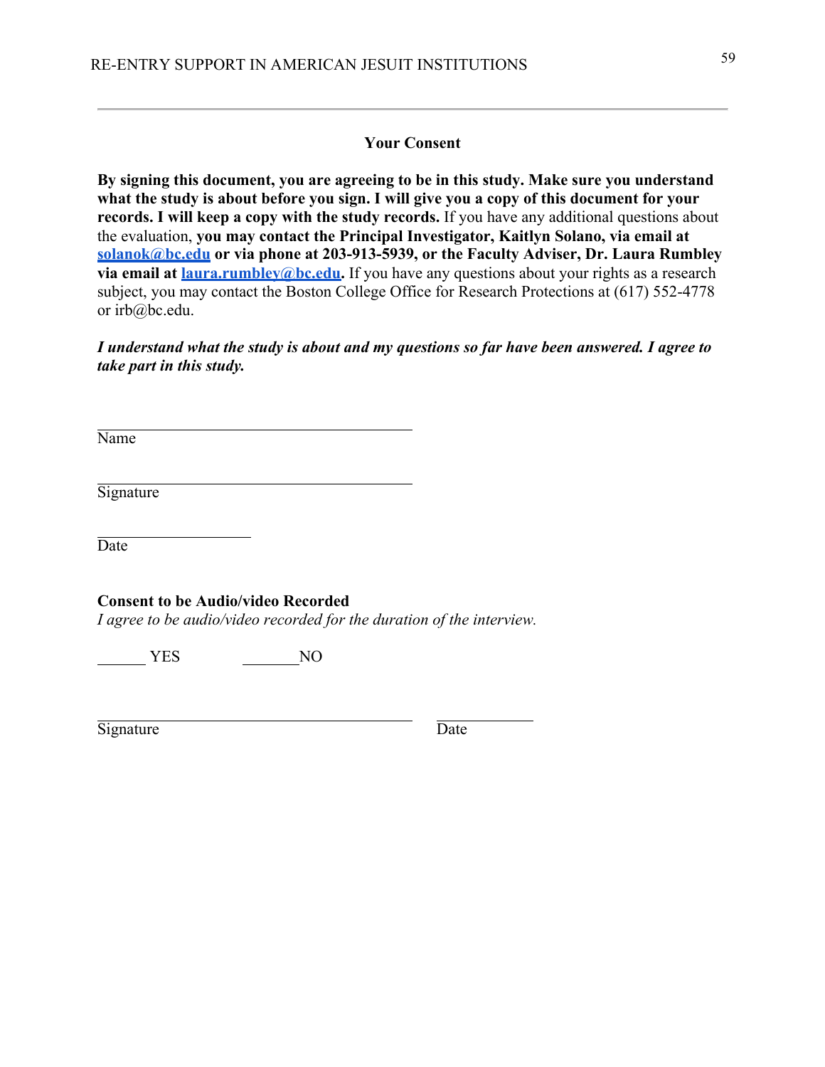**Your Consent**

**By signing this document, you are agreeing to be in this study. Make sure you understand what the study is about before you sign. I will give you a copy of this document for your records. I will keep a copy with the study records.** If you have any additional questions about the evaluation, **you may contact the Principal Investigator, Kaitlyn Solano, via email at solanok@bc.edu or via phone at 203-913-5939, or the Faculty Adviser, Dr. Laura Rumbley via email at laura.rumbley@bc.edu.** If you have any questions about your rights as a research subject, you may contact the Boston College Office for Research Protections at (617) 552-4778 or irb@bc.edu.

***I understand what the study is about and my questions so far have been answered. I agree to take part in this study.***

\_\_\_\_\_\_\_\_\_\_\_\_\_\_\_\_\_\_\_\_\_\_\_\_\_\_\_\_\_\_\_\_\_\_\_\_\_\_\_\_
Name

\_\_\_\_\_\_\_\_\_\_\_\_\_\_\_\_\_\_\_\_\_\_\_\_\_\_\_\_\_\_\_\_\_\_\_\_\_\_\_\_
Signature

\_\_\_\_\_\_\_\_\_\_\_\_\_\_\_\_\_\_\_\_
Date

**Consent to be Audio/video Recorded**
*I agree to be audio/video recorded for the duration of the interview.*

\_\_\_\_\_\_ YES \_\_\_\_\_\_\_NO

\_\_\_\_\_\_\_\_\_\_\_\_\_\_\_\_\_\_\_\_\_\_\_\_\_\_\_\_\_\_\_\_\_\_\_\_\_\_\_\_ \_\_\_\_\_\_\_\_\_\_\_\_
Signature Date